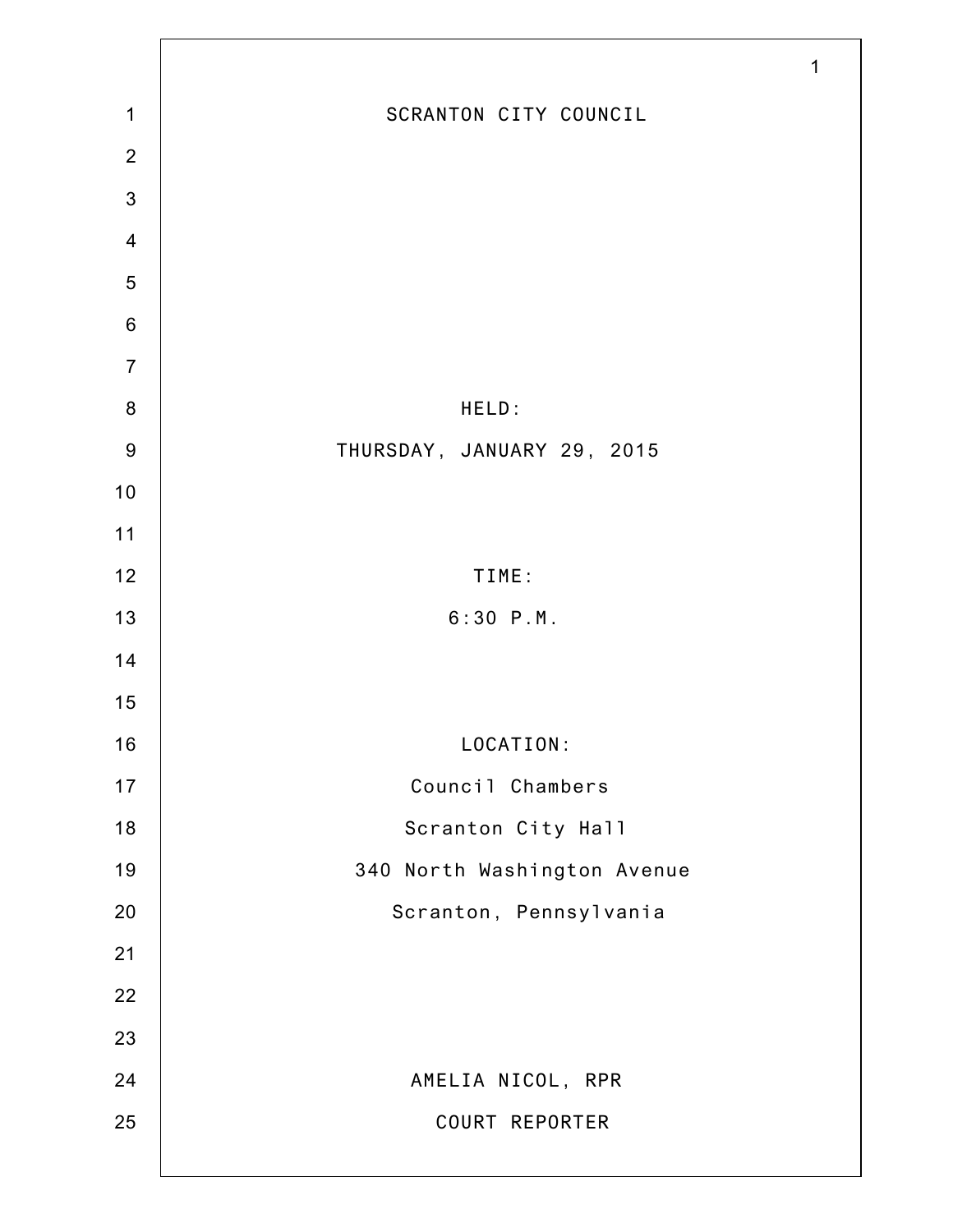# SCRANTON CITY COUNCIL

HELD:

THURSDAY, JANUARY 29, 2015

TIME:

6:30 P.M.

LOCATION:

Council Chambers

Scranton City Hall

340 North Washington Avenue

Scranton, Pennsylvania

AMELIA NICOL, RPR

COURT REPORTER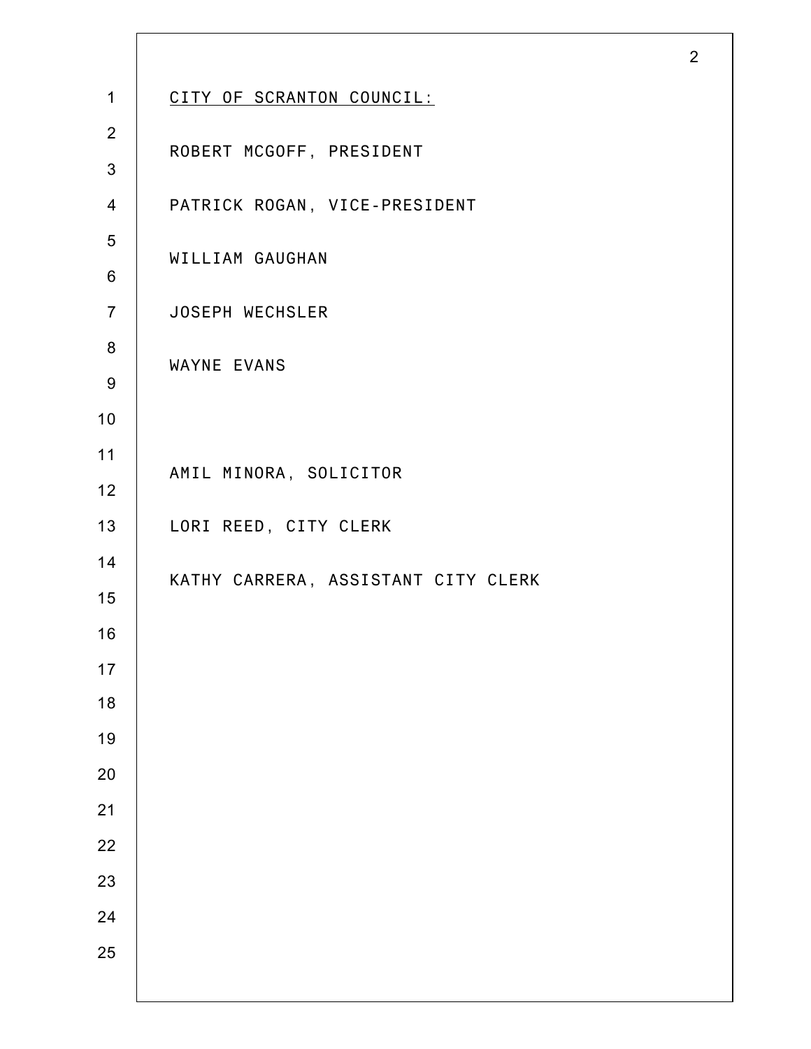CITY OF SCRANTON COUNCIL:

ROBERT MCGOFF, PRESIDENT

PATRICK ROGAN, VICE-PRESIDENT

WILLIAM GAUGHAN

JOSEPH WECHSLER

WAYNE EVANS

AMIL MINORA, SOLICITOR

LORI REED, CITY CLERK

KATHY CARRERA, ASSISTANT CITY CLERK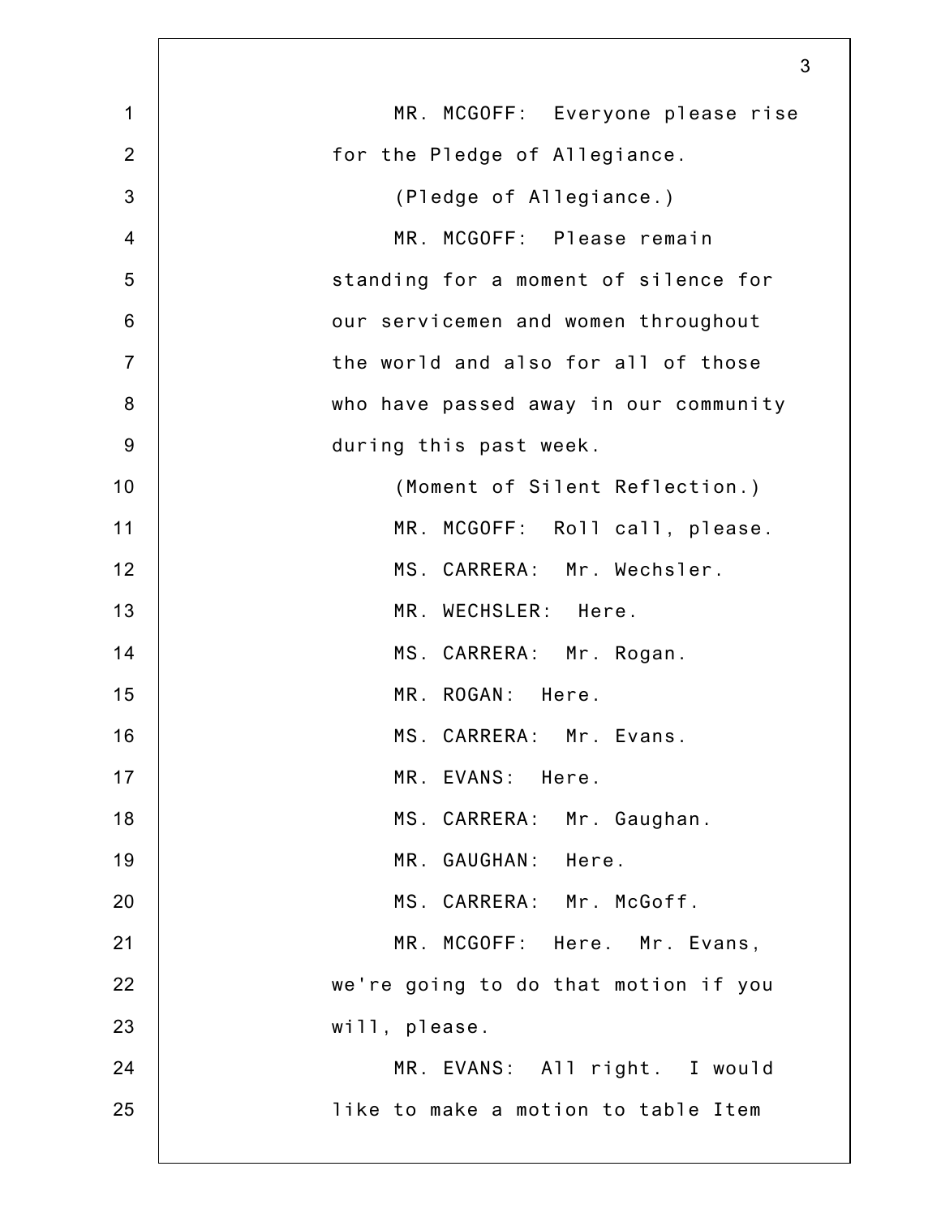MR. MCGOFF: Everyone please rise for the Pledge of Allegiance.

(Pledge of Allegiance.)

MR. MCGOFF: Please remain standing for a moment of silence for our servicemen and women throughout the world and also for all of those who have passed away in our community during this past week.

(Moment of Silent Reflection.)

MR. MCGOFF: Roll call, please.

MS. CARRERA: Mr. Wechsler.

MR. WECHSLER: Here.

MS. CARRERA: Mr. Rogan.

MR. ROGAN: Here.

MS. CARRERA: Mr. Evans.

MR. EVANS: Here.

MS. CARRERA: Mr. Gaughan.

MR. GAUGHAN: Here.

MS. CARRERA: Mr. McGoff.

MR. MCGOFF: Here. Mr. Evans, we're going to do that motion if you will, please.

MR. EVANS: All right. I would like to make a motion to table Item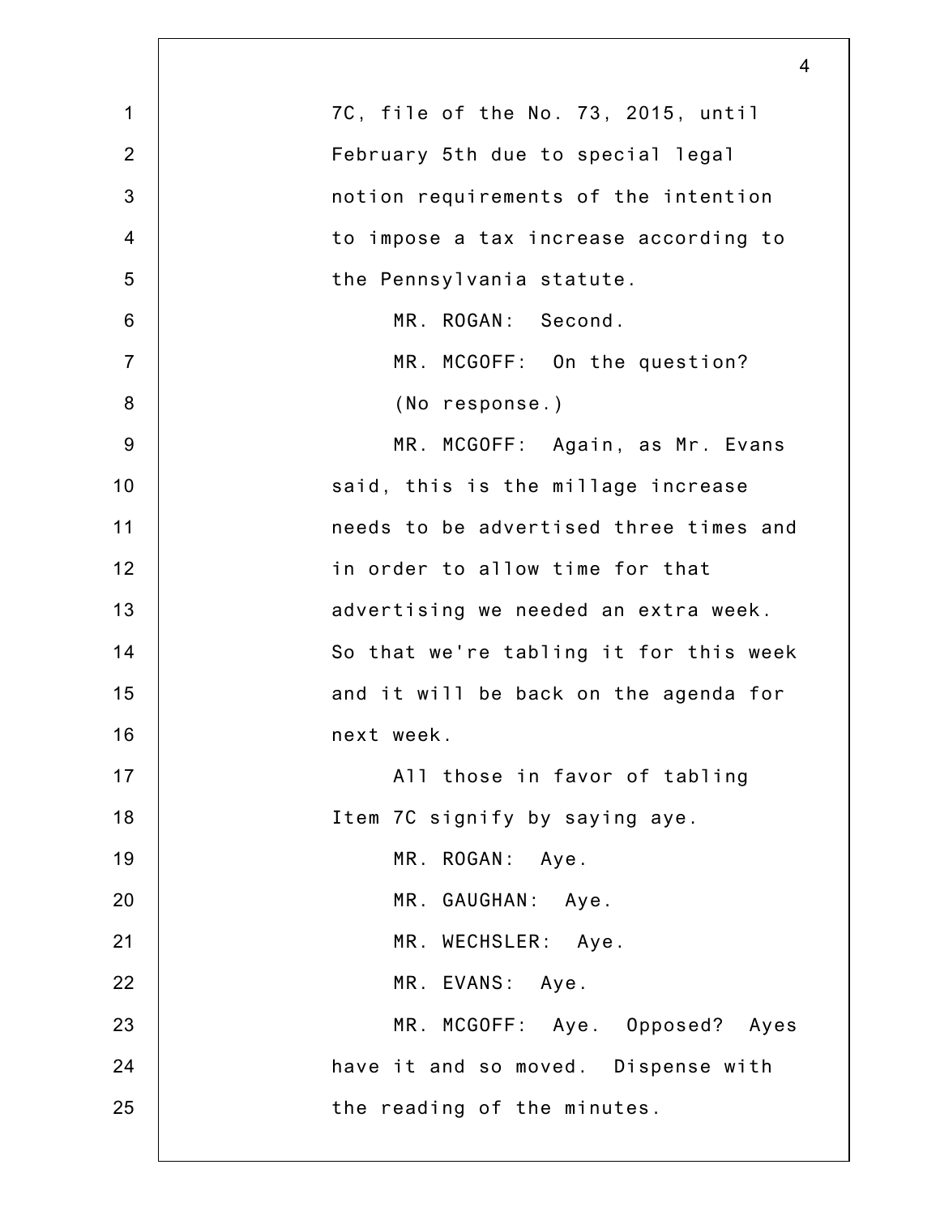7C, file of the No. 73, 2015, until February 5th due to special legal notion requirements of the intention to impose a tax increase according to the Pennsylvania statute.

MR. ROGAN: Second.

MR. MCGOFF: On the question?

(No response.)

MR. MCGOFF: Again, as Mr. Evans said, this is the millage increase needs to be advertised three times and in order to allow time for that advertising we needed an extra week. So that we're tabling it for this week and it will be back on the agenda for next week.

All those in favor of tabling Item 7C signify by saying aye.

MR. ROGAN: Aye.

MR. GAUGHAN: Aye.

MR. WECHSLER: Aye.

MR. EVANS: Aye.

MR. MCGOFF: Aye. Opposed? Ayes have it and so moved. Dispense with the reading of the minutes.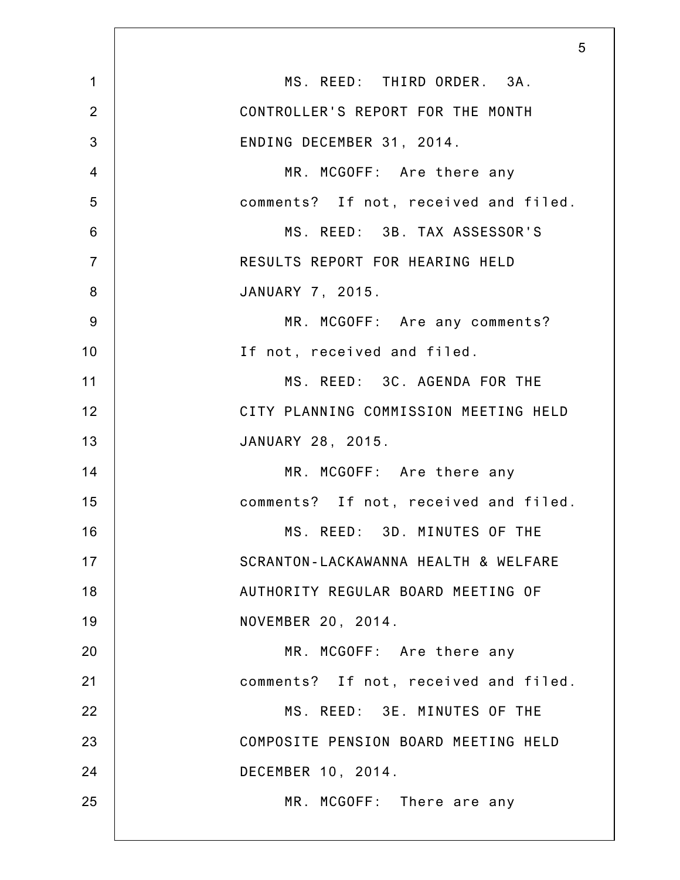MS. REED: THIRD ORDER. 3A. CONTROLLER'S REPORT FOR THE MONTH ENDING DECEMBER 31, 2014.

MR. MCGOFF: Are there any comments? If not, received and filed.

MS. REED: 3B. TAX ASSESSOR'S RESULTS REPORT FOR HEARING HELD JANUARY 7, 2015.

MR. MCGOFF: Are any comments? If not, received and filed.

MS. REED: 3C. AGENDA FOR THE CITY PLANNING COMMISSION MEETING HELD JANUARY 28, 2015.

MR. MCGOFF: Are there any comments? If not, received and filed.

MS. REED: 3D. MINUTES OF THE SCRANTON-LACKAWANNA HEALTH & WELFARE AUTHORITY REGULAR BOARD MEETING OF NOVEMBER 20, 2014.

MR. MCGOFF: Are there any comments? If not, received and filed.

MS. REED: 3E. MINUTES OF THE COMPOSITE PENSION BOARD MEETING HELD DECEMBER 10, 2014.

MR. MCGOFF: There are any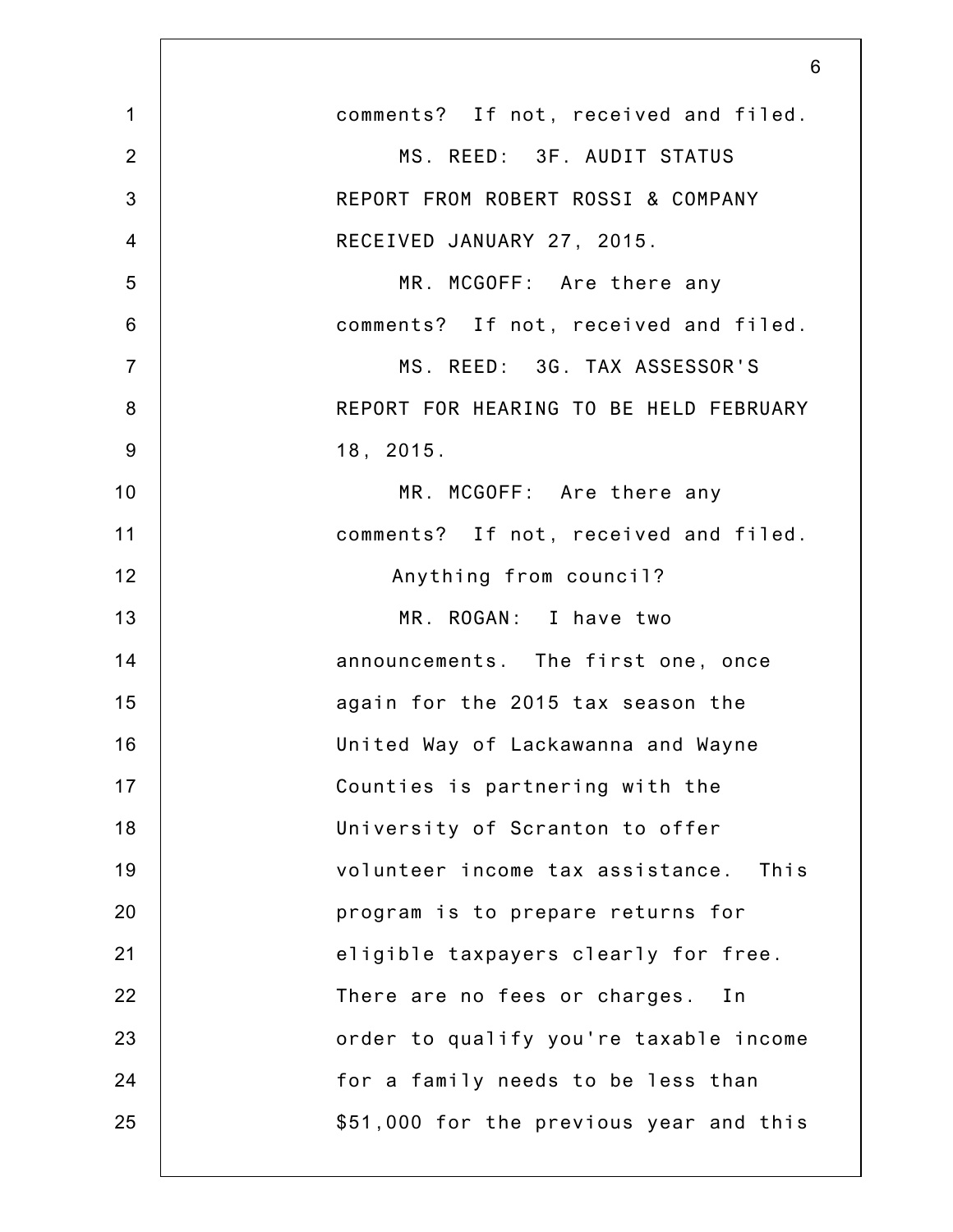comments? If not, received and filed.

MS. REED: 3F. AUDIT STATUS REPORT FROM ROBERT ROSSI & COMPANY RECEIVED JANUARY 27, 2015.

MR. MCGOFF: Are there any comments? If not, received and filed.

MS. REED: 3G. TAX ASSESSOR'S REPORT FOR HEARING TO BE HELD FEBRUARY 18, 2015.

MR. MCGOFF: Are there any comments? If not, received and filed.

Anything from council?

MR. ROGAN: I have two announcements. The first one, once again for the 2015 tax season the United Way of Lackawanna and Wayne Counties is partnering with the University of Scranton to offer volunteer income tax assistance. This program is to prepare returns for eligible taxpayers clearly for free. There are no fees or charges. In order to qualify you're taxable income for a family needs to be less than $51,000 for the previous year and this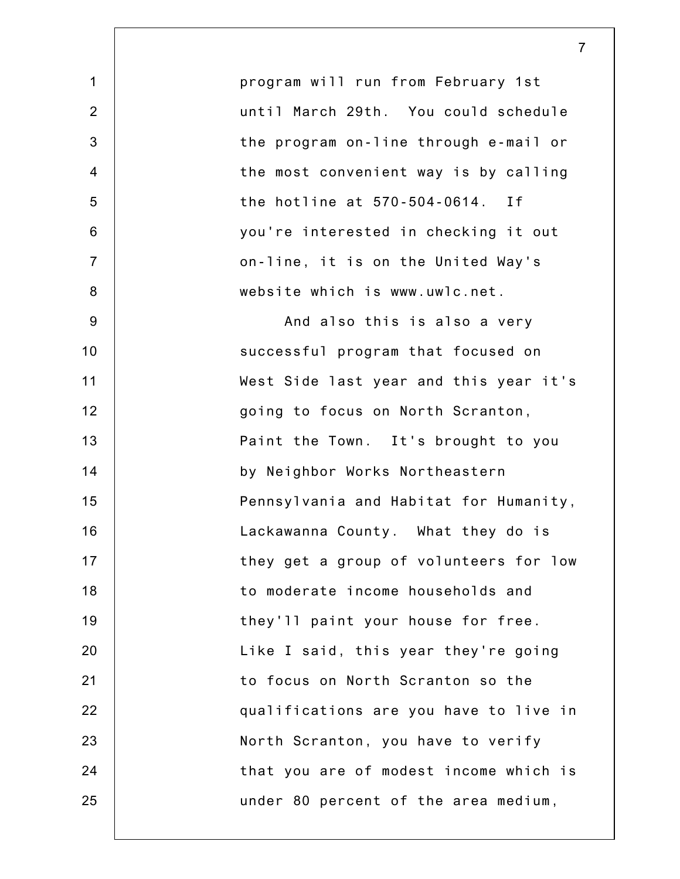program will run from February 1st until March 29th. You could schedule the program on-line through e-mail or the most convenient way is by calling the hotline at 570-504-0614. If you're interested in checking it out on-line, it is on the United Way's website which is www.uwlc.net.

And also this is also a very successful program that focused on West Side last year and this year it's going to focus on North Scranton, Paint the Town. It's brought to you by Neighbor Works Northeastern Pennsylvania and Habitat for Humanity, Lackawanna County. What they do is they get a group of volunteers for low to moderate income households and they'll paint your house for free. Like I said, this year they're going to focus on North Scranton so the qualifications are you have to live in North Scranton, you have to verify that you are of modest income which is under 80 percent of the area medium,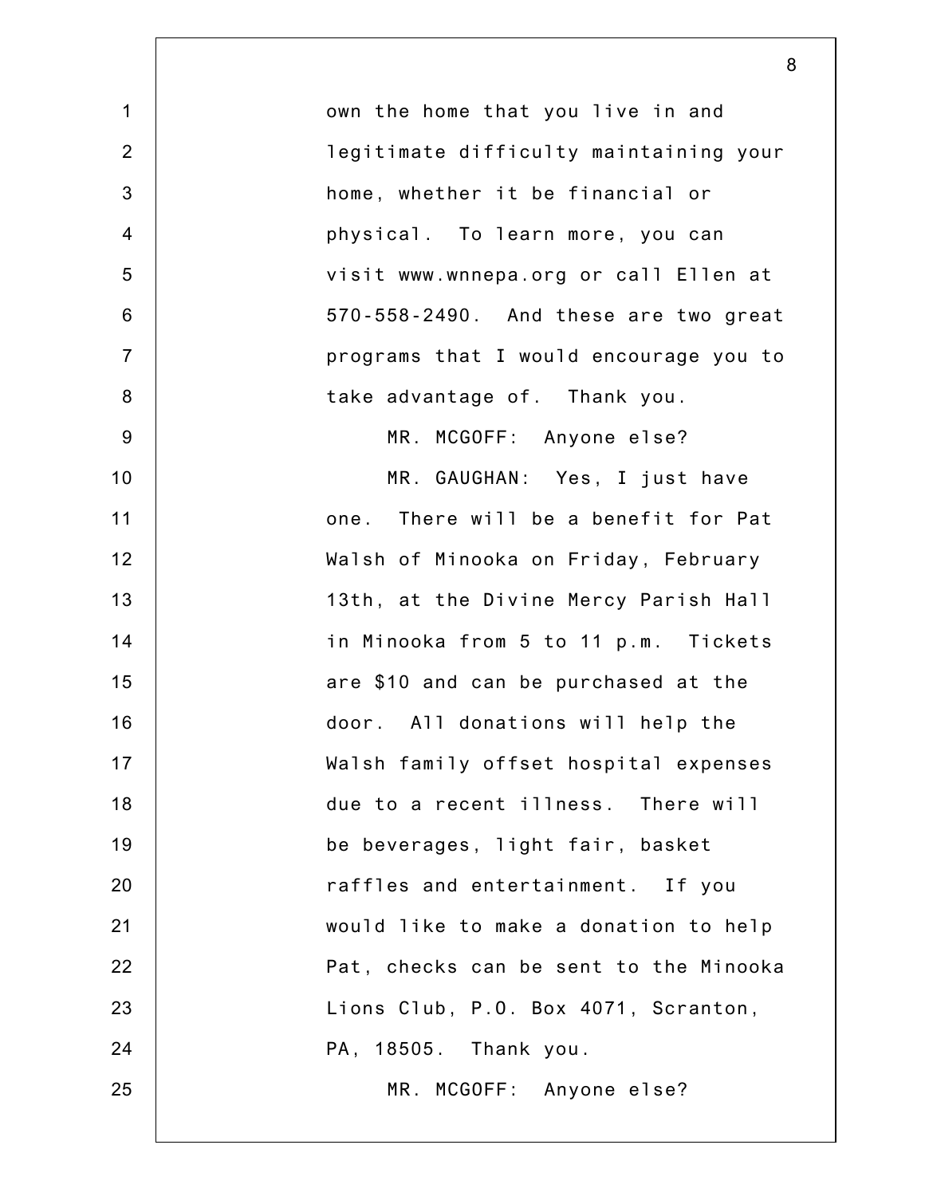own the home that you live in and legitimate difficulty maintaining your home, whether it be financial or physical. To learn more, you can visit www.wnnepa.org or call Ellen at 570-558-2490. And these are two great programs that I would encourage you to take advantage of. Thank you.

MR. MCGOFF: Anyone else?

MR. GAUGHAN: Yes, I just have one. There will be a benefit for Pat Walsh of Minooka on Friday, February 13th, at the Divine Mercy Parish Hall in Minooka from 5 to 11 p.m. Tickets are $10 and can be purchased at the door. All donations will help the Walsh family offset hospital expenses due to a recent illness. There will be beverages, light fair, basket raffles and entertainment. If you would like to make a donation to help Pat, checks can be sent to the Minooka Lions Club, P.O. Box 4071, Scranton, PA, 18505. Thank you.

MR. MCGOFF: Anyone else?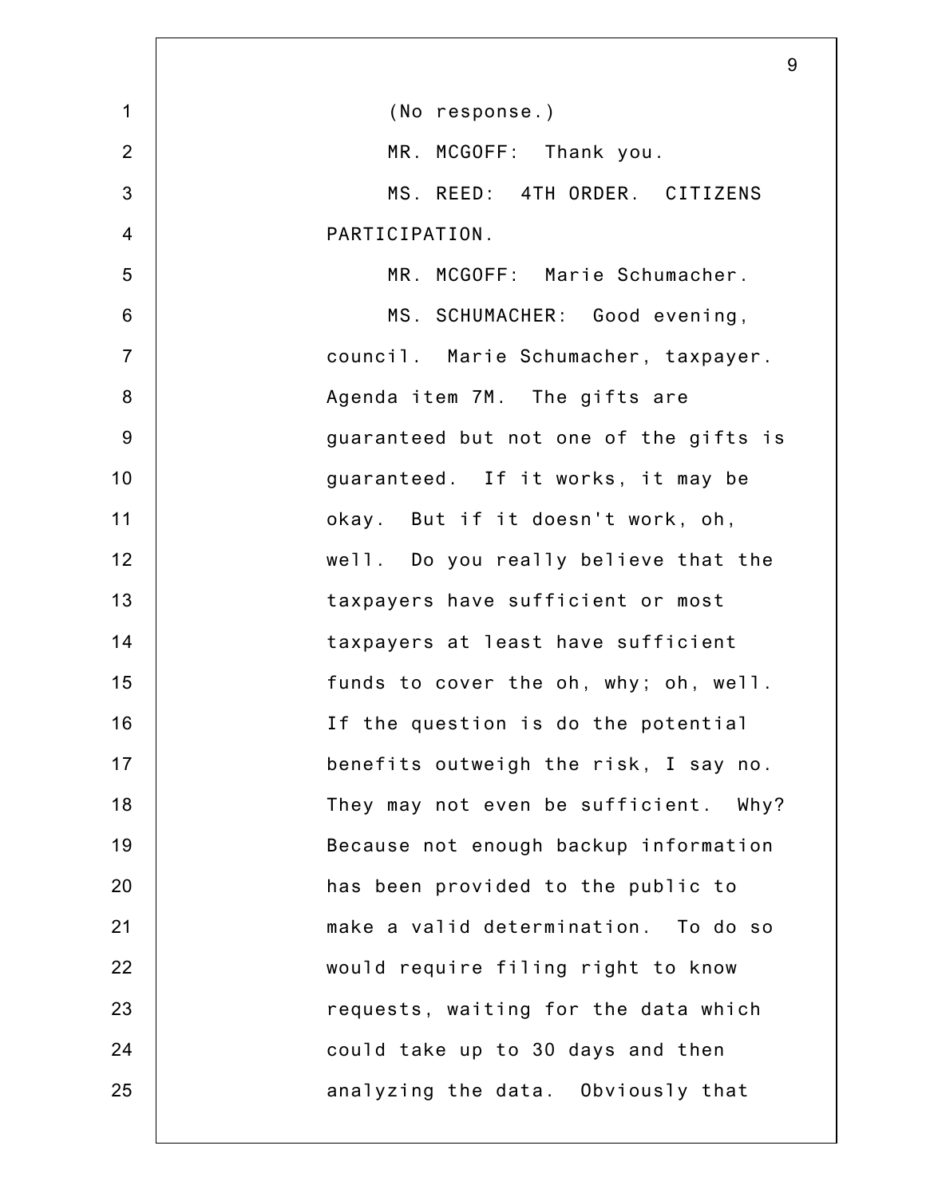(No response.)

MR. MCGOFF: Thank you.

MS. REED: 4TH ORDER. CITIZENS PARTICIPATION.

MR. MCGOFF: Marie Schumacher.

MS. SCHUMACHER: Good evening, council. Marie Schumacher, taxpayer. Agenda item 7M. The gifts are guaranteed but not one of the gifts is guaranteed. If it works, it may be okay. But if it doesn't work, oh, well. Do you really believe that the taxpayers have sufficient or most taxpayers at least have sufficient funds to cover the oh, why; oh, well. If the question is do the potential benefits outweigh the risk, I say no. They may not even be sufficient. Why? Because not enough backup information has been provided to the public to make a valid determination. To do so would require filing right to know requests, waiting for the data which could take up to 30 days and then analyzing the data. Obviously that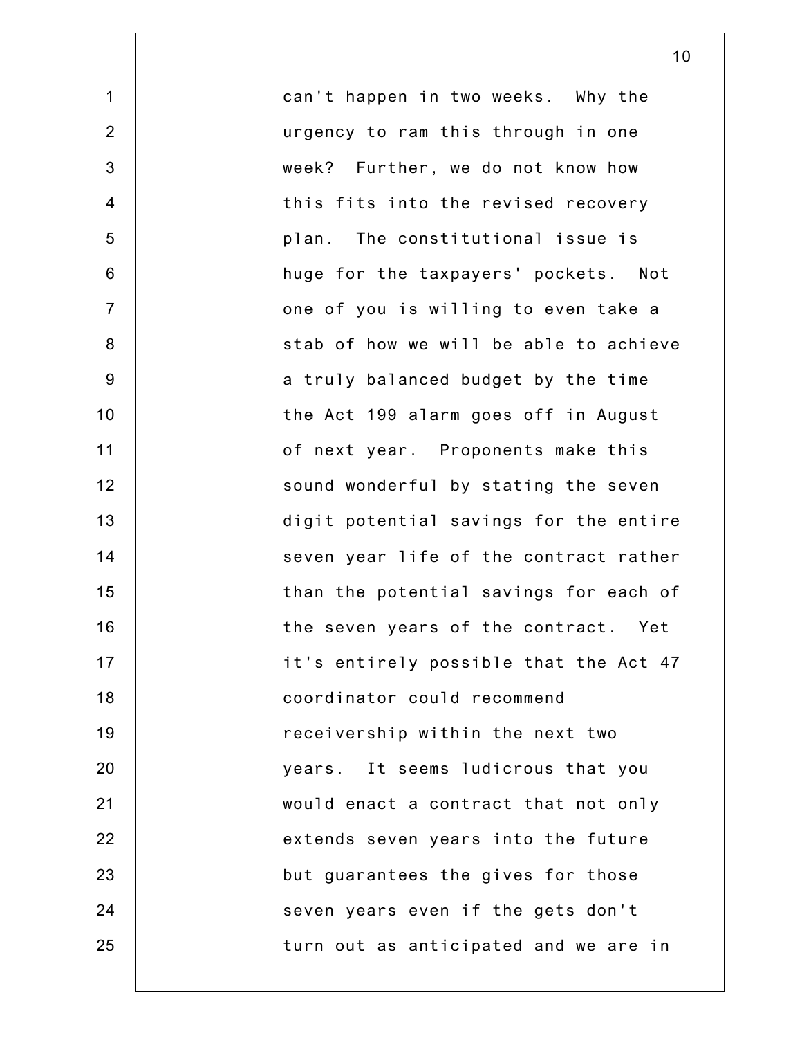can't happen in two weeks. Why the urgency to ram this through in one week? Further, we do not know how this fits into the revised recovery plan. The constitutional issue is huge for the taxpayers' pockets. Not one of you is willing to even take a stab of how we will be able to achieve a truly balanced budget by the time the Act 199 alarm goes off in August of next year. Proponents make this sound wonderful by stating the seven digit potential savings for the entire seven year life of the contract rather than the potential savings for each of the seven years of the contract. Yet it's entirely possible that the Act 47 coordinator could recommend receivership within the next two years. It seems ludicrous that you would enact a contract that not only extends seven years into the future but guarantees the gives for those seven years even if the gets don't turn out as anticipated and we are in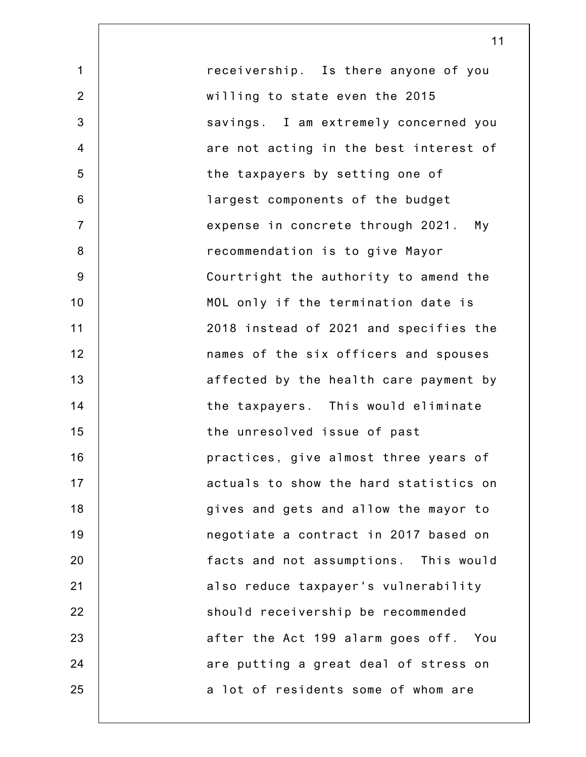receivership. Is there anyone of you willing to state even the 2015 savings. I am extremely concerned you are not acting in the best interest of the taxpayers by setting one of largest components of the budget expense in concrete through 2021. My recommendation is to give Mayor Courtright the authority to amend the MOL only if the termination date is 2018 instead of 2021 and specifies the names of the six officers and spouses affected by the health care payment by the taxpayers. This would eliminate the unresolved issue of past practices, give almost three years of actuals to show the hard statistics on gives and gets and allow the mayor to negotiate a contract in 2017 based on facts and not assumptions. This would also reduce taxpayer's vulnerability should receivership be recommended after the Act 199 alarm goes off. You are putting a great deal of stress on a lot of residents some of whom are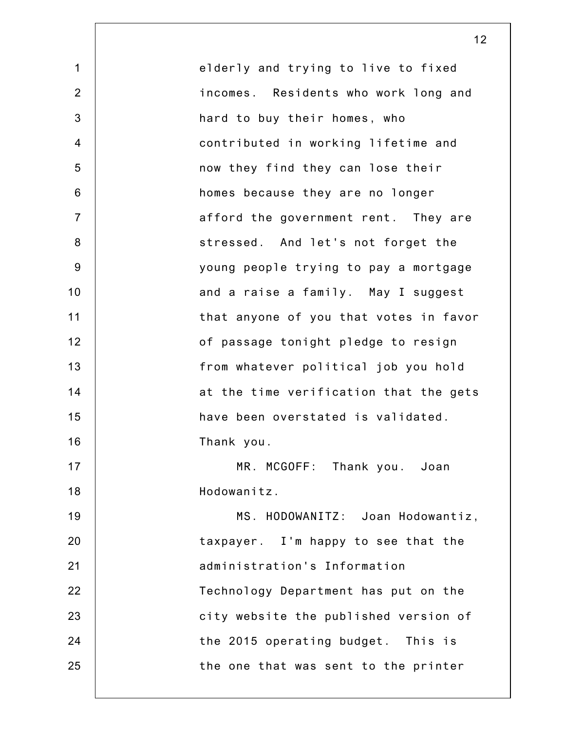elderly and trying to live to fixed incomes. Residents who work long and hard to buy their homes, who contributed in working lifetime and now they find they can lose their homes because they are no longer afford the government rent. They are stressed. And let's not forget the young people trying to pay a mortgage and a raise a family. May I suggest that anyone of you that votes in favor of passage tonight pledge to resign from whatever political job you hold at the time verification that the gets have been overstated is validated. Thank you.

MR. MCGOFF: Thank you. Joan Hodowanitz.

MS. HODOWANITZ: Joan Hodowantiz, taxpayer. I'm happy to see that the administration's Information Technology Department has put on the city website the published version of the 2015 operating budget. This is the one that was sent to the printer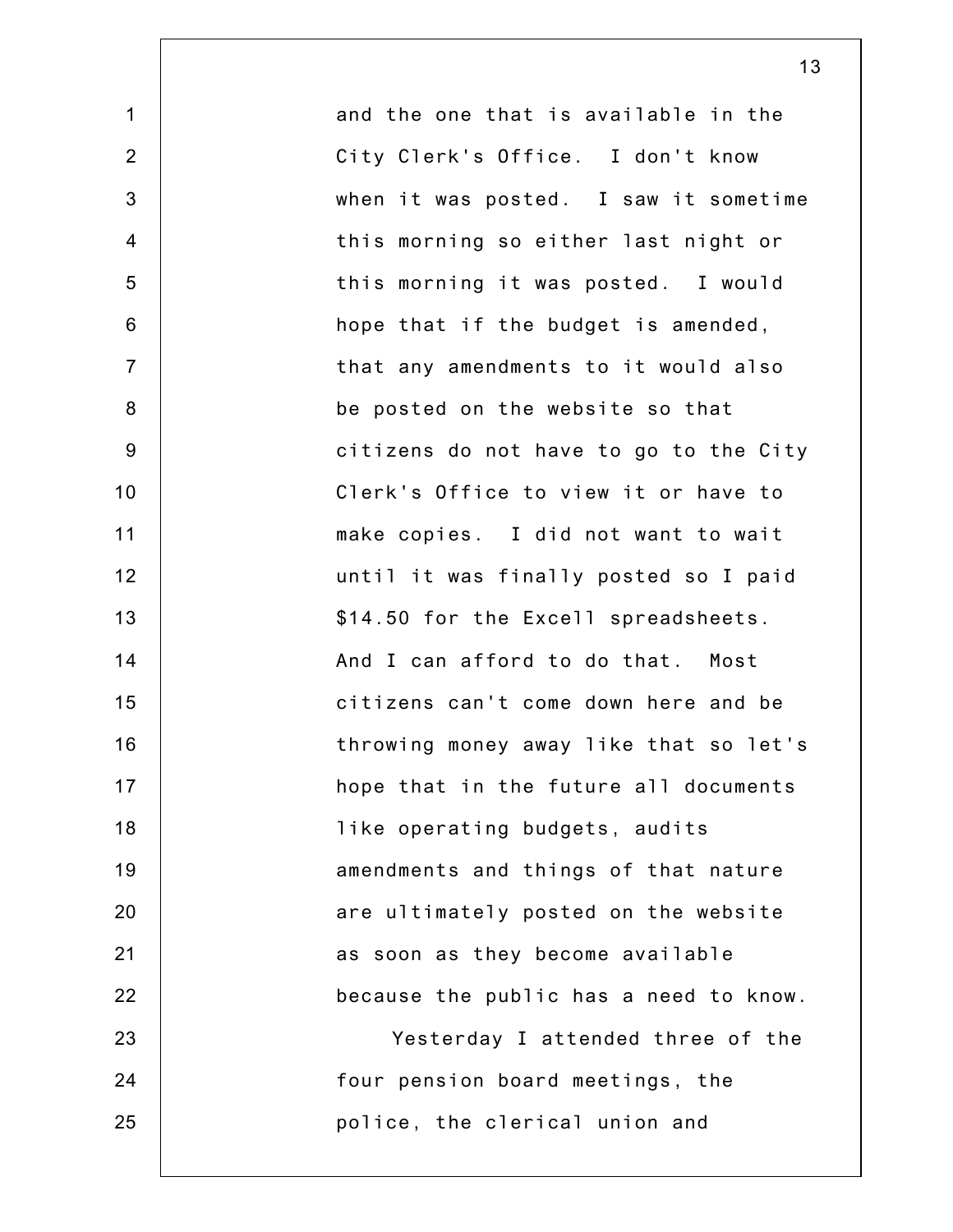and the one that is available in the City Clerk's Office. I don't know when it was posted. I saw it sometime this morning so either last night or this morning it was posted. I would hope that if the budget is amended, that any amendments to it would also be posted on the website so that citizens do not have to go to the City Clerk's Office to view it or have to make copies. I did not want to wait until it was finally posted so I paid $14.50 for the Excell spreadsheets. And I can afford to do that. Most citizens can't come down here and be throwing money away like that so let's hope that in the future all documents like operating budgets, audits amendments and things of that nature are ultimately posted on the website as soon as they become available because the public has a need to know.

Yesterday I attended three of the four pension board meetings, the police, the clerical union and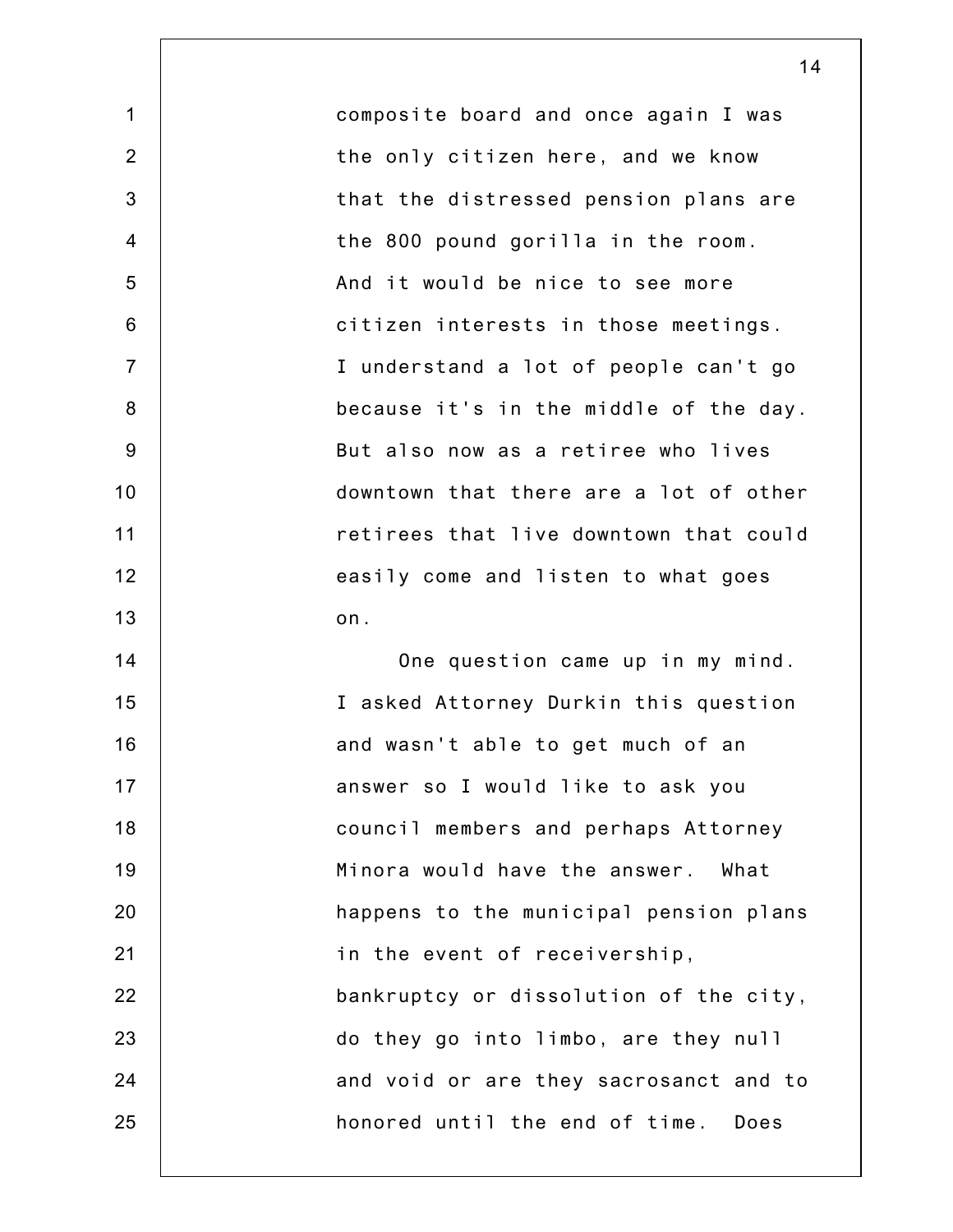composite board and once again I was the only citizen here, and we know that the distressed pension plans are the 800 pound gorilla in the room. And it would be nice to see more citizen interests in those meetings. I understand a lot of people can't go because it's in the middle of the day. But also now as a retiree who lives downtown that there are a lot of other retirees that live downtown that could easily come and listen to what goes on.

One question came up in my mind. I asked Attorney Durkin this question and wasn't able to get much of an answer so I would like to ask you council members and perhaps Attorney Minora would have the answer. What happens to the municipal pension plans in the event of receivership, bankruptcy or dissolution of the city, do they go into limbo, are they null and void or are they sacrosanct and to honored until the end of time. Does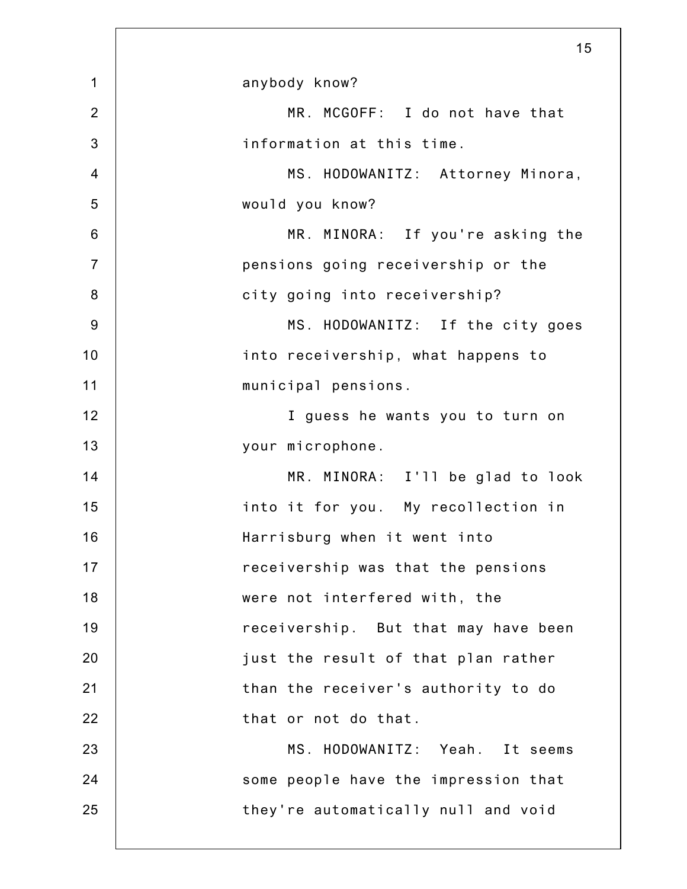anybody know?

MR. MCGOFF: I do not have that information at this time.

MS. HODOWANITZ: Attorney Minora, would you know?

MR. MINORA: If you're asking the pensions going receivership or the city going into receivership?

MS. HODOWANITZ: If the city goes into receivership, what happens to municipal pensions.

I guess he wants you to turn on your microphone.

MR. MINORA: I'll be glad to look into it for you. My recollection in Harrisburg when it went into receivership was that the pensions were not interfered with, the receivership. But that may have been just the result of that plan rather than the receiver's authority to do that or not do that.

MS. HODOWANITZ: Yeah. It seems some people have the impression that they're automatically null and void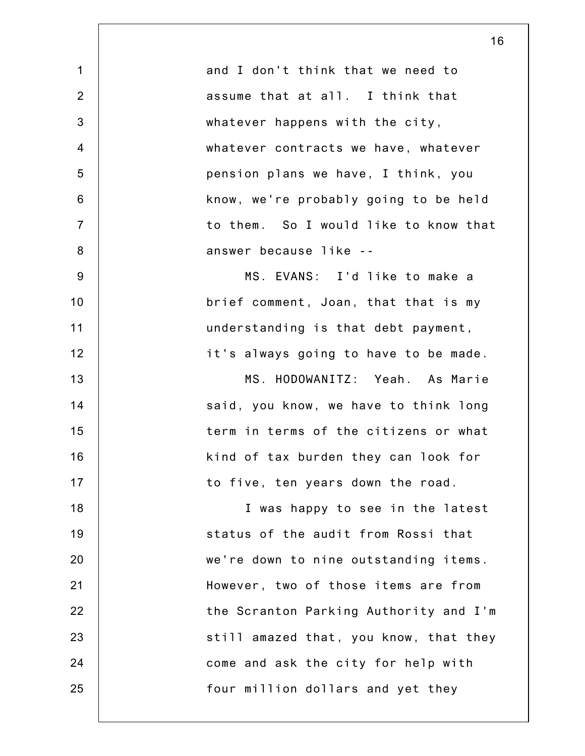and I don't think that we need to assume that at all. I think that whatever happens with the city, whatever contracts we have, whatever pension plans we have, I think, you know, we're probably going to be held to them. So I would like to know that answer because like --

MS. EVANS: I'd like to make a brief comment, Joan, that that is my understanding is that debt payment, it's always going to have to be made.

MS. HODOWANITZ: Yeah. As Marie said, you know, we have to think long term in terms of the citizens or what kind of tax burden they can look for to five, ten years down the road.

I was happy to see in the latest status of the audit from Rossi that we're down to nine outstanding items. However, two of those items are from the Scranton Parking Authority and I'm still amazed that, you know, that they come and ask the city for help with four million dollars and yet they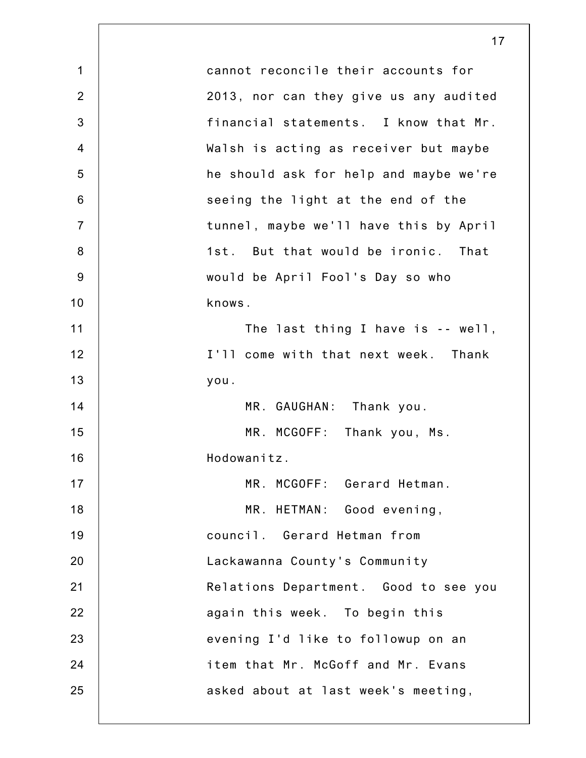cannot reconcile their accounts for 2013, nor can they give us any audited financial statements. I know that Mr. Walsh is acting as receiver but maybe he should ask for help and maybe we're seeing the light at the end of the tunnel, maybe we'll have this by April 1st. But that would be ironic. That would be April Fool's Day so who knows.

The last thing I have is -- well, I'll come with that next week. Thank you.

MR. GAUGHAN: Thank you.

MR. MCGOFF: Thank you, Ms. Hodowanitz.

MR. MCGOFF: Gerard Hetman.

MR. HETMAN: Good evening, council. Gerard Hetman from Lackawanna County's Community Relations Department. Good to see you again this week. To begin this evening I'd like to followup on an item that Mr. McGoff and Mr. Evans asked about at last week's meeting,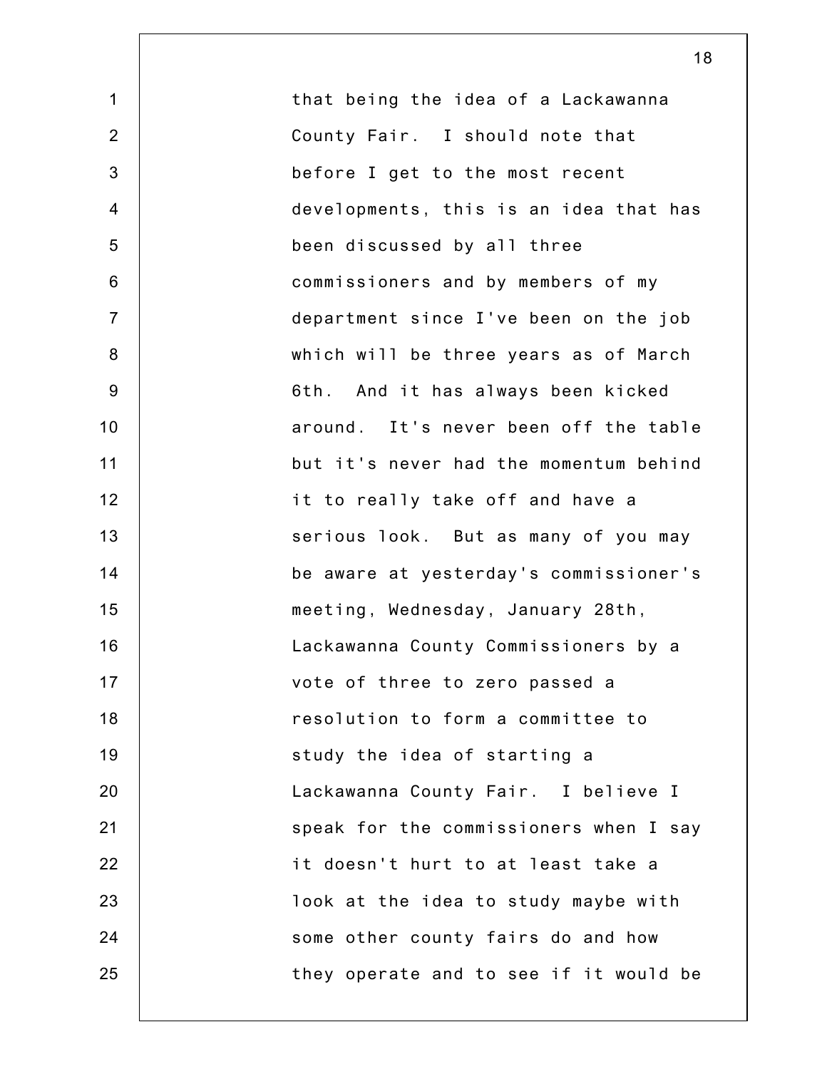that being the idea of a Lackawanna County Fair. I should note that before I get to the most recent developments, this is an idea that has been discussed by all three commissioners and by members of my department since I've been on the job which will be three years as of March 6th. And it has always been kicked around. It's never been off the table but it's never had the momentum behind it to really take off and have a serious look. But as many of you may be aware at yesterday's commissioner's meeting, Wednesday, January 28th, Lackawanna County Commissioners by a vote of three to zero passed a resolution to form a committee to study the idea of starting a Lackawanna County Fair. I believe I speak for the commissioners when I say it doesn't hurt to at least take a look at the idea to study maybe with some other county fairs do and how they operate and to see if it would be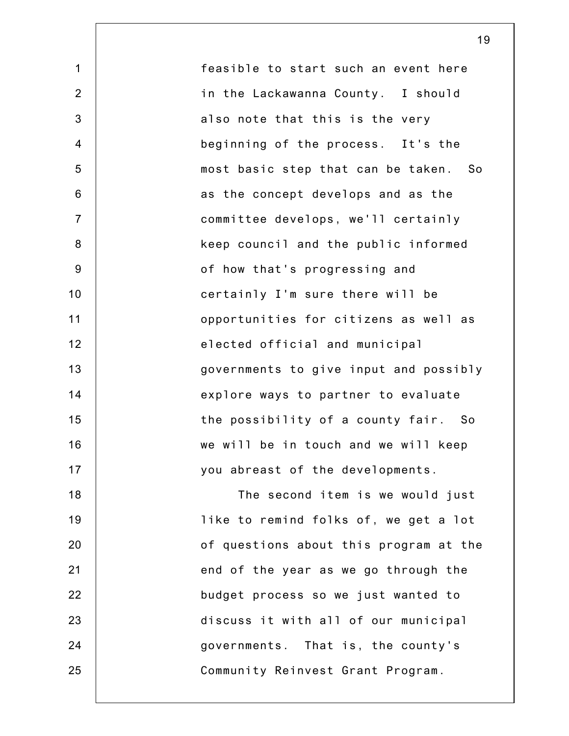feasible to start such an event here in the Lackawanna County. I should also note that this is the very beginning of the process. It's the most basic step that can be taken. So as the concept develops and as the committee develops, we'll certainly keep council and the public informed of how that's progressing and certainly I'm sure there will be opportunities for citizens as well as elected official and municipal governments to give input and possibly explore ways to partner to evaluate the possibility of a county fair. So we will be in touch and we will keep you abreast of the developments.

The second item is we would just like to remind folks of, we get a lot of questions about this program at the end of the year as we go through the budget process so we just wanted to discuss it with all of our municipal governments. That is, the county's Community Reinvest Grant Program.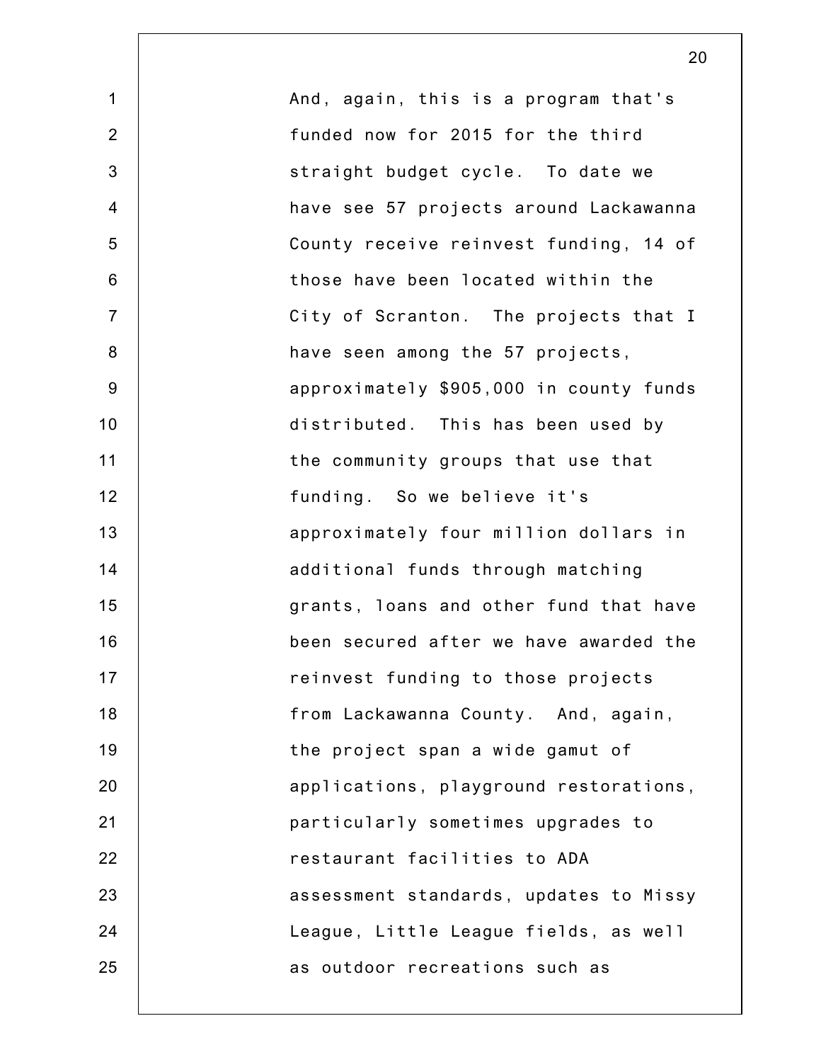And, again, this is a program that's funded now for 2015 for the third straight budget cycle. To date we have see 57 projects around Lackawanna County receive reinvest funding, 14 of those have been located within the City of Scranton. The projects that I have seen among the 57 projects, approximately $905,000 in county funds distributed. This has been used by the community groups that use that funding. So we believe it's approximately four million dollars in additional funds through matching grants, loans and other fund that have been secured after we have awarded the reinvest funding to those projects from Lackawanna County. And, again, the project span a wide gamut of applications, playground restorations, particularly sometimes upgrades to restaurant facilities to ADA assessment standards, updates to Missy League, Little League fields, as well as outdoor recreations such as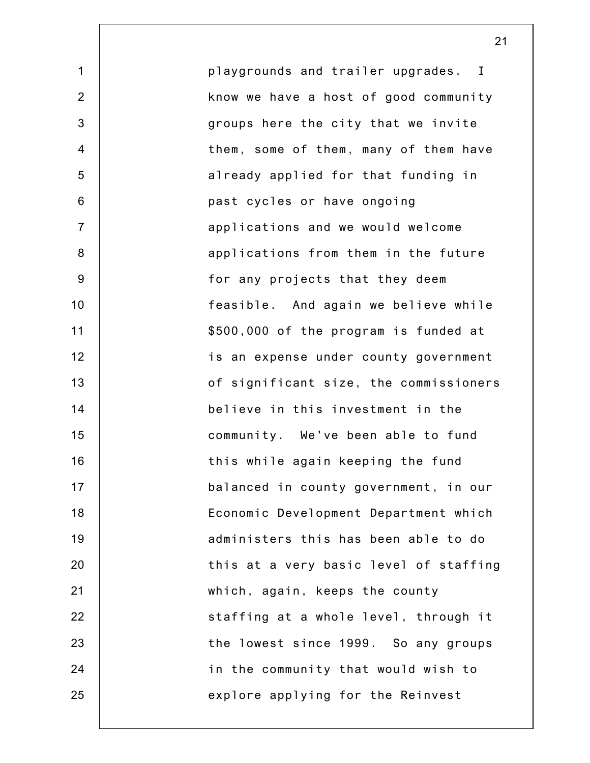playgrounds and trailer upgrades. I know we have a host of good community groups here the city that we invite them, some of them, many of them have already applied for that funding in past cycles or have ongoing applications and we would welcome applications from them in the future for any projects that they deem feasible. And again we believe while $500,000 of the program is funded at is an expense under county government of significant size, the commissioners believe in this investment in the community. We've been able to fund this while again keeping the fund balanced in county government, in our Economic Development Department which administers this has been able to do this at a very basic level of staffing which, again, keeps the county staffing at a whole level, through it the lowest since 1999. So any groups in the community that would wish to explore applying for the Reinvest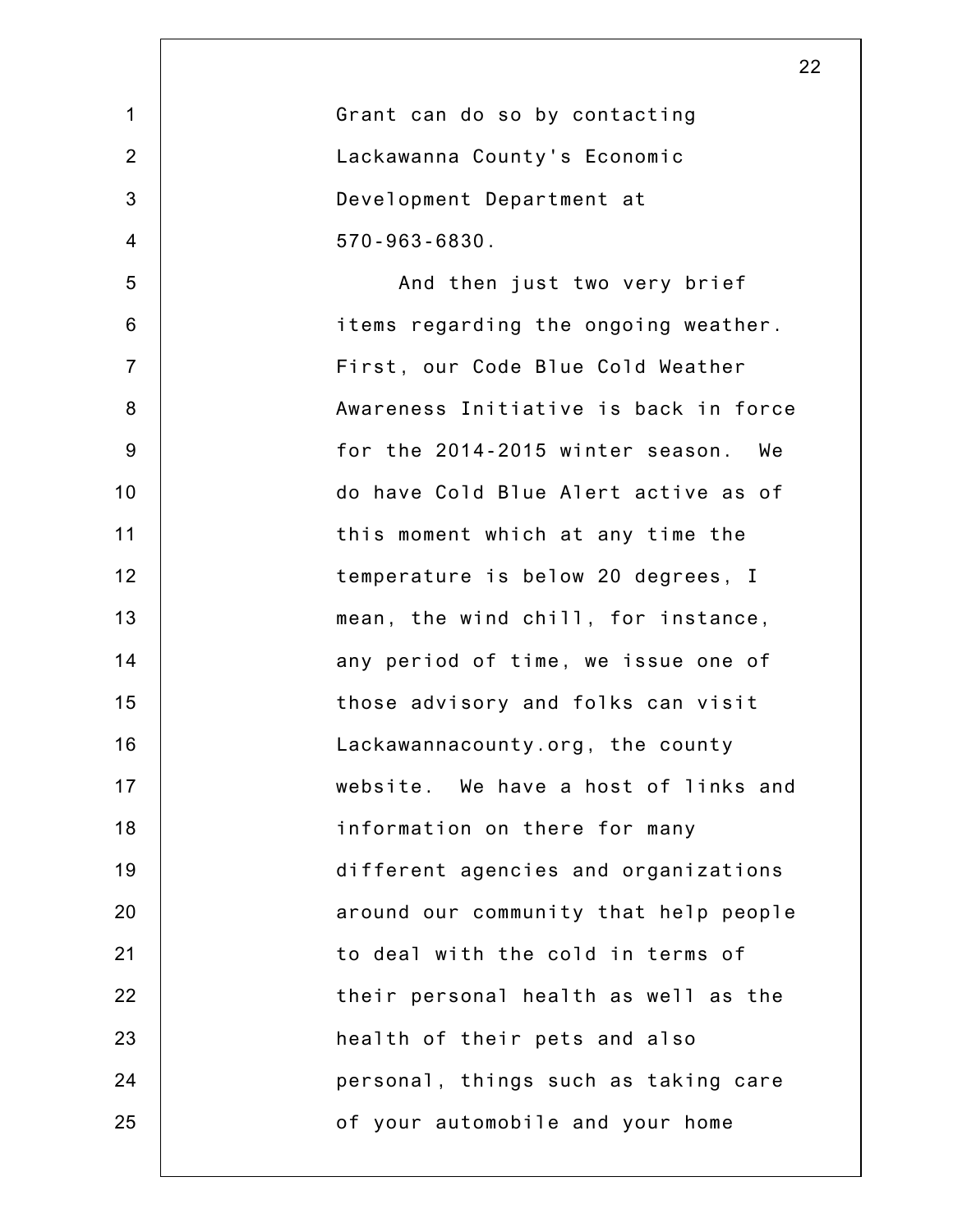Grant can do so by contacting Lackawanna County's Economic Development Department at 570-963-6830.

And then just two very brief items regarding the ongoing weather. First, our Code Blue Cold Weather Awareness Initiative is back in force for the 2014-2015 winter season. We do have Cold Blue Alert active as of this moment which at any time the temperature is below 20 degrees, I mean, the wind chill, for instance, any period of time, we issue one of those advisory and folks can visit Lackawannacounty.org, the county website. We have a host of links and information on there for many different agencies and organizations around our community that help people to deal with the cold in terms of their personal health as well as the health of their pets and also personal, things such as taking care of your automobile and your home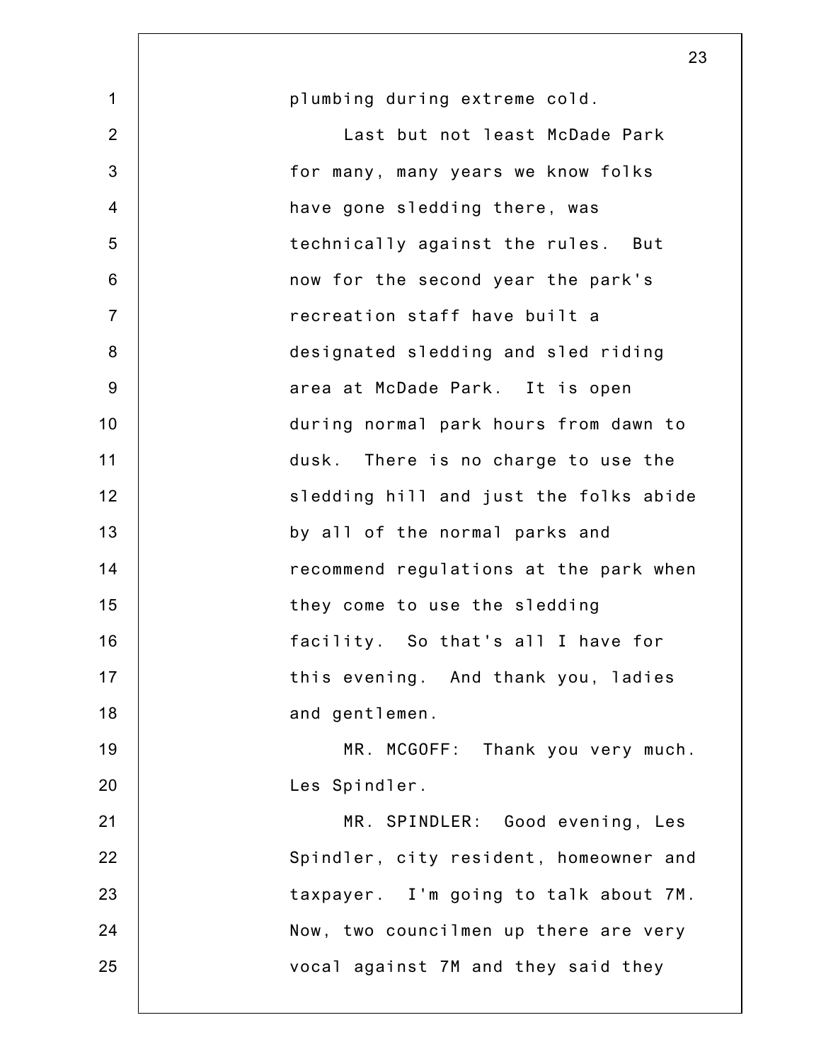plumbing during extreme cold.

Last but not least McDade Park for many, many years we know folks have gone sledding there, was technically against the rules. But now for the second year the park's recreation staff have built a designated sledding and sled riding area at McDade Park. It is open during normal park hours from dawn to dusk. There is no charge to use the sledding hill and just the folks abide by all of the normal parks and recommend regulations at the park when they come to use the sledding facility. So that's all I have for this evening. And thank you, ladies and gentlemen.

MR. MCGOFF: Thank you very much. Les Spindler.

MR. SPINDLER: Good evening, Les Spindler, city resident, homeowner and taxpayer. I'm going to talk about 7M. Now, two councilmen up there are very vocal against 7M and they said they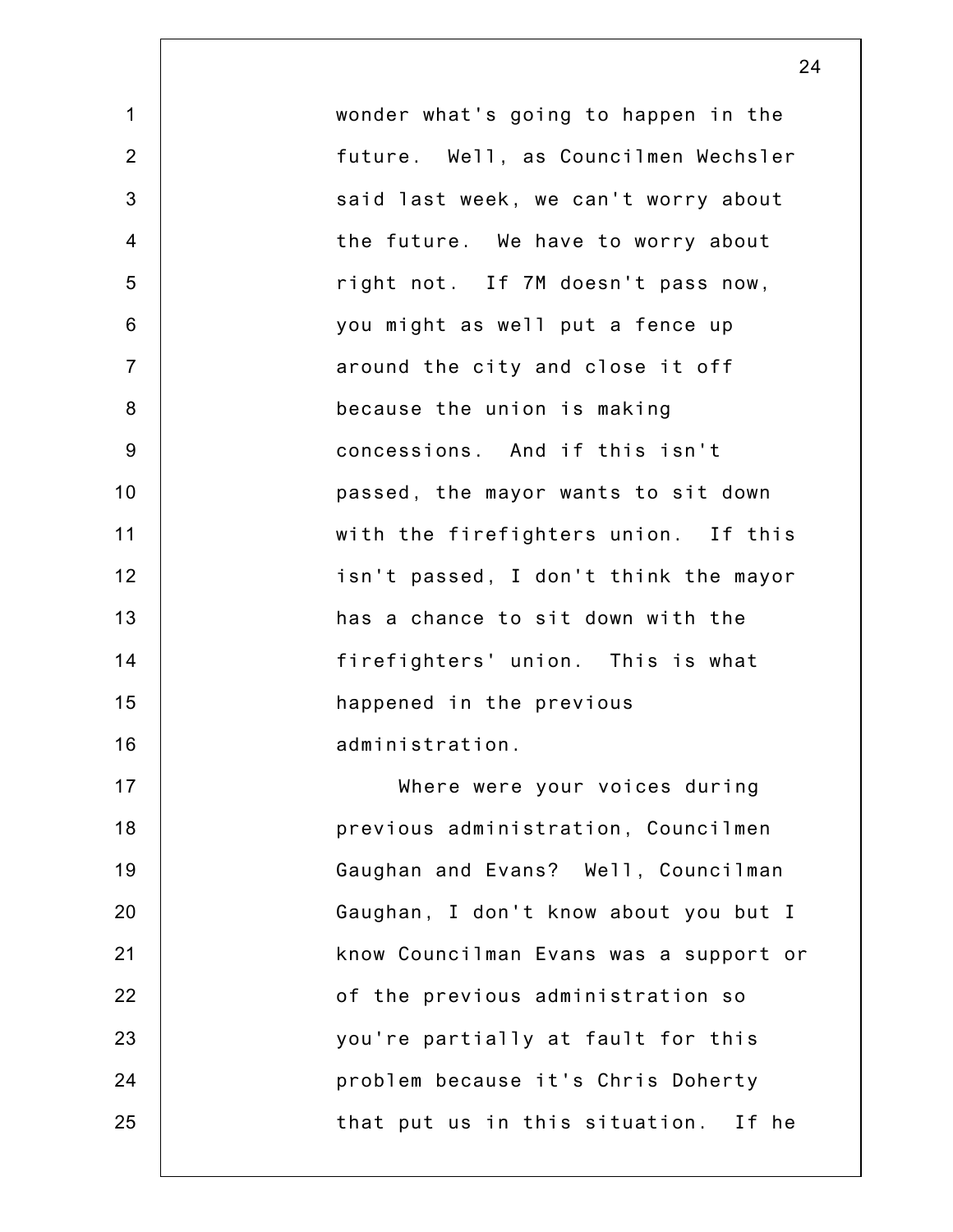wonder what's going to happen in the future. Well, as Councilmen Wechsler said last week, we can't worry about the future. We have to worry about right not. If 7M doesn't pass now, you might as well put a fence up around the city and close it off because the union is making concessions. And if this isn't passed, the mayor wants to sit down with the firefighters union. If this isn't passed, I don't think the mayor has a chance to sit down with the firefighters' union. This is what happened in the previous administration.

Where were your voices during previous administration, Councilmen Gaughan and Evans? Well, Councilman Gaughan, I don't know about you but I know Councilman Evans was a support or of the previous administration so you're partially at fault for this problem because it's Chris Doherty that put us in this situation. If he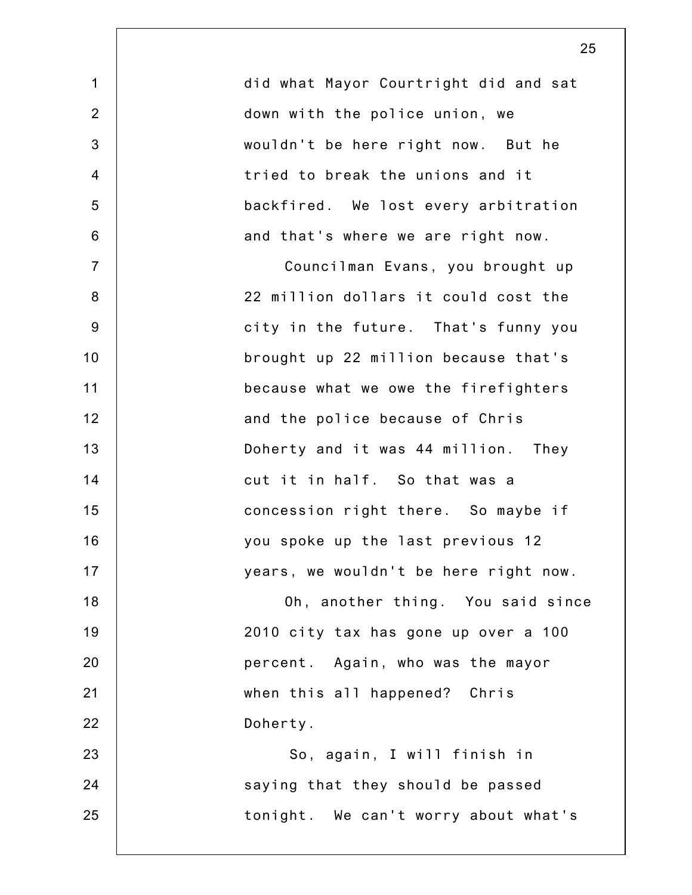did what Mayor Courtright did and sat down with the police union, we wouldn't be here right now. But he tried to break the unions and it backfired. We lost every arbitration and that's where we are right now.

Councilman Evans, you brought up 22 million dollars it could cost the city in the future. That's funny you brought up 22 million because that's because what we owe the firefighters and the police because of Chris Doherty and it was 44 million. They cut it in half. So that was a concession right there. So maybe if you spoke up the last previous 12 years, we wouldn't be here right now.

Oh, another thing. You said since 2010 city tax has gone up over a 100 percent. Again, who was the mayor when this all happened? Chris Doherty.

So, again, I will finish in saying that they should be passed tonight. We can't worry about what's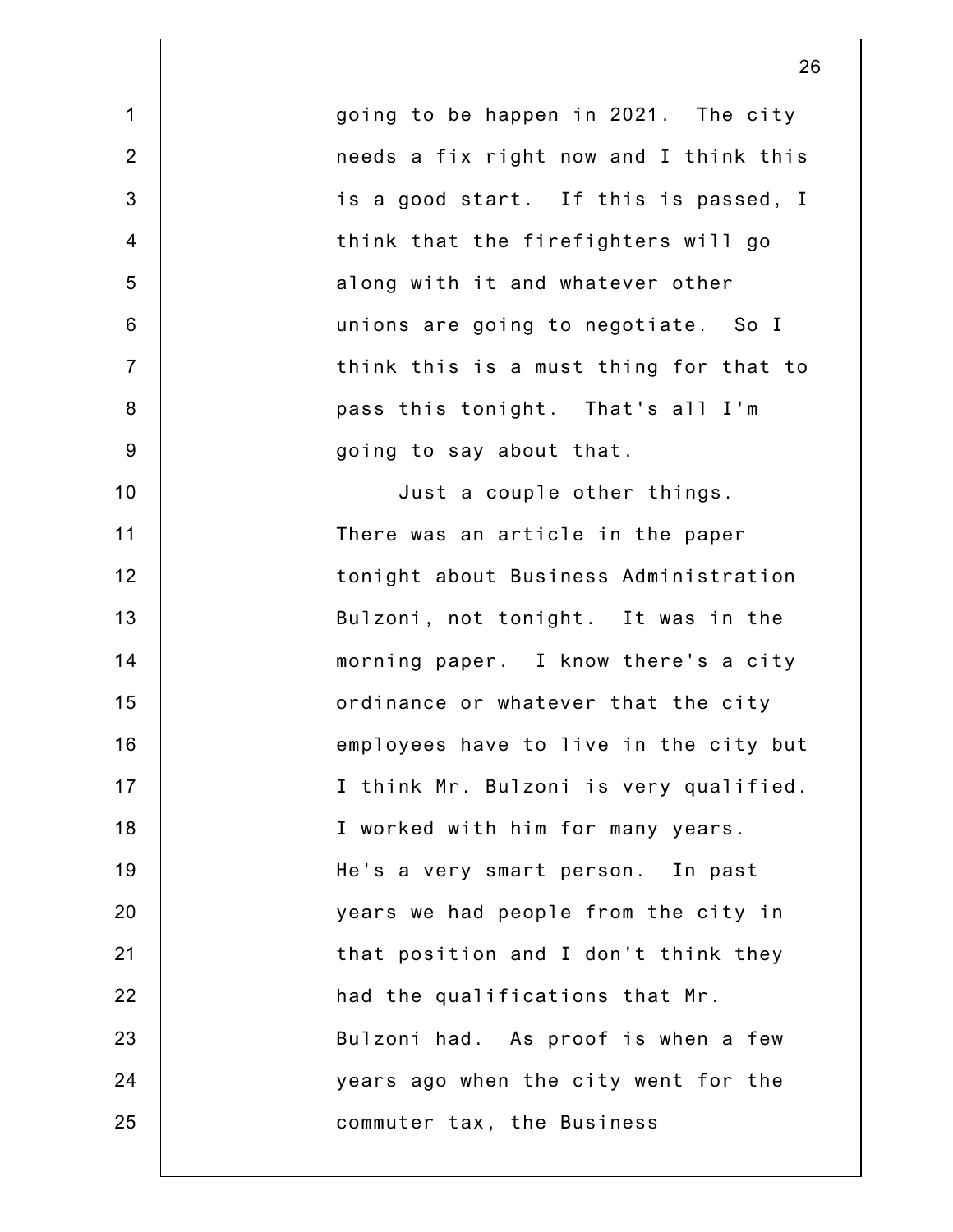going to be happen in 2021. The city needs a fix right now and I think this is a good start. If this is passed, I think that the firefighters will go along with it and whatever other unions are going to negotiate. So I think this is a must thing for that to pass this tonight. That's all I'm going to say about that.

Just a couple other things. There was an article in the paper tonight about Business Administration Bulzoni, not tonight. It was in the morning paper. I know there's a city ordinance or whatever that the city employees have to live in the city but I think Mr. Bulzoni is very qualified. I worked with him for many years. He's a very smart person. In past years we had people from the city in that position and I don't think they had the qualifications that Mr. Bulzoni had. As proof is when a few years ago when the city went for the commuter tax, the Business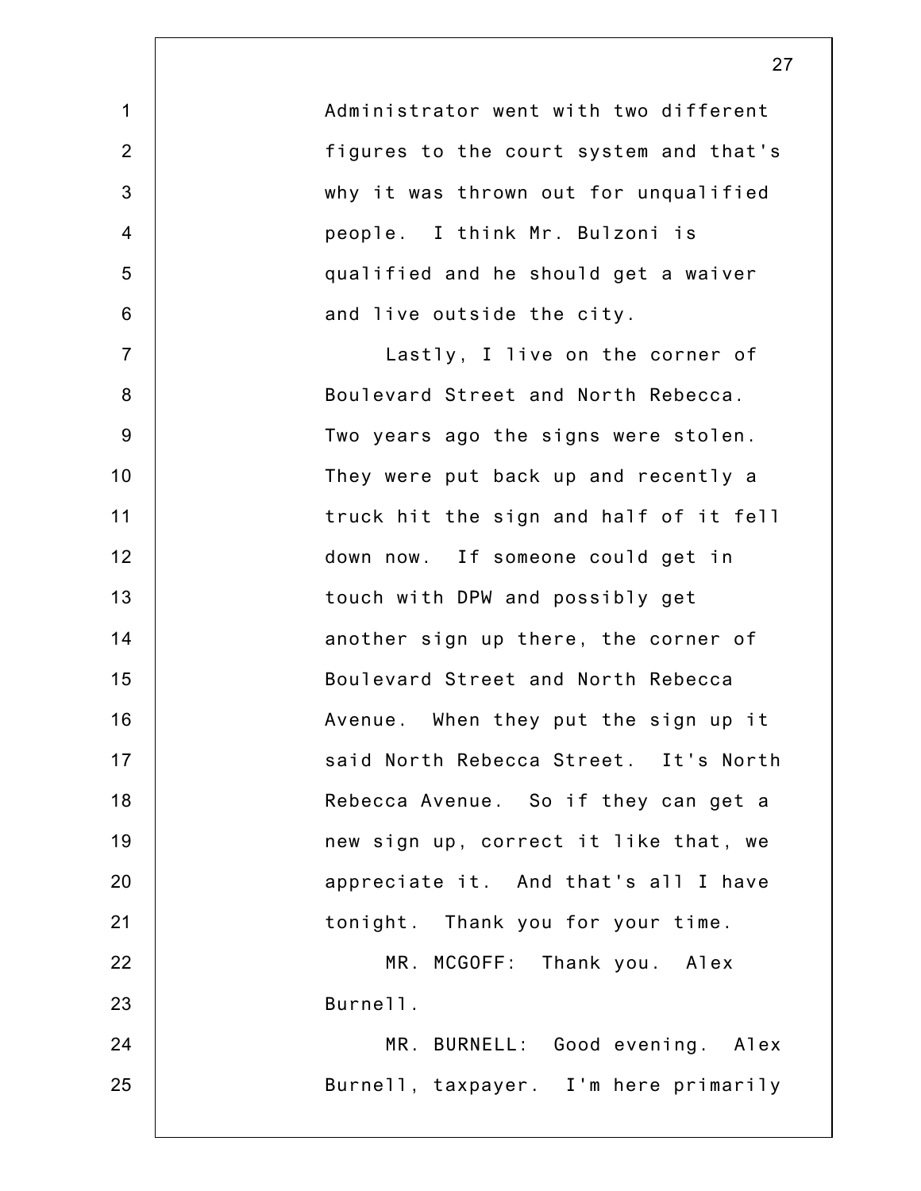Administrator went with two different figures to the court system and that's why it was thrown out for unqualified people. I think Mr. Bulzoni is qualified and he should get a waiver and live outside the city.

Lastly, I live on the corner of Boulevard Street and North Rebecca. Two years ago the signs were stolen. They were put back up and recently a truck hit the sign and half of it fell down now. If someone could get in touch with DPW and possibly get another sign up there, the corner of Boulevard Street and North Rebecca Avenue. When they put the sign up it said North Rebecca Street. It's North Rebecca Avenue. So if they can get a new sign up, correct it like that, we appreciate it. And that's all I have tonight. Thank you for your time.

MR. MCGOFF: Thank you. Alex Burnell.

MR. BURNELL: Good evening. Alex Burnell, taxpayer. I'm here primarily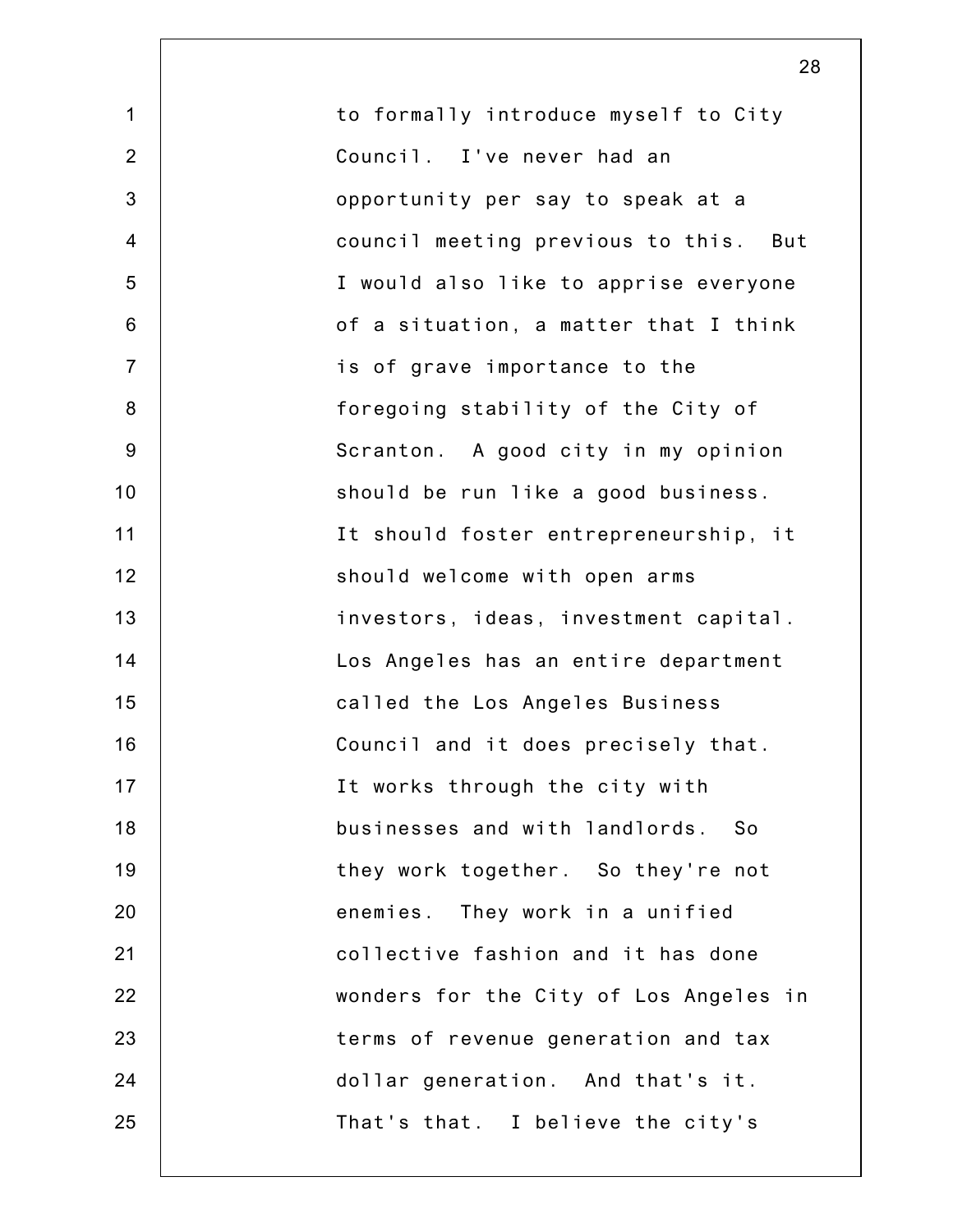to formally introduce myself to City Council. I've never had an opportunity per say to speak at a council meeting previous to this. But I would also like to apprise everyone of a situation, a matter that I think is of grave importance to the foregoing stability of the City of Scranton. A good city in my opinion should be run like a good business. It should foster entrepreneurship, it should welcome with open arms investors, ideas, investment capital. Los Angeles has an entire department called the Los Angeles Business Council and it does precisely that. It works through the city with businesses and with landlords. So they work together. So they're not enemies. They work in a unified collective fashion and it has done wonders for the City of Los Angeles in terms of revenue generation and tax dollar generation. And that's it. That's that. I believe the city's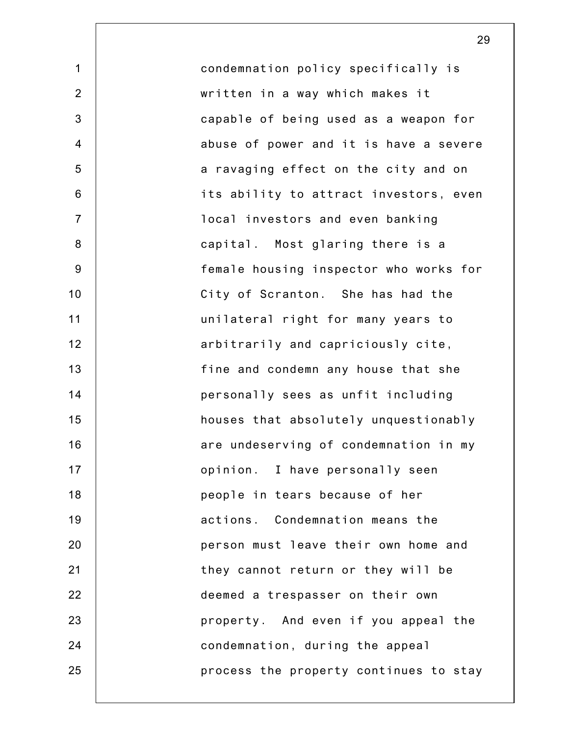condemnation policy specifically is written in a way which makes it capable of being used as a weapon for abuse of power and it is have a severe a ravaging effect on the city and on its ability to attract investors, even local investors and even banking capital. Most glaring there is a female housing inspector who works for City of Scranton. She has had the unilateral right for many years to arbitrarily and capriciously cite, fine and condemn any house that she personally sees as unfit including houses that absolutely unquestionably are undeserving of condemnation in my opinion. I have personally seen people in tears because of her actions. Condemnation means the person must leave their own home and they cannot return or they will be deemed a trespasser on their own property. And even if you appeal the condemnation, during the appeal process the property continues to stay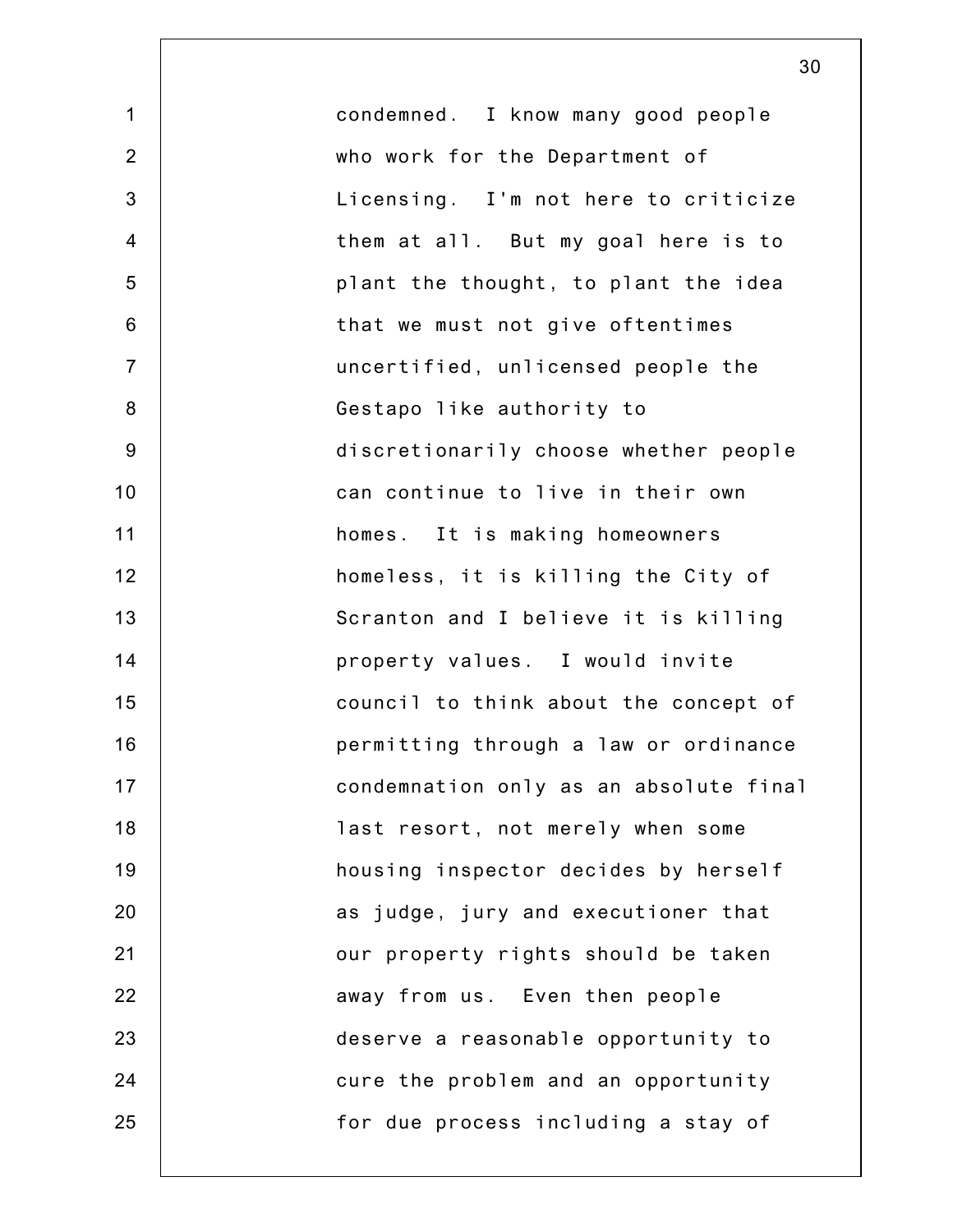condemned. I know many good people who work for the Department of Licensing. I'm not here to criticize them at all. But my goal here is to plant the thought, to plant the idea that we must not give oftentimes uncertified, unlicensed people the Gestapo like authority to discretionarily choose whether people can continue to live in their own homes. It is making homeowners homeless, it is killing the City of Scranton and I believe it is killing property values. I would invite council to think about the concept of permitting through a law or ordinance condemnation only as an absolute final last resort, not merely when some housing inspector decides by herself as judge, jury and executioner that our property rights should be taken away from us. Even then people deserve a reasonable opportunity to cure the problem and an opportunity for due process including a stay of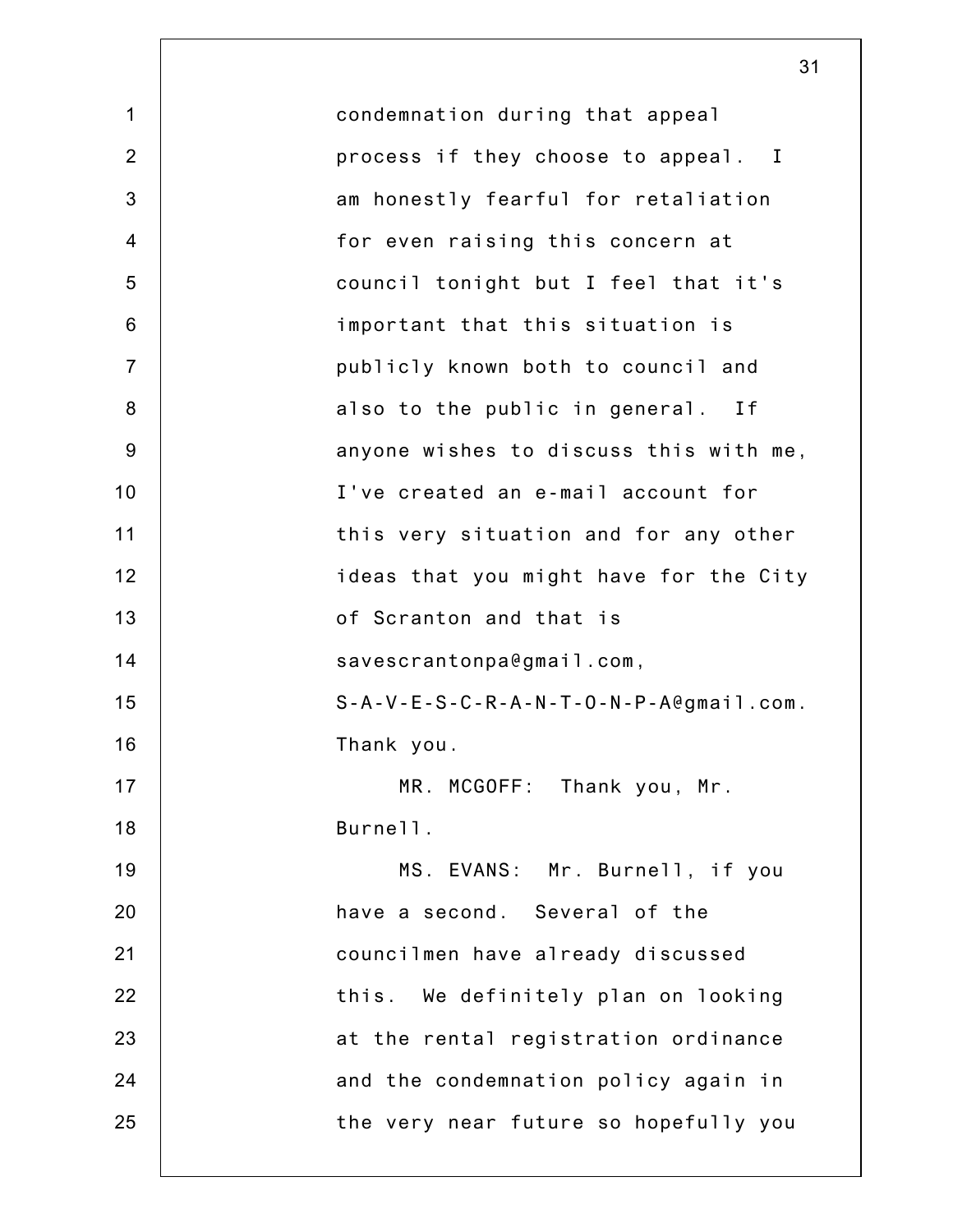condemnation during that appeal process if they choose to appeal. I am honestly fearful for retaliation for even raising this concern at council tonight but I feel that it's important that this situation is publicly known both to council and also to the public in general. If anyone wishes to discuss this with me, I've created an e-mail account for this very situation and for any other ideas that you might have for the City of Scranton and that is savescrantonpa@gmail.com, S-A-V-E-S-C-R-A-N-T-O-N-P-A@gmail.com. Thank you.

MR. MCGOFF: Thank you, Mr. Burnell.

MS. EVANS: Mr. Burnell, if you have a second. Several of the councilmen have already discussed this. We definitely plan on looking at the rental registration ordinance and the condemnation policy again in the very near future so hopefully you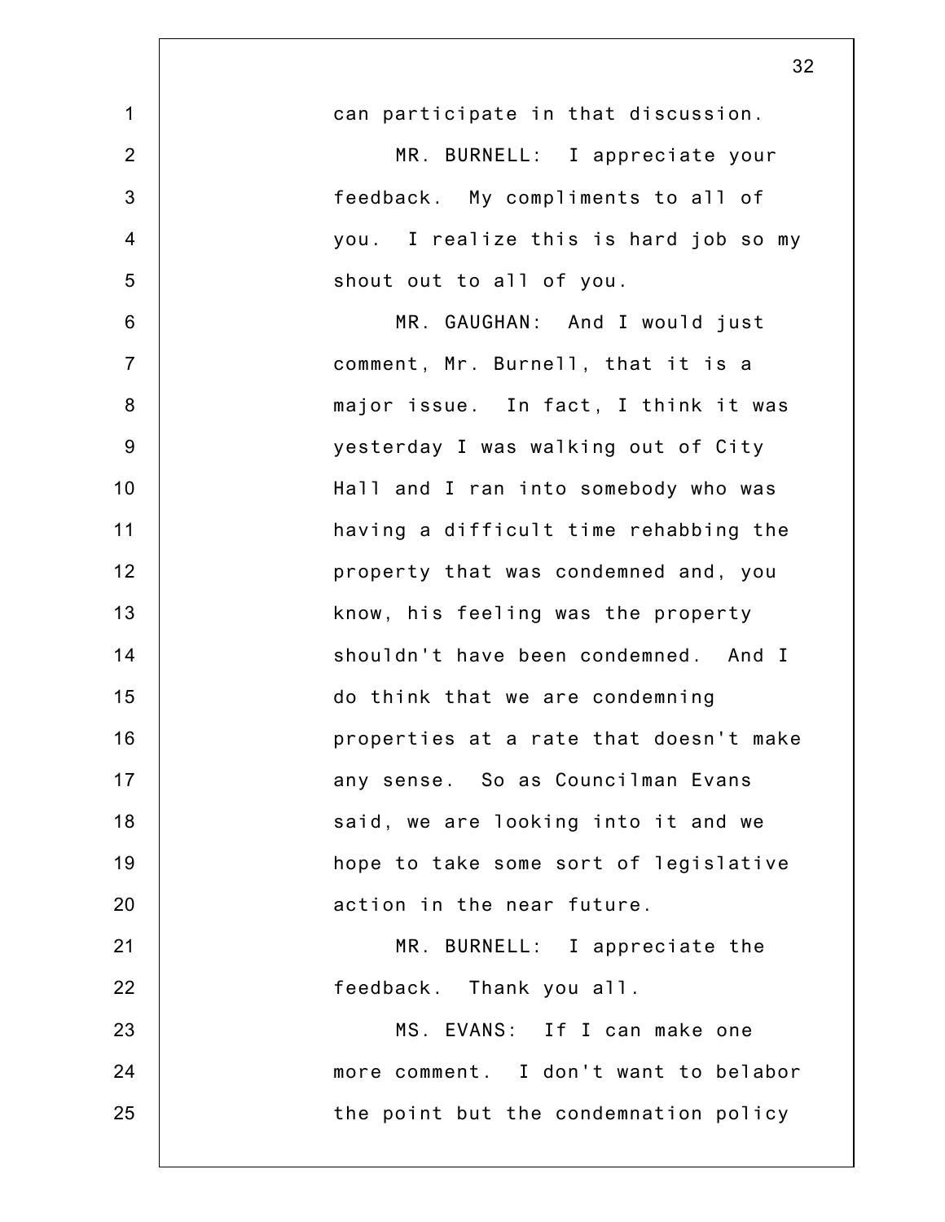can participate in that discussion.

MR. BURNELL: I appreciate your feedback. My compliments to all of you. I realize this is hard job so my shout out to all of you.

MR. GAUGHAN: And I would just comment, Mr. Burnell, that it is a major issue. In fact, I think it was yesterday I was walking out of City Hall and I ran into somebody who was having a difficult time rehabbing the property that was condemned and, you know, his feeling was the property shouldn't have been condemned. And I do think that we are condemning properties at a rate that doesn't make any sense. So as Councilman Evans said, we are looking into it and we hope to take some sort of legislative action in the near future.

MR. BURNELL: I appreciate the feedback. Thank you all.

MS. EVANS: If I can make one more comment. I don't want to belabor the point but the condemnation policy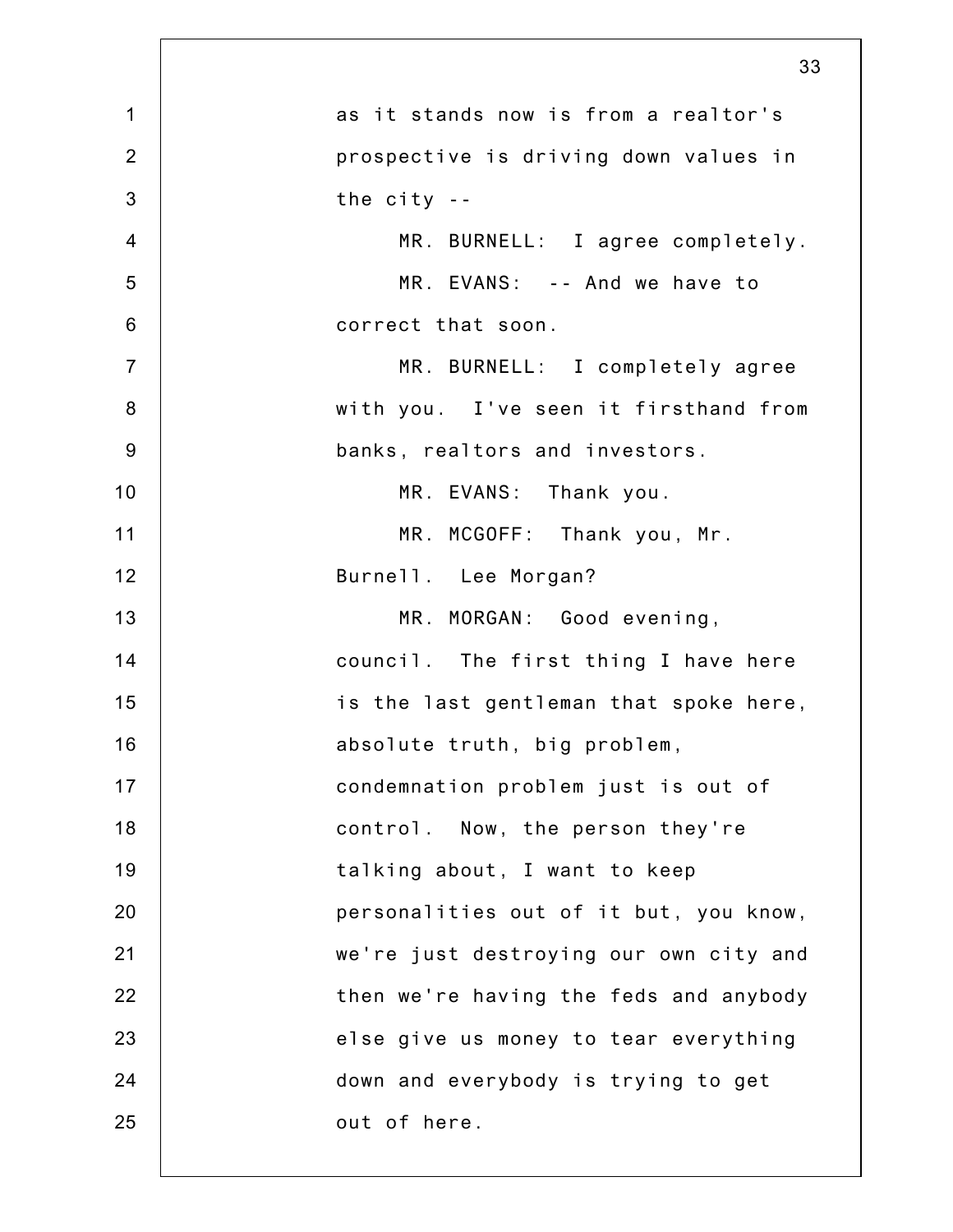as it stands now is from a realtor's prospective is driving down values in the city --

MR. BURNELL: I agree completely.

MR. EVANS: -- And we have to correct that soon.

MR. BURNELL: I completely agree with you. I've seen it firsthand from banks, realtors and investors.

MR. EVANS: Thank you.

MR. MCGOFF: Thank you, Mr. Burnell. Lee Morgan?

MR. MORGAN: Good evening, council. The first thing I have here is the last gentleman that spoke here, absolute truth, big problem, condemnation problem just is out of control. Now, the person they're talking about, I want to keep personalities out of it but, you know, we're just destroying our own city and then we're having the feds and anybody else give us money to tear everything down and everybody is trying to get out of here.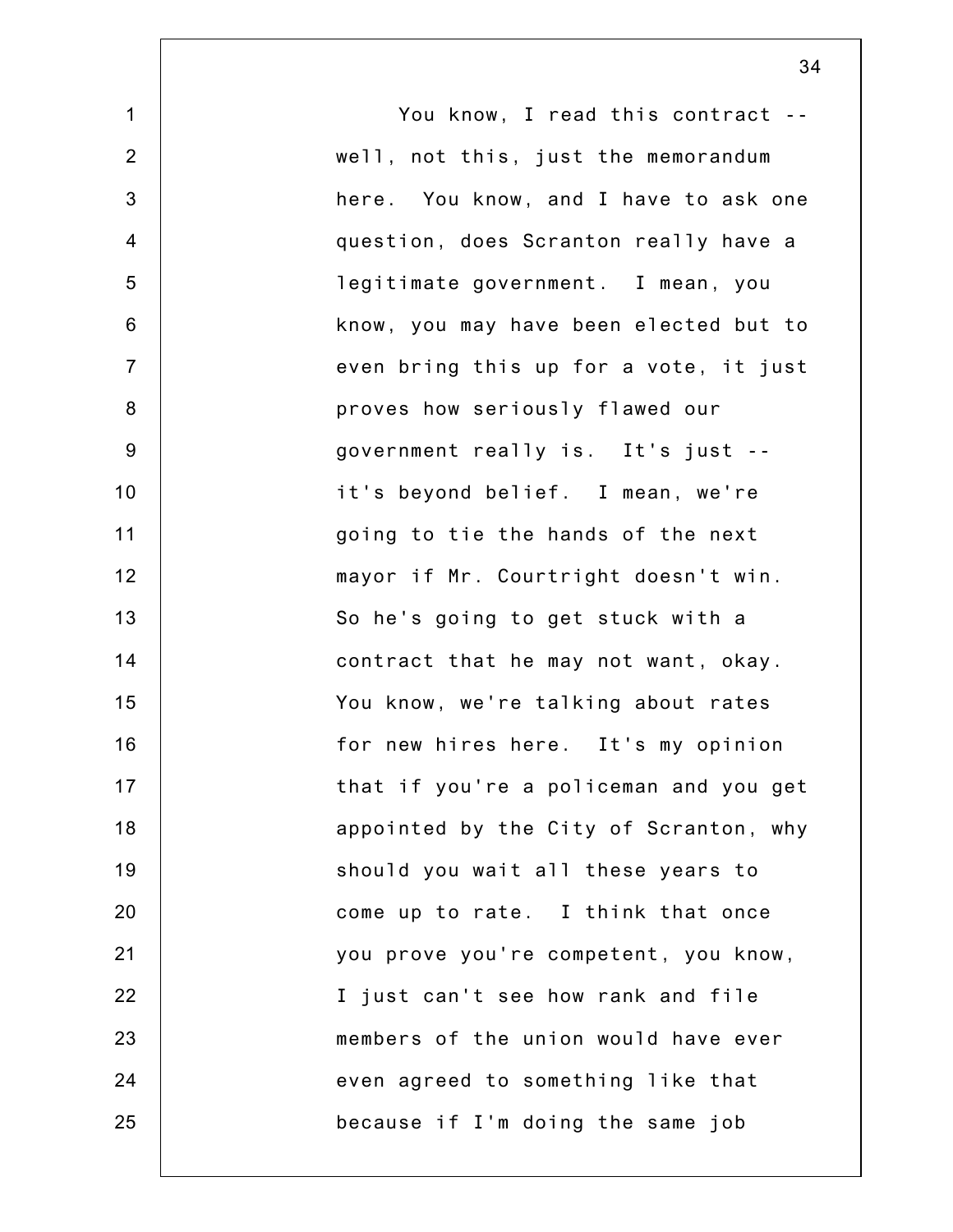You know, I read this contract -- well, not this, just the memorandum here. You know, and I have to ask one question, does Scranton really have a legitimate government. I mean, you know, you may have been elected but to even bring this up for a vote, it just proves how seriously flawed our government really is. It's just -- it's beyond belief. I mean, we're going to tie the hands of the next mayor if Mr. Courtright doesn't win. So he's going to get stuck with a contract that he may not want, okay. You know, we're talking about rates for new hires here. It's my opinion that if you're a policeman and you get appointed by the City of Scranton, why should you wait all these years to come up to rate. I think that once you prove you're competent, you know, I just can't see how rank and file members of the union would have ever even agreed to something like that because if I'm doing the same job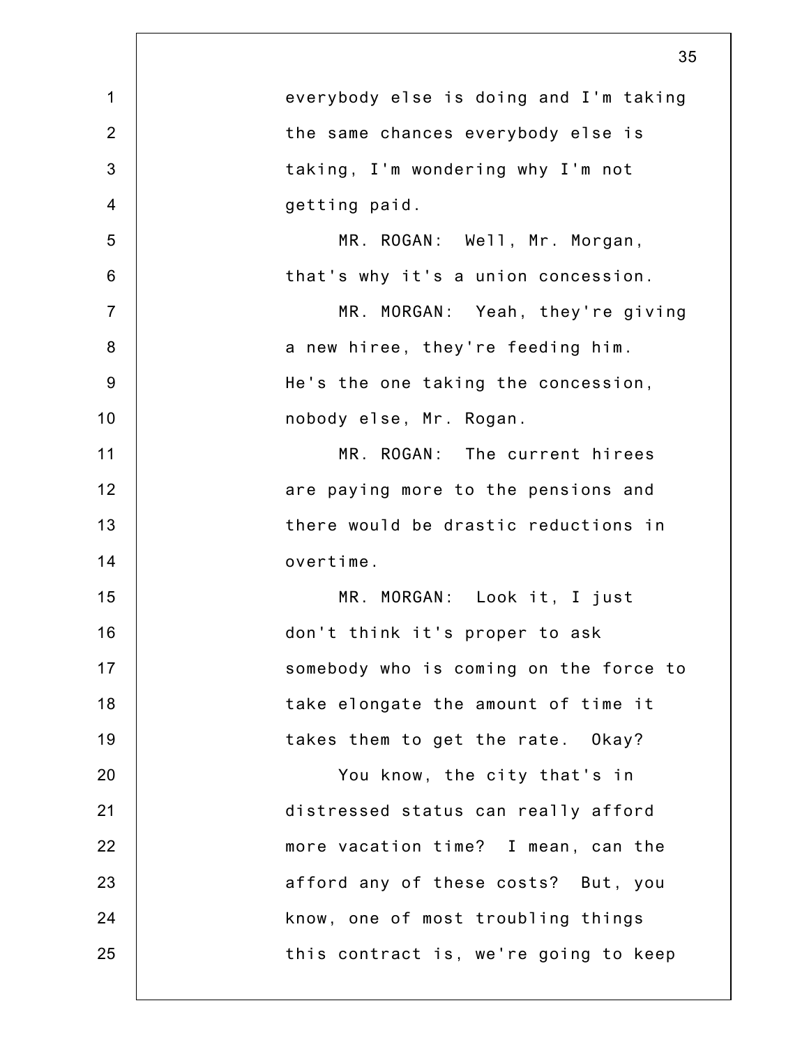everybody else is doing and I'm taking the same chances everybody else is taking, I'm wondering why I'm not getting paid.

MR. ROGAN: Well, Mr. Morgan, that's why it's a union concession.

MR. MORGAN: Yeah, they're giving a new hiree, they're feeding him. He's the one taking the concession, nobody else, Mr. Rogan.

MR. ROGAN: The current hirees are paying more to the pensions and there would be drastic reductions in overtime.

MR. MORGAN: Look it, I just don't think it's proper to ask somebody who is coming on the force to take elongate the amount of time it takes them to get the rate. Okay?

You know, the city that's in distressed status can really afford more vacation time? I mean, can the afford any of these costs? But, you know, one of most troubling things this contract is, we're going to keep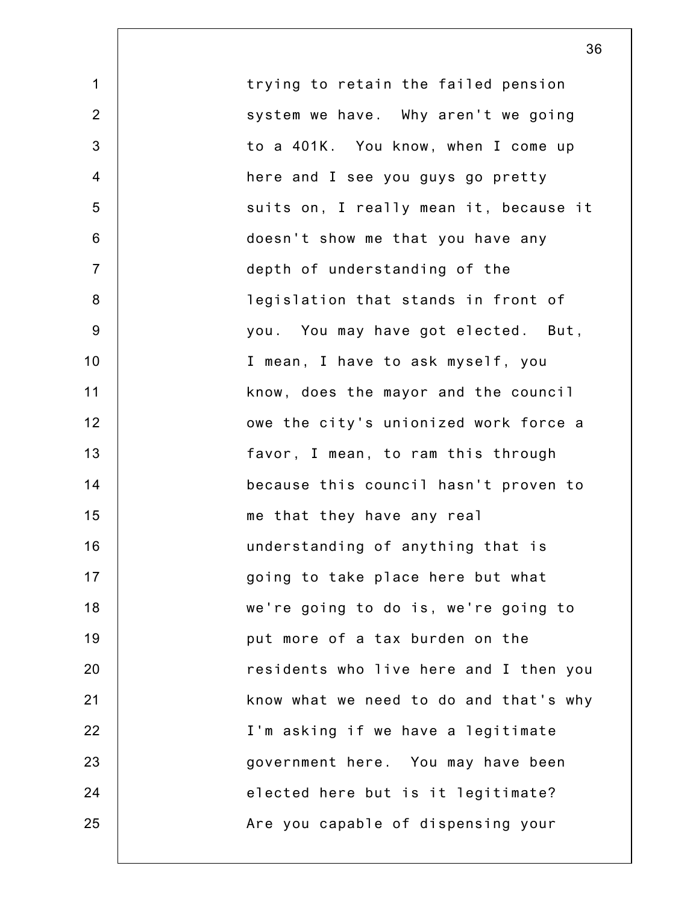trying to retain the failed pension system we have. Why aren't we going to a 401K. You know, when I come up here and I see you guys go pretty suits on, I really mean it, because it doesn't show me that you have any depth of understanding of the legislation that stands in front of you. You may have got elected. But, I mean, I have to ask myself, you know, does the mayor and the council owe the city's unionized work force a favor, I mean, to ram this through because this council hasn't proven to me that they have any real understanding of anything that is going to take place here but what we're going to do is, we're going to put more of a tax burden on the residents who live here and I then you know what we need to do and that's why I'm asking if we have a legitimate government here. You may have been elected here but is it legitimate? Are you capable of dispensing your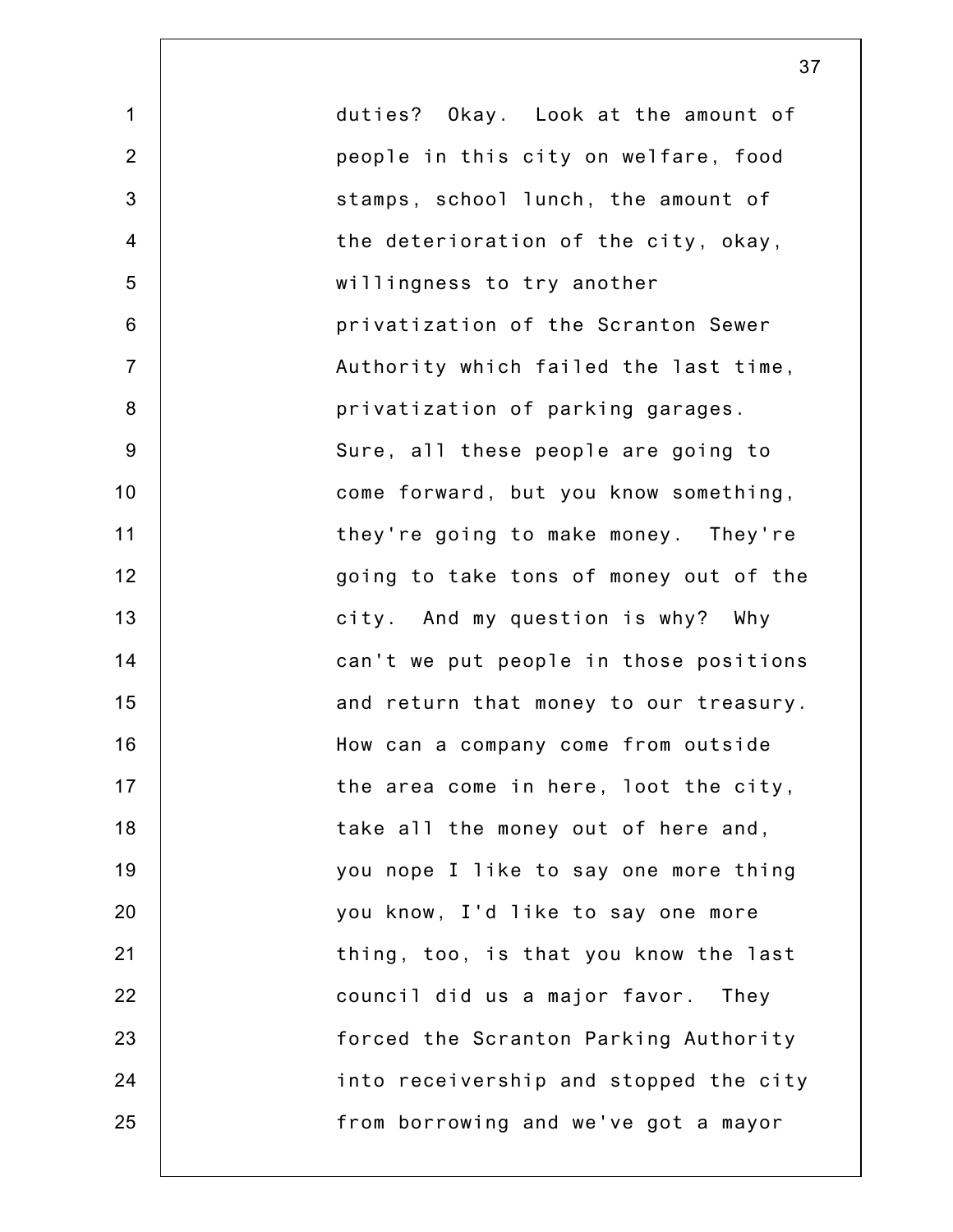duties? Okay. Look at the amount of people in this city on welfare, food stamps, school lunch, the amount of the deterioration of the city, okay, willingness to try another privatization of the Scranton Sewer Authority which failed the last time, privatization of parking garages. Sure, all these people are going to come forward, but you know something, they're going to make money. They're going to take tons of money out of the city. And my question is why? Why can't we put people in those positions and return that money to our treasury. How can a company come from outside the area come in here, loot the city, take all the money out of here and, you nope I like to say one more thing you know, I'd like to say one more thing, too, is that you know the last council did us a major favor. They forced the Scranton Parking Authority into receivership and stopped the city from borrowing and we've got a mayor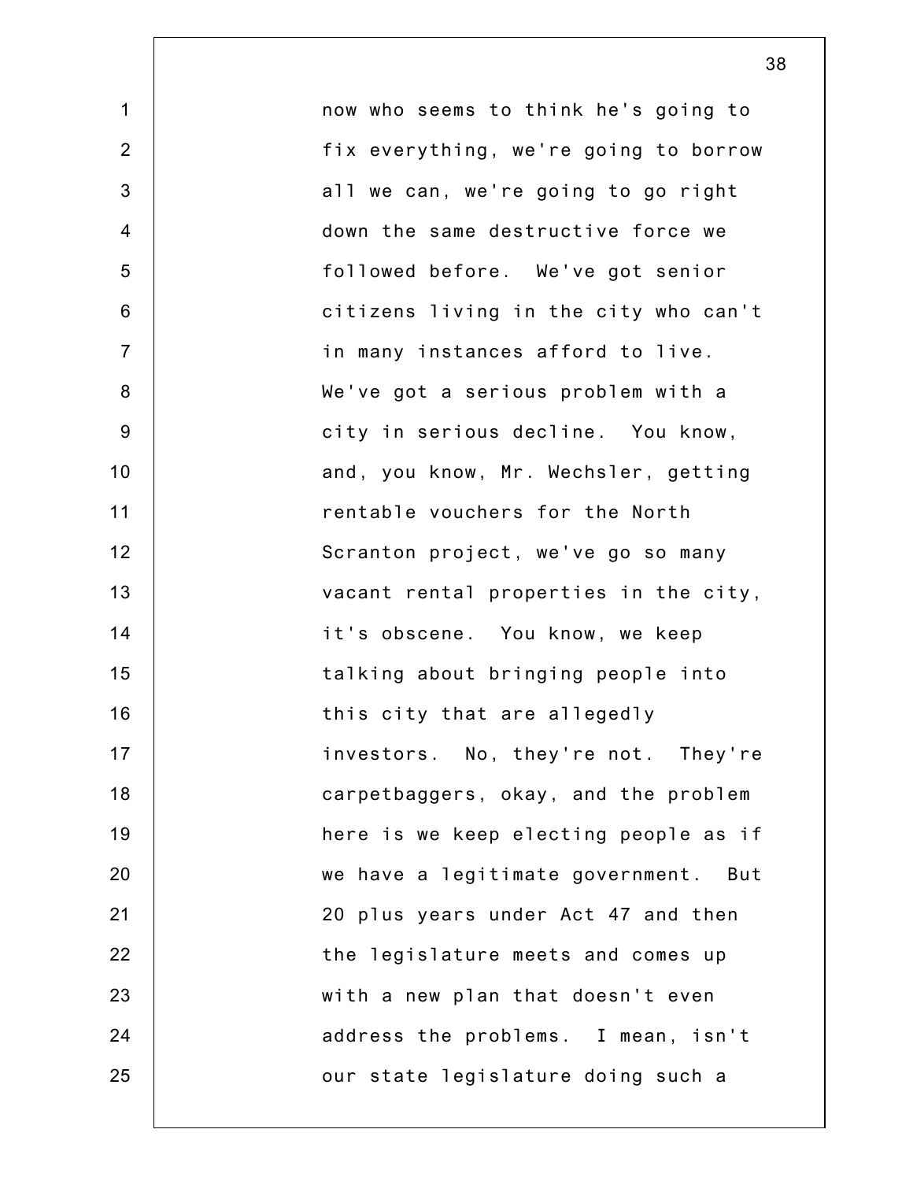now who seems to think he's going to fix everything, we're going to borrow all we can, we're going to go right down the same destructive force we followed before. We've got senior citizens living in the city who can't in many instances afford to live. We've got a serious problem with a city in serious decline. You know, and, you know, Mr. Wechsler, getting rentable vouchers for the North Scranton project, we've go so many vacant rental properties in the city, it's obscene. You know, we keep talking about bringing people into this city that are allegedly investors. No, they're not. They're carpetbaggers, okay, and the problem here is we keep electing people as if we have a legitimate government. But 20 plus years under Act 47 and then the legislature meets and comes up with a new plan that doesn't even address the problems. I mean, isn't our state legislature doing such a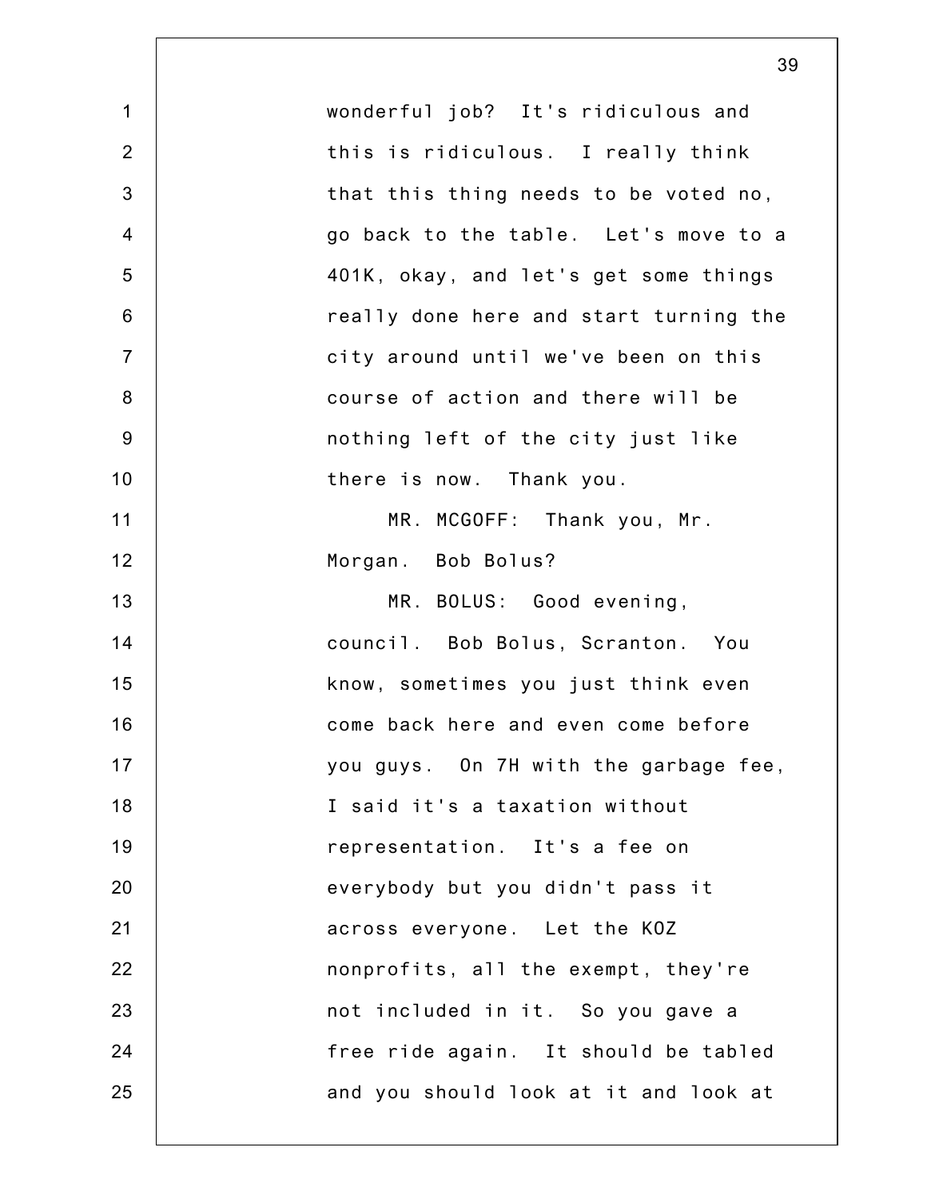wonderful job? It's ridiculous and this is ridiculous. I really think that this thing needs to be voted no, go back to the table. Let's move to a 401K, okay, and let's get some things really done here and start turning the city around until we've been on this course of action and there will be nothing left of the city just like there is now. Thank you.

MR. MCGOFF: Thank you, Mr. Morgan. Bob Bolus?

MR. BOLUS: Good evening, council. Bob Bolus, Scranton. You know, sometimes you just think even come back here and even come before you guys. On 7H with the garbage fee, I said it's a taxation without representation. It's a fee on everybody but you didn't pass it across everyone. Let the KOZ nonprofits, all the exempt, they're not included in it. So you gave a free ride again. It should be tabled and you should look at it and look at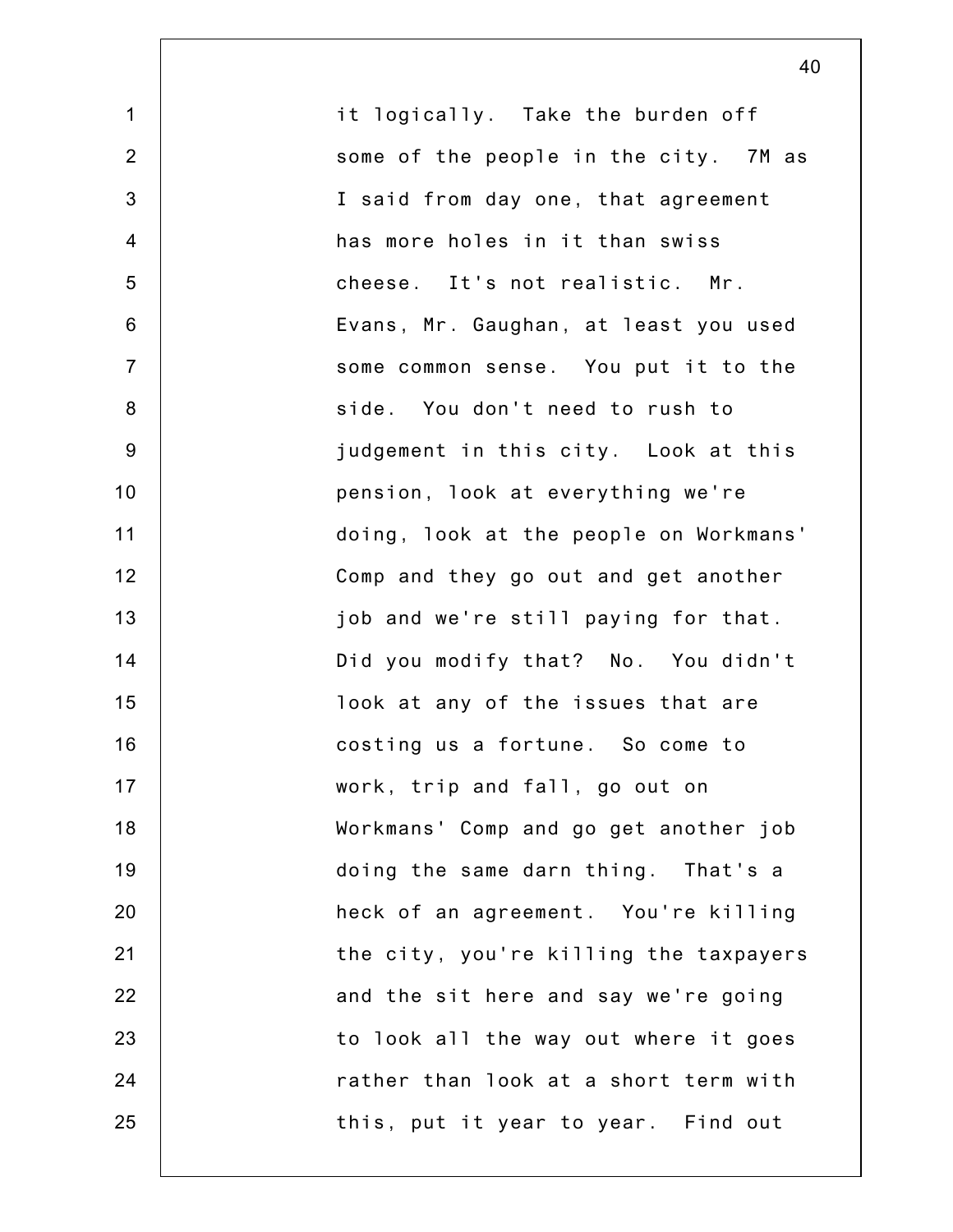it logically. Take the burden off some of the people in the city. 7M as I said from day one, that agreement has more holes in it than swiss cheese. It's not realistic. Mr. Evans, Mr. Gaughan, at least you used some common sense. You put it to the side. You don't need to rush to judgement in this city. Look at this pension, look at everything we're doing, look at the people on Workmans' Comp and they go out and get another job and we're still paying for that. Did you modify that? No. You didn't look at any of the issues that are costing us a fortune. So come to work, trip and fall, go out on Workmans' Comp and go get another job doing the same darn thing. That's a heck of an agreement. You're killing the city, you're killing the taxpayers and the sit here and say we're going to look all the way out where it goes rather than look at a short term with this, put it year to year. Find out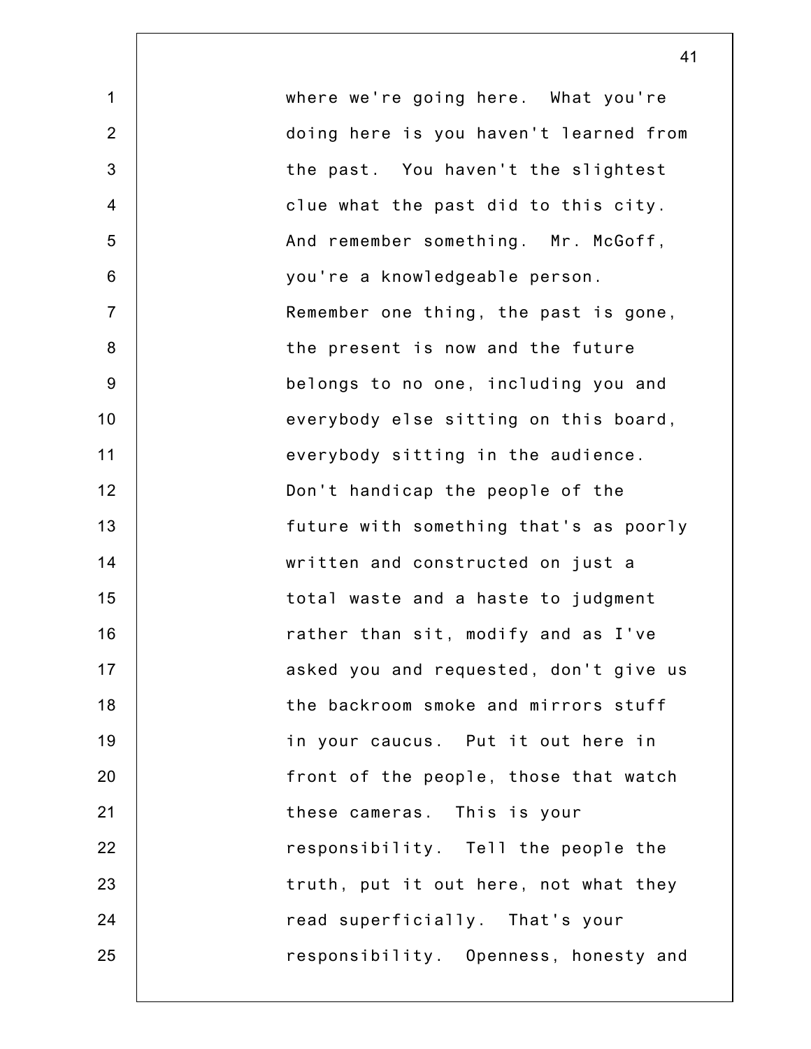where we're going here. What you're doing here is you haven't learned from the past. You haven't the slightest clue what the past did to this city. And remember something. Mr. McGoff, you're a knowledgeable person. Remember one thing, the past is gone, the present is now and the future belongs to no one, including you and everybody else sitting on this board, everybody sitting in the audience. Don't handicap the people of the future with something that's as poorly written and constructed on just a total waste and a haste to judgment rather than sit, modify and as I've asked you and requested, don't give us the backroom smoke and mirrors stuff in your caucus. Put it out here in front of the people, those that watch these cameras. This is your responsibility. Tell the people the truth, put it out here, not what they read superficially. That's your responsibility. Openness, honesty and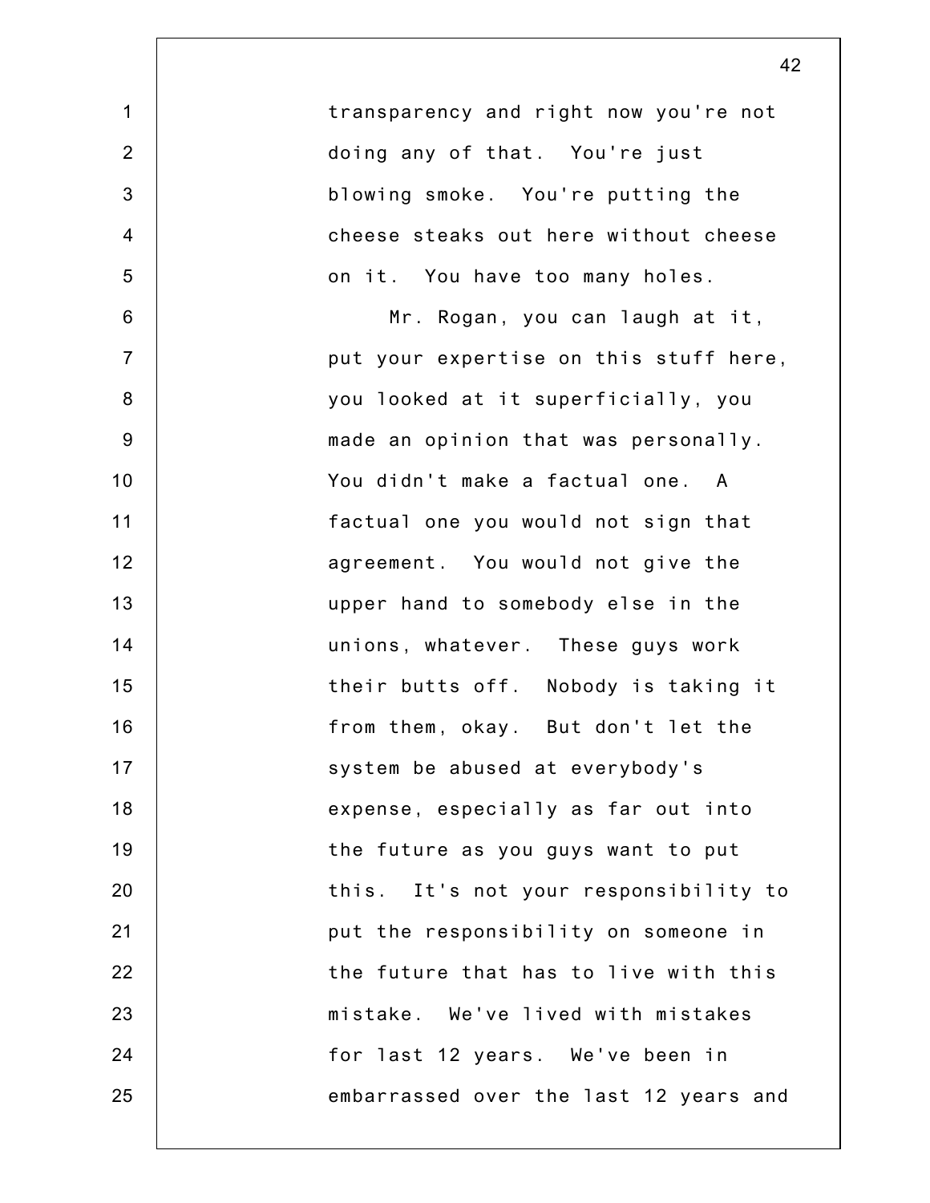transparency and right now you're not doing any of that. You're just blowing smoke. You're putting the cheese steaks out here without cheese on it. You have too many holes.

Mr. Rogan, you can laugh at it, put your expertise on this stuff here, you looked at it superficially, you made an opinion that was personally. You didn't make a factual one. A factual one you would not sign that agreement. You would not give the upper hand to somebody else in the unions, whatever. These guys work their butts off. Nobody is taking it from them, okay. But don't let the system be abused at everybody's expense, especially as far out into the future as you guys want to put this. It's not your responsibility to put the responsibility on someone in the future that has to live with this mistake. We've lived with mistakes for last 12 years. We've been in embarrassed over the last 12 years and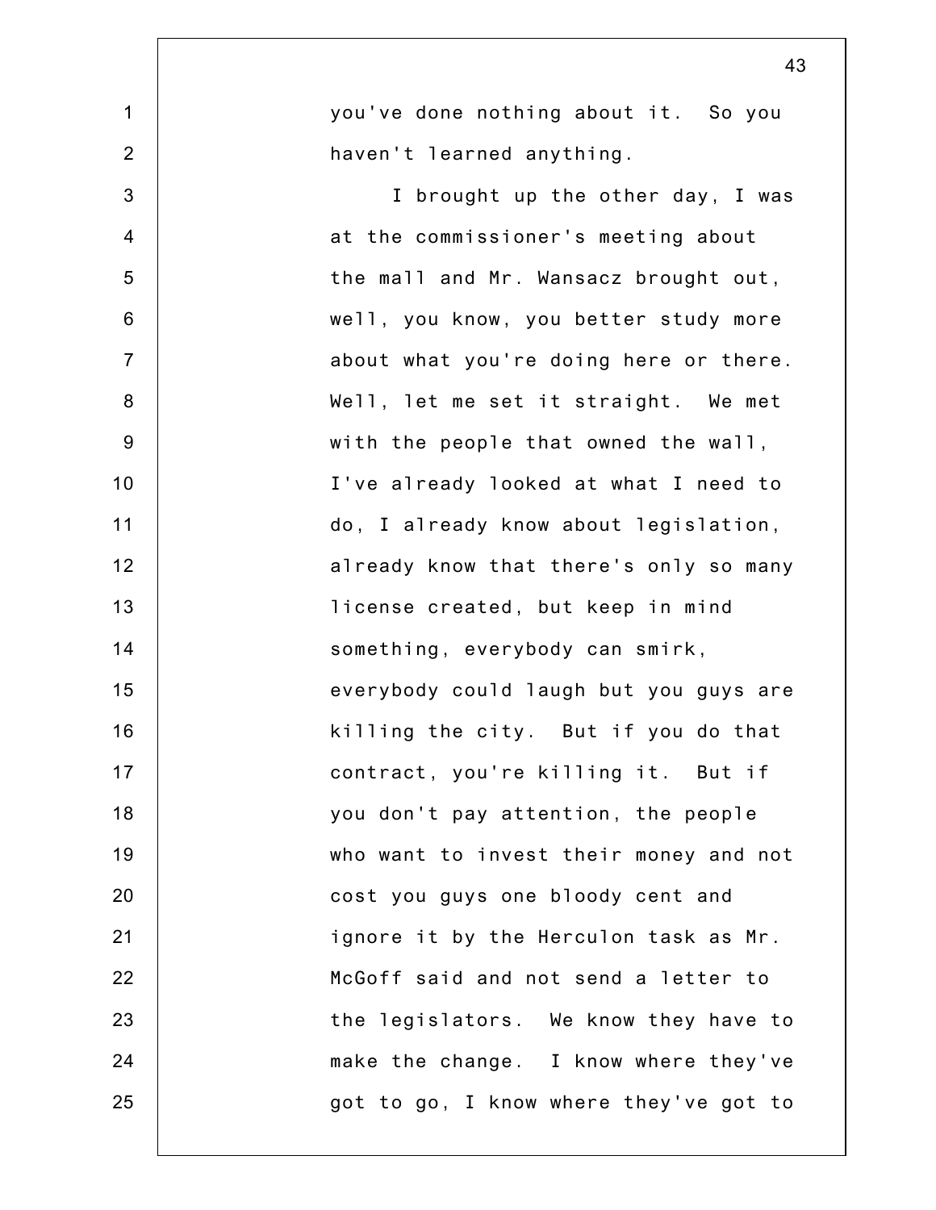you've done nothing about it. So you haven't learned anything.

I brought up the other day, I was at the commissioner's meeting about the mall and Mr. Wansacz brought out, well, you know, you better study more about what you're doing here or there. Well, let me set it straight. We met with the people that owned the wall, I've already looked at what I need to do, I already know about legislation, already know that there's only so many license created, but keep in mind something, everybody can smirk, everybody could laugh but you guys are killing the city. But if you do that contract, you're killing it. But if you don't pay attention, the people who want to invest their money and not cost you guys one bloody cent and ignore it by the Herculon task as Mr. McGoff said and not send a letter to the legislators. We know they have to make the change. I know where they've got to go, I know where they've got to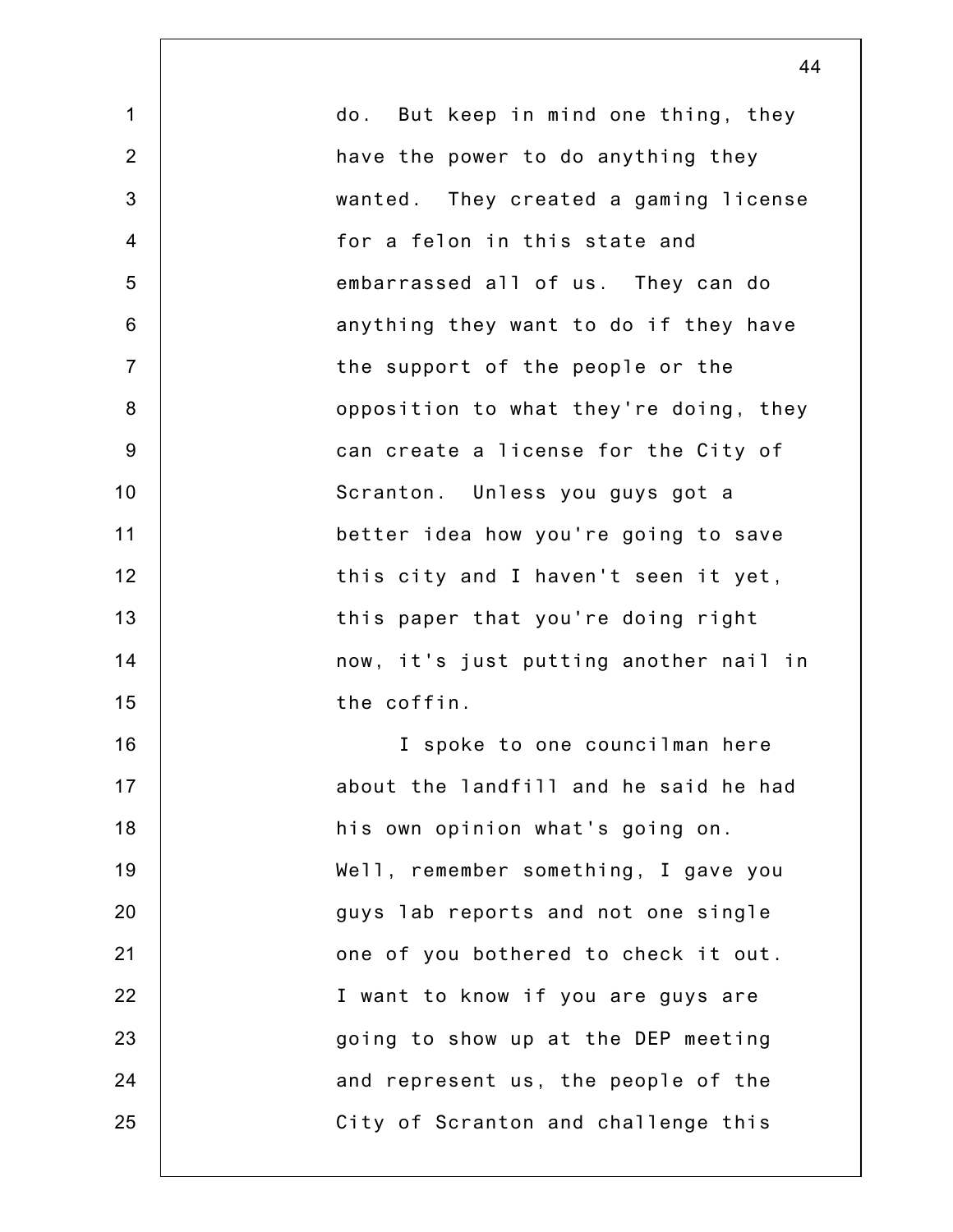do. But keep in mind one thing, they have the power to do anything they wanted. They created a gaming license for a felon in this state and embarrassed all of us. They can do anything they want to do if they have the support of the people or the opposition to what they're doing, they can create a license for the City of Scranton. Unless you guys got a better idea how you're going to save this city and I haven't seen it yet, this paper that you're doing right now, it's just putting another nail in the coffin.

I spoke to one councilman here about the landfill and he said he had his own opinion what's going on. Well, remember something, I gave you guys lab reports and not one single one of you bothered to check it out. I want to know if you are guys are going to show up at the DEP meeting and represent us, the people of the City of Scranton and challenge this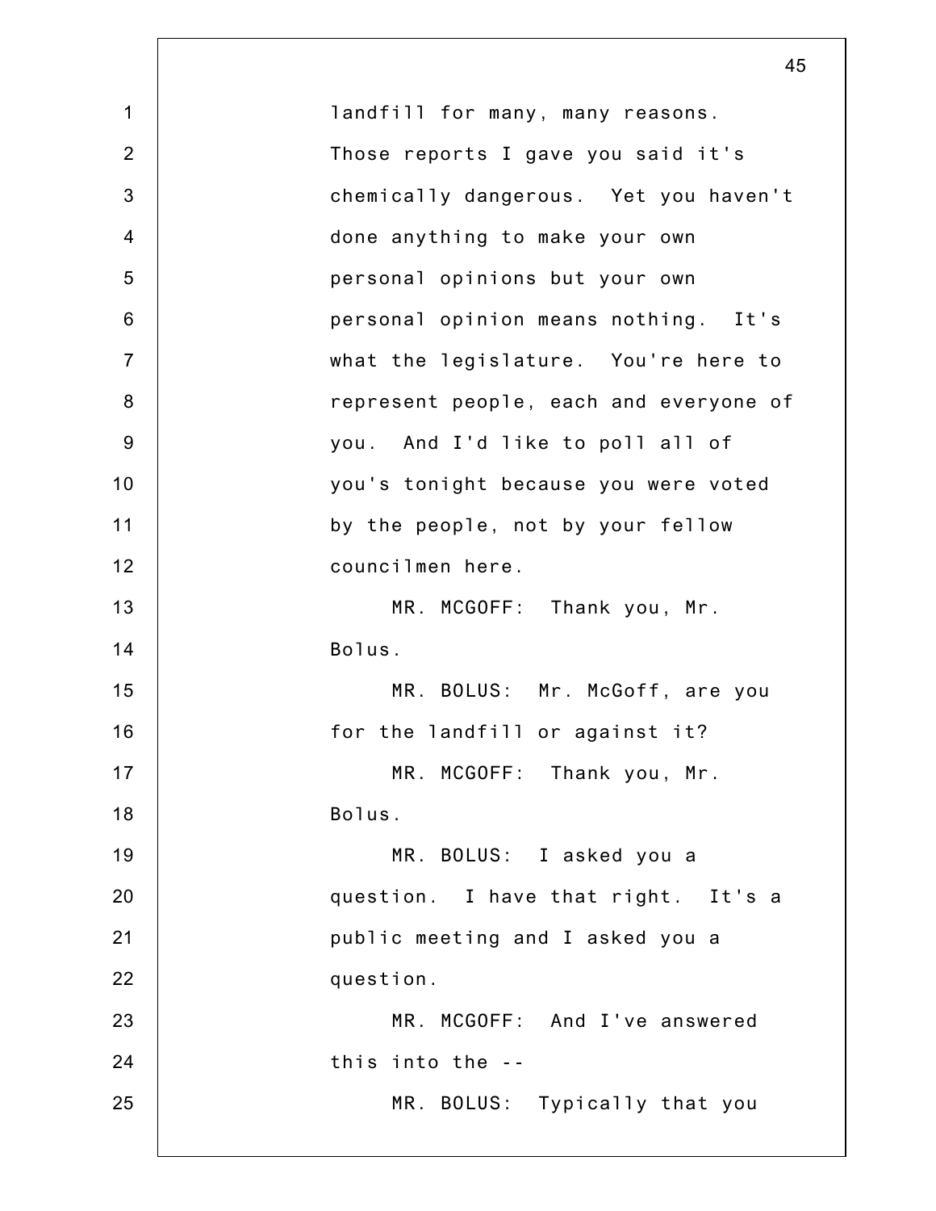landfill for many, many reasons. Those reports I gave you said it's chemically dangerous. Yet you haven't done anything to make your own personal opinions but your own personal opinion means nothing. It's what the legislature. You're here to represent people, each and everyone of you. And I'd like to poll all of you's tonight because you were voted by the people, not by your fellow councilmen here.

MR. MCGOFF: Thank you, Mr. Bolus.

MR. BOLUS: Mr. McGoff, are you for the landfill or against it?

MR. MCGOFF: Thank you, Mr. Bolus.

MR. BOLUS: I asked you a question. I have that right. It's a public meeting and I asked you a question.

MR. MCGOFF: And I've answered this into the --

MR. BOLUS: Typically that you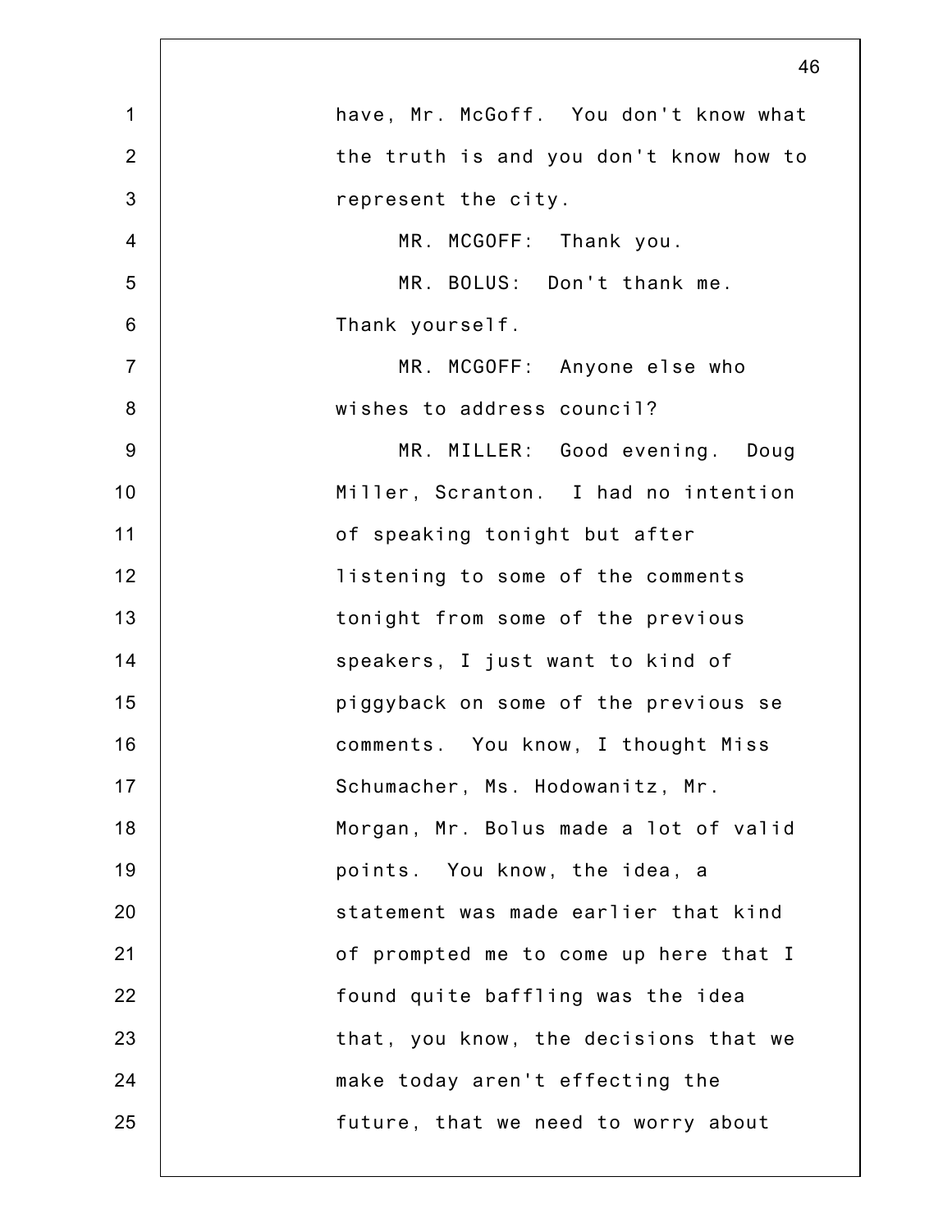have, Mr. McGoff. You don't know what the truth is and you don't know how to represent the city.

MR. MCGOFF: Thank you.

MR. BOLUS: Don't thank me. Thank yourself.

MR. MCGOFF: Anyone else who wishes to address council?

MR. MILLER: Good evening. Doug Miller, Scranton. I had no intention of speaking tonight but after listening to some of the comments tonight from some of the previous speakers, I just want to kind of piggyback on some of the previous se comments. You know, I thought Miss Schumacher, Ms. Hodowanitz, Mr. Morgan, Mr. Bolus made a lot of valid points. You know, the idea, a statement was made earlier that kind of prompted me to come up here that I found quite baffling was the idea that, you know, the decisions that we make today aren't effecting the future, that we need to worry about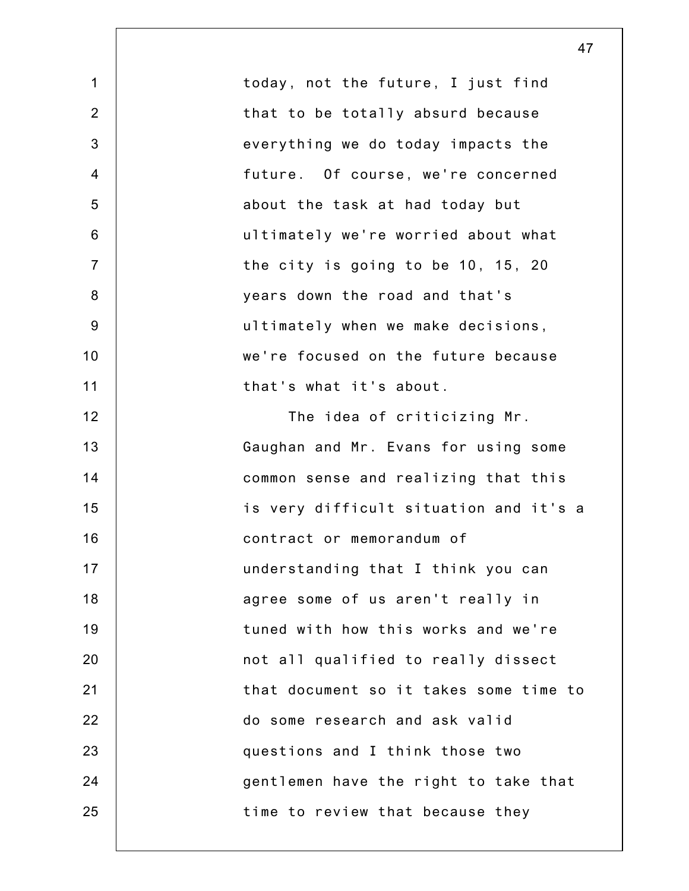today, not the future, I just find that to be totally absurd because everything we do today impacts the future. Of course, we're concerned about the task at had today but ultimately we're worried about what the city is going to be 10, 15, 20 years down the road and that's ultimately when we make decisions, we're focused on the future because that's what it's about.

The idea of criticizing Mr. Gaughan and Mr. Evans for using some common sense and realizing that this is very difficult situation and it's a contract or memorandum of understanding that I think you can agree some of us aren't really in tuned with how this works and we're not all qualified to really dissect that document so it takes some time to do some research and ask valid questions and I think those two gentlemen have the right to take that time to review that because they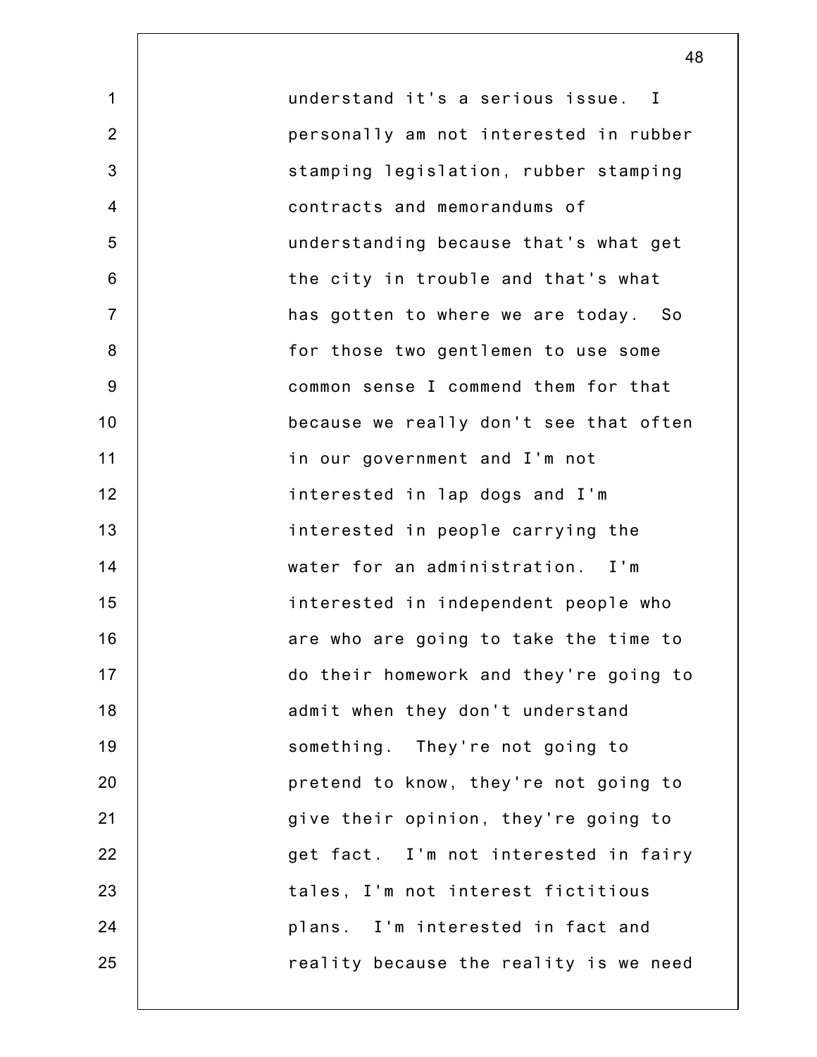understand it's a serious issue. I personally am not interested in rubber stamping legislation, rubber stamping contracts and memorandums of understanding because that's what get the city in trouble and that's what has gotten to where we are today. So for those two gentlemen to use some common sense I commend them for that because we really don't see that often in our government and I'm not interested in lap dogs and I'm interested in people carrying the water for an administration. I'm interested in independent people who are who are going to take the time to do their homework and they're going to admit when they don't understand something. They're not going to pretend to know, they're not going to give their opinion, they're going to get fact. I'm not interested in fairy tales, I'm not interest fictitious plans. I'm interested in fact and reality because the reality is we need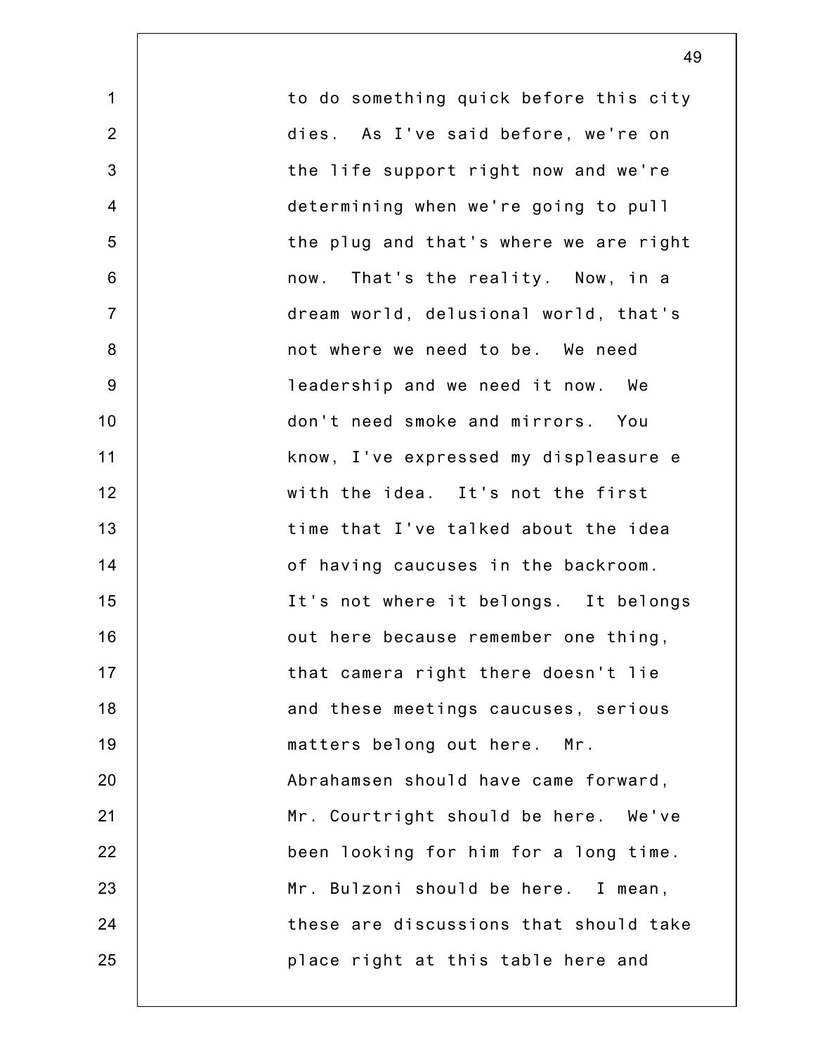to do something quick before this city dies. As I've said before, we're on the life support right now and we're determining when we're going to pull the plug and that's where we are right now. That's the reality. Now, in a dream world, delusional world, that's not where we need to be. We need leadership and we need it now. We don't need smoke and mirrors. You know, I've expressed my displeasure e with the idea. It's not the first time that I've talked about the idea of having caucuses in the backroom. It's not where it belongs. It belongs out here because remember one thing, that camera right there doesn't lie and these meetings caucuses, serious matters belong out here. Mr. Abrahamsen should have came forward, Mr. Courtright should be here. We've been looking for him for a long time. Mr. Bulzoni should be here. I mean, these are discussions that should take place right at this table here and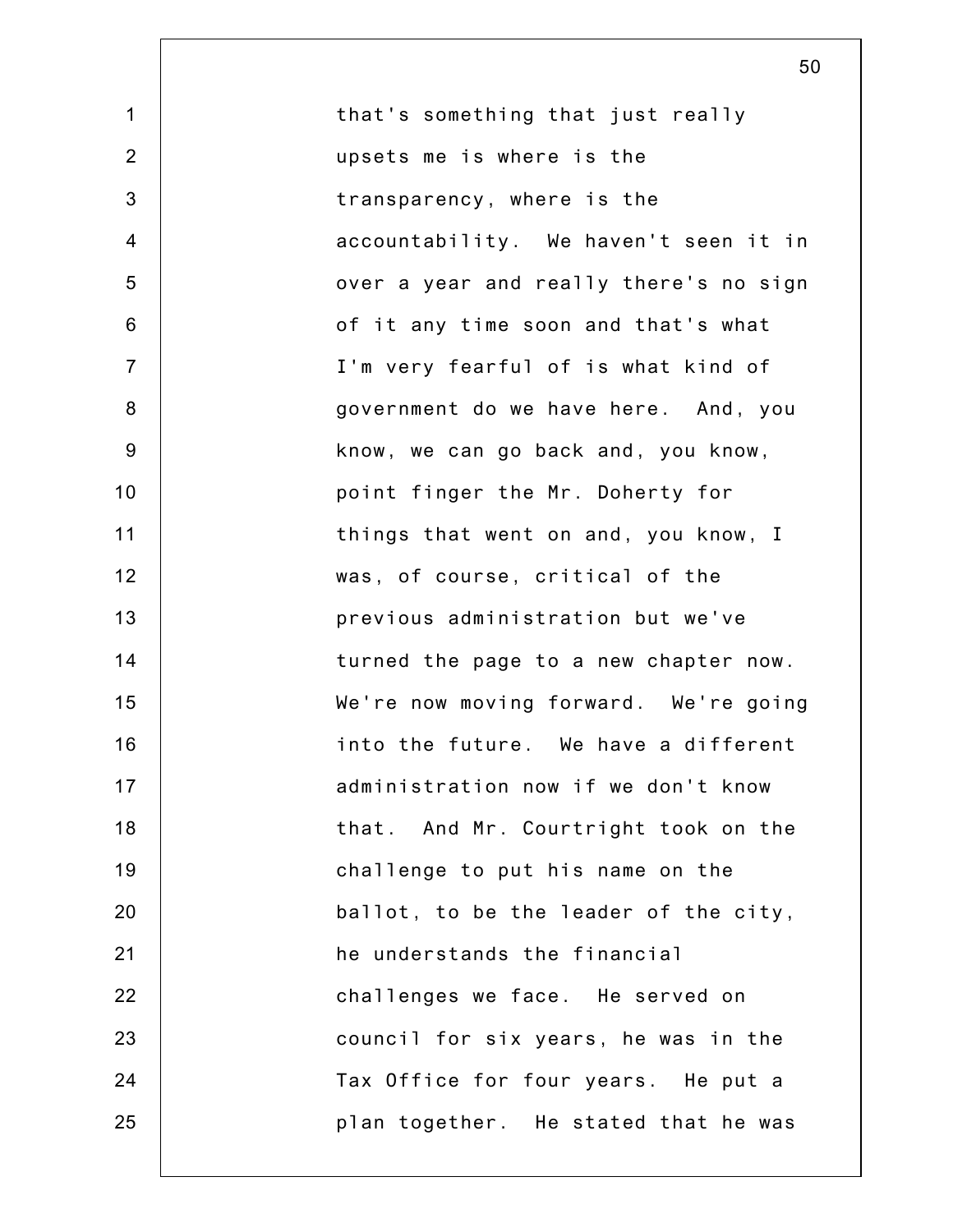that's something that just really upsets me is where is the transparency, where is the accountability. We haven't seen it in over a year and really there's no sign of it any time soon and that's what I'm very fearful of is what kind of government do we have here. And, you know, we can go back and, you know, point finger the Mr. Doherty for things that went on and, you know, I was, of course, critical of the previous administration but we've turned the page to a new chapter now. We're now moving forward. We're going into the future. We have a different administration now if we don't know that. And Mr. Courtright took on the challenge to put his name on the ballot, to be the leader of the city, he understands the financial challenges we face. He served on council for six years, he was in the Tax Office for four years. He put a plan together. He stated that he was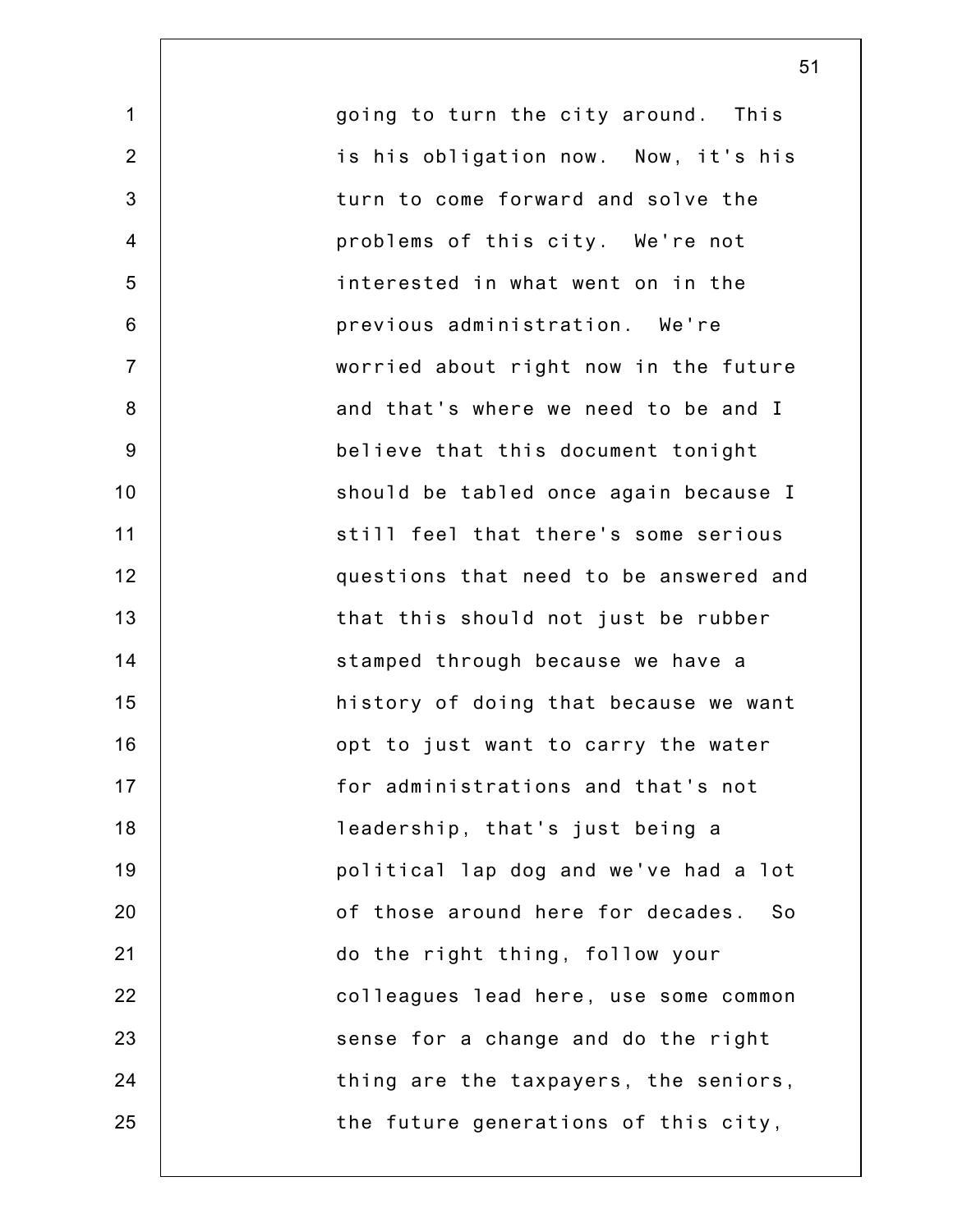going to turn the city around. This is his obligation now. Now, it's his turn to come forward and solve the problems of this city. We're not interested in what went on in the previous administration. We're worried about right now in the future and that's where we need to be and I believe that this document tonight should be tabled once again because I still feel that there's some serious questions that need to be answered and that this should not just be rubber stamped through because we have a history of doing that because we want opt to just want to carry the water for administrations and that's not leadership, that's just being a political lap dog and we've had a lot of those around here for decades. So do the right thing, follow your colleagues lead here, use some common sense for a change and do the right thing are the taxpayers, the seniors, the future generations of this city,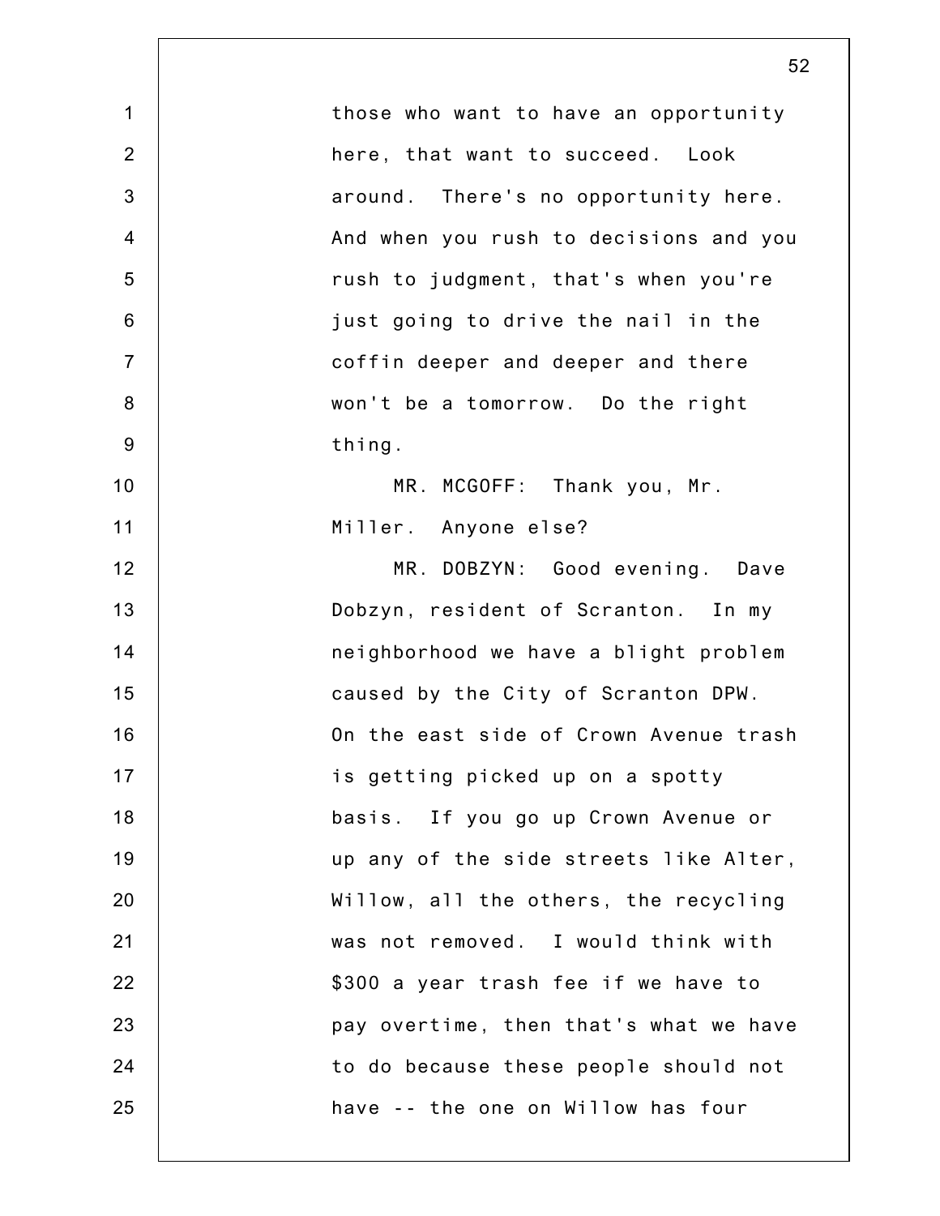those who want to have an opportunity here, that want to succeed. Look around. There's no opportunity here. And when you rush to decisions and you rush to judgment, that's when you're just going to drive the nail in the coffin deeper and deeper and there won't be a tomorrow. Do the right thing.

MR. MCGOFF: Thank you, Mr. Miller. Anyone else?

MR. DOBZYN: Good evening. Dave Dobzyn, resident of Scranton. In my neighborhood we have a blight problem caused by the City of Scranton DPW. On the east side of Crown Avenue trash is getting picked up on a spotty basis. If you go up Crown Avenue or up any of the side streets like Alter, Willow, all the others, the recycling was not removed. I would think with $300 a year trash fee if we have to pay overtime, then that's what we have to do because these people should not have -- the one on Willow has four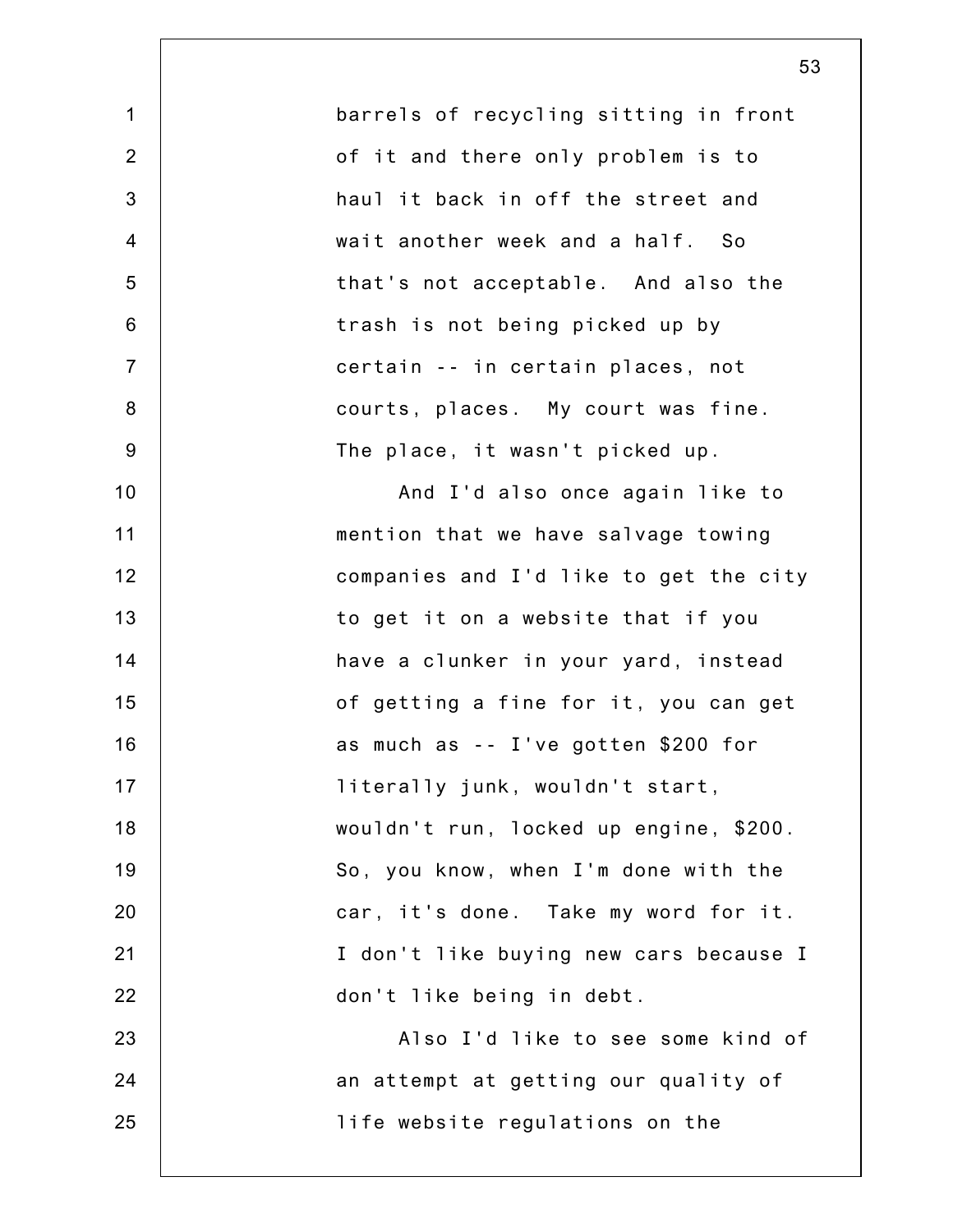barrels of recycling sitting in front of it and there only problem is to haul it back in off the street and wait another week and a half. So that's not acceptable. And also the trash is not being picked up by certain -- in certain places, not courts, places. My court was fine. The place, it wasn't picked up.

And I'd also once again like to mention that we have salvage towing companies and I'd like to get the city to get it on a website that if you have a clunker in your yard, instead of getting a fine for it, you can get as much as -- I've gotten $200 for literally junk, wouldn't start, wouldn't run, locked up engine, $200. So, you know, when I'm done with the car, it's done. Take my word for it. I don't like buying new cars because I don't like being in debt.

Also I'd like to see some kind of an attempt at getting our quality of life website regulations on the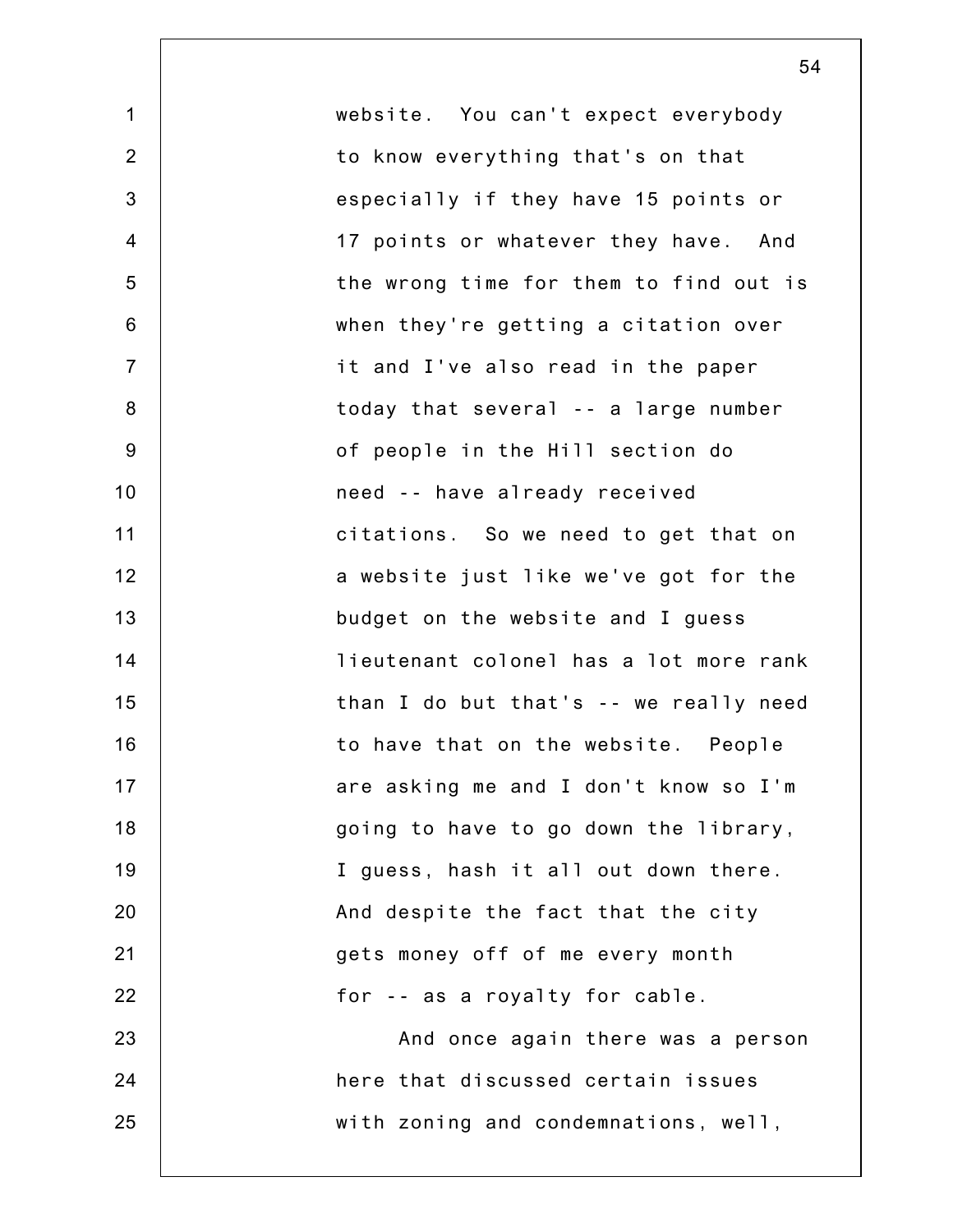website. You can't expect everybody to know everything that's on that especially if they have 15 points or 17 points or whatever they have. And the wrong time for them to find out is when they're getting a citation over it and I've also read in the paper today that several -- a large number of people in the Hill section do need -- have already received citations. So we need to get that on a website just like we've got for the budget on the website and I guess lieutenant colonel has a lot more rank than I do but that's -- we really need to have that on the website. People are asking me and I don't know so I'm going to have to go down the library, I guess, hash it all out down there. And despite the fact that the city gets money off of me every month for -- as a royalty for cable.

And once again there was a person here that discussed certain issues with zoning and condemnations, well,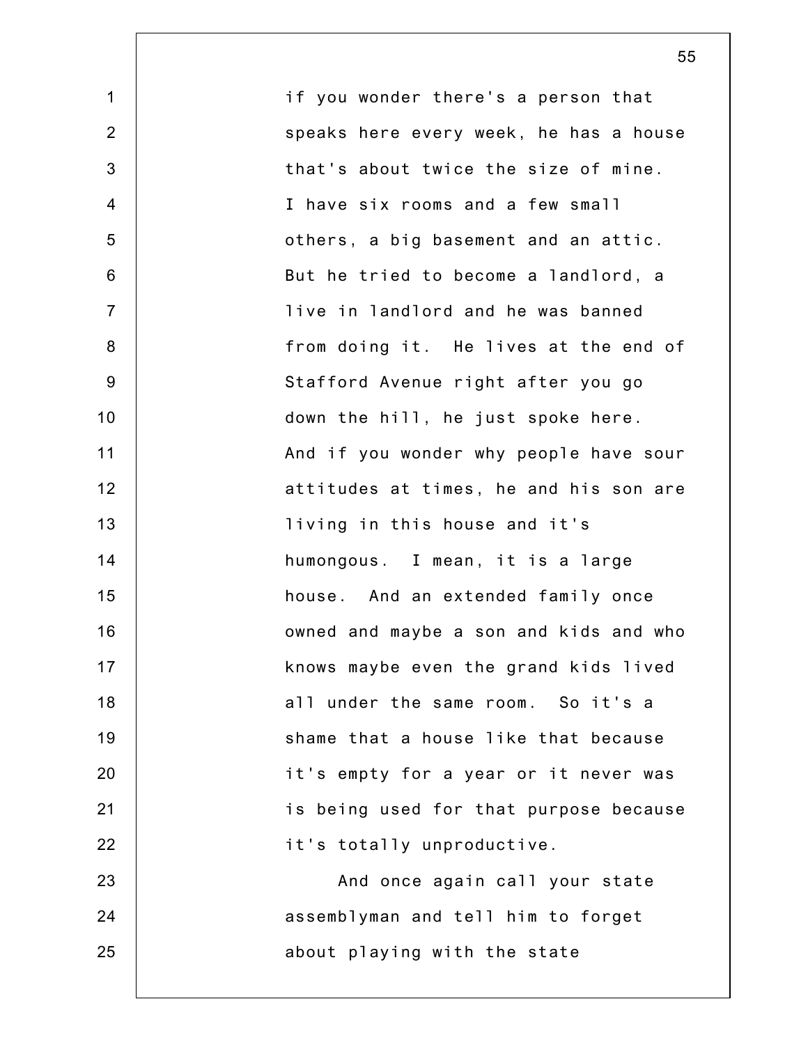if you wonder there's a person that speaks here every week, he has a house that's about twice the size of mine. I have six rooms and a few small others, a big basement and an attic. But he tried to become a landlord, a live in landlord and he was banned from doing it. He lives at the end of Stafford Avenue right after you go down the hill, he just spoke here. And if you wonder why people have sour attitudes at times, he and his son are living in this house and it's humongous. I mean, it is a large house. And an extended family once owned and maybe a son and kids and who knows maybe even the grand kids lived all under the same room. So it's a shame that a house like that because it's empty for a year or it never was is being used for that purpose because it's totally unproductive.

And once again call your state assemblyman and tell him to forget about playing with the state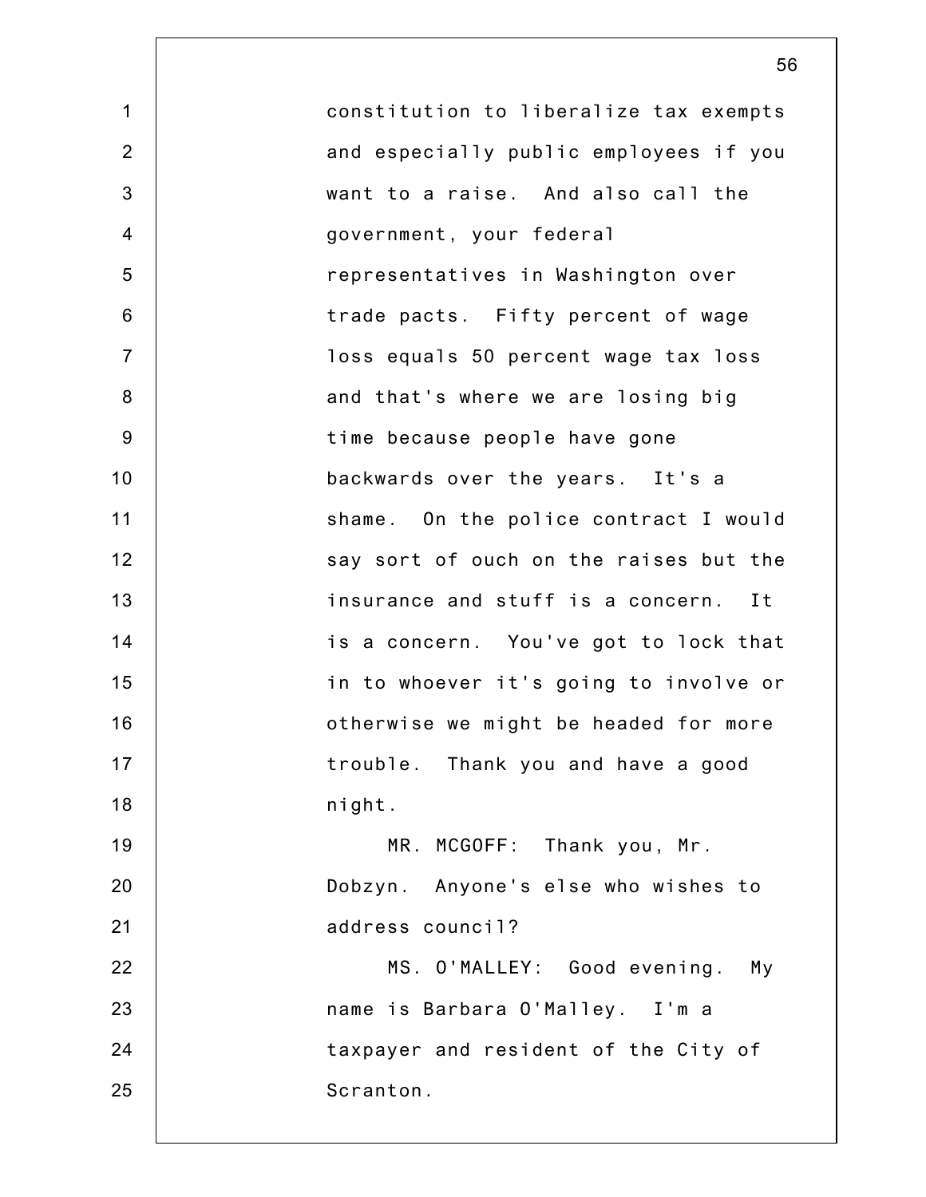constitution to liberalize tax exempts and especially public employees if you want to a raise. And also call the government, your federal representatives in Washington over trade pacts. Fifty percent of wage loss equals 50 percent wage tax loss and that's where we are losing big time because people have gone backwards over the years. It's a shame. On the police contract I would say sort of ouch on the raises but the insurance and stuff is a concern. It is a concern. You've got to lock that in to whoever it's going to involve or otherwise we might be headed for more trouble. Thank you and have a good night.

MR. MCGOFF: Thank you, Mr. Dobzyn. Anyone's else who wishes to address council?

MS. O'MALLEY: Good evening. My name is Barbara O'Malley. I'm a taxpayer and resident of the City of Scranton.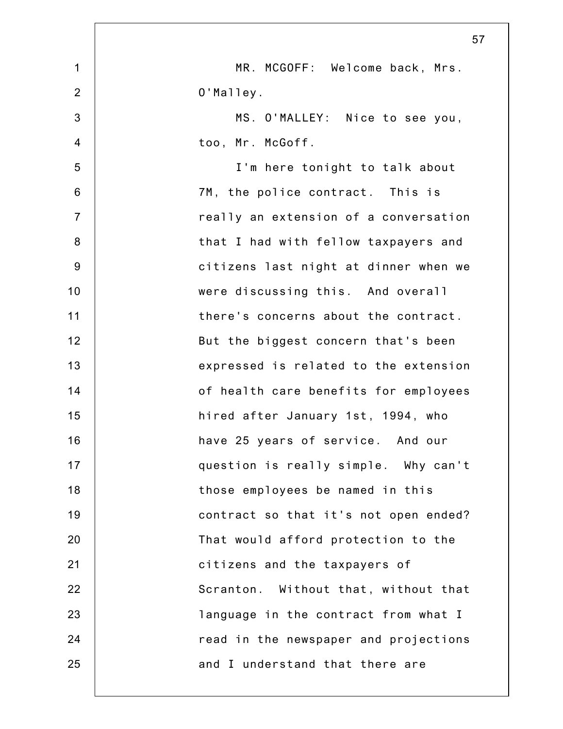MR. MCGOFF: Welcome back, Mrs. O'Malley.

MS. O'MALLEY: Nice to see you, too, Mr. McGoff.

I'm here tonight to talk about 7M, the police contract. This is really an extension of a conversation that I had with fellow taxpayers and citizens last night at dinner when we were discussing this. And overall there's concerns about the contract. But the biggest concern that's been expressed is related to the extension of health care benefits for employees hired after January 1st, 1994, who have 25 years of service. And our question is really simple. Why can't those employees be named in this contract so that it's not open ended? That would afford protection to the citizens and the taxpayers of Scranton. Without that, without that language in the contract from what I read in the newspaper and projections and I understand that there are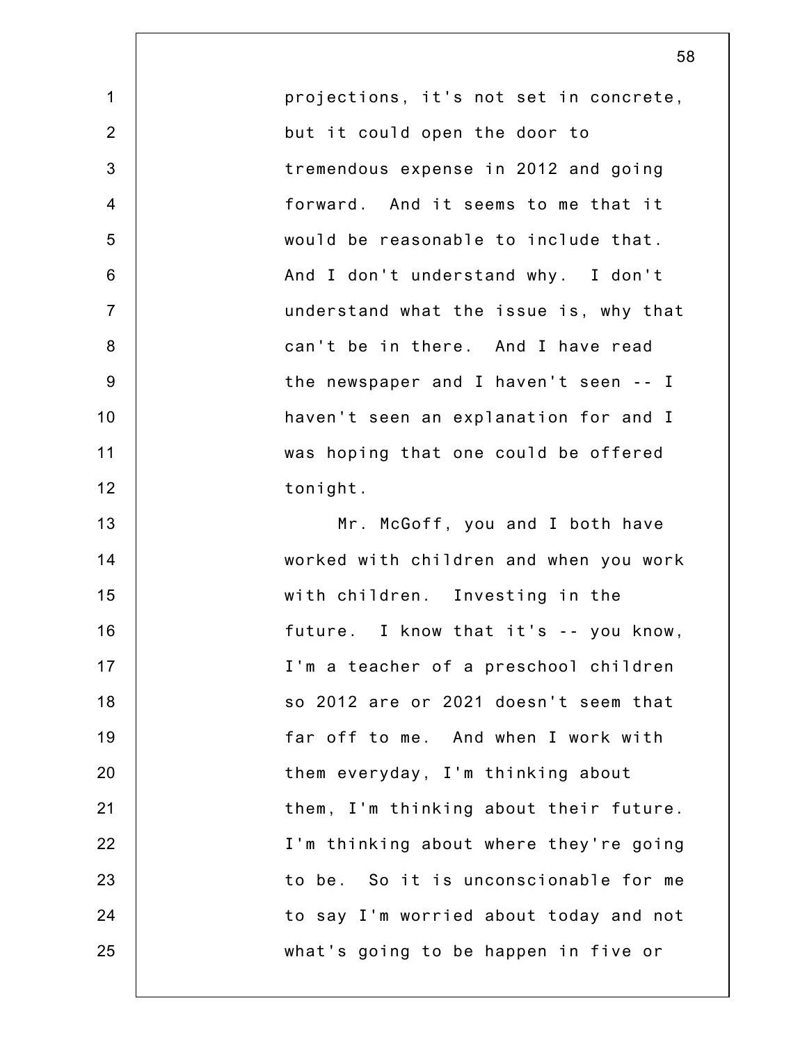projections, it's not set in concrete, but it could open the door to tremendous expense in 2012 and going forward. And it seems to me that it would be reasonable to include that. And I don't understand why. I don't understand what the issue is, why that can't be in there. And I have read the newspaper and I haven't seen -- I haven't seen an explanation for and I was hoping that one could be offered tonight.

Mr. McGoff, you and I both have worked with children and when you work with children. Investing in the future. I know that it's -- you know, I'm a teacher of a preschool children so 2012 are or 2021 doesn't seem that far off to me. And when I work with them everyday, I'm thinking about them, I'm thinking about their future. I'm thinking about where they're going to be. So it is unconscionable for me to say I'm worried about today and not what's going to be happen in five or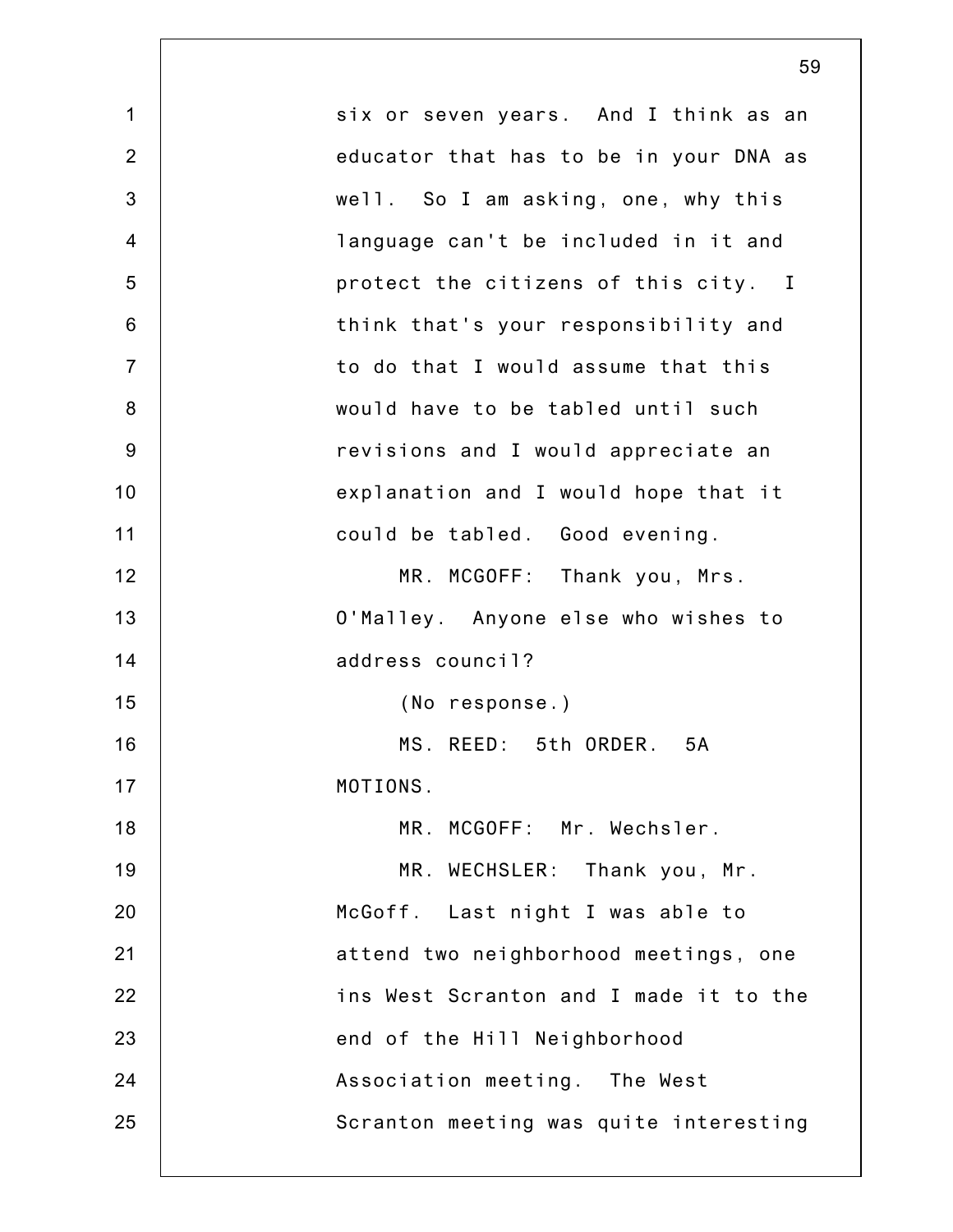six or seven years. And I think as an educator that has to be in your DNA as well. So I am asking, one, why this language can't be included in it and protect the citizens of this city. I think that's your responsibility and to do that I would assume that this would have to be tabled until such revisions and I would appreciate an explanation and I would hope that it could be tabled. Good evening.

MR. MCGOFF: Thank you, Mrs. O'Malley. Anyone else who wishes to address council?

(No response.)

MS. REED: 5th ORDER. 5A MOTIONS.

MR. MCGOFF: Mr. Wechsler.

MR. WECHSLER: Thank you, Mr. McGoff. Last night I was able to attend two neighborhood meetings, one ins West Scranton and I made it to the end of the Hill Neighborhood Association meeting. The West Scranton meeting was quite interesting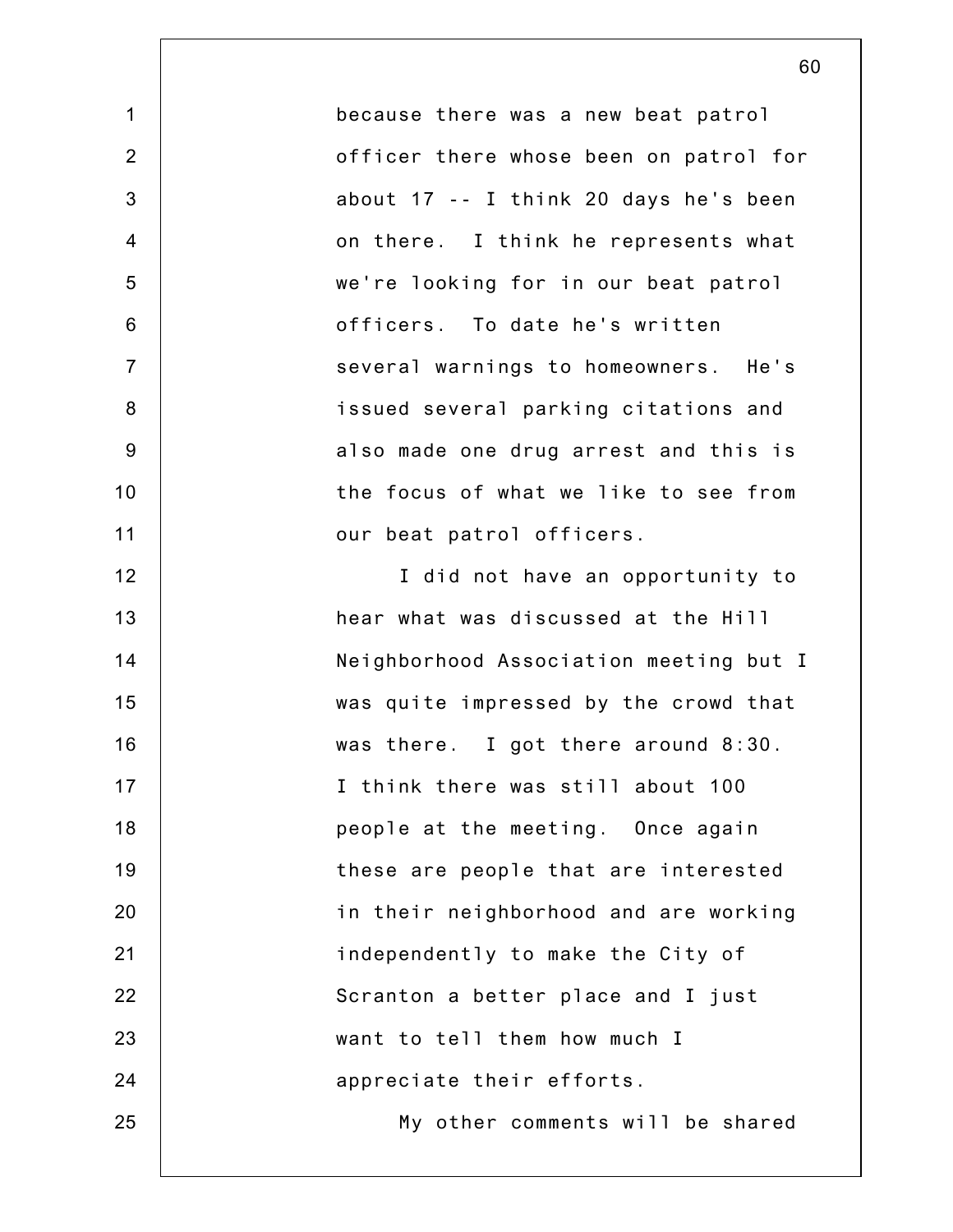because there was a new beat patrol officer there whose been on patrol for about 17 -- I think 20 days he's been on there. I think he represents what we're looking for in our beat patrol officers. To date he's written several warnings to homeowners. He's issued several parking citations and also made one drug arrest and this is the focus of what we like to see from our beat patrol officers.

I did not have an opportunity to hear what was discussed at the Hill Neighborhood Association meeting but I was quite impressed by the crowd that was there. I got there around 8:30. I think there was still about 100 people at the meeting. Once again these are people that are interested in their neighborhood and are working independently to make the City of Scranton a better place and I just want to tell them how much I appreciate their efforts.

My other comments will be shared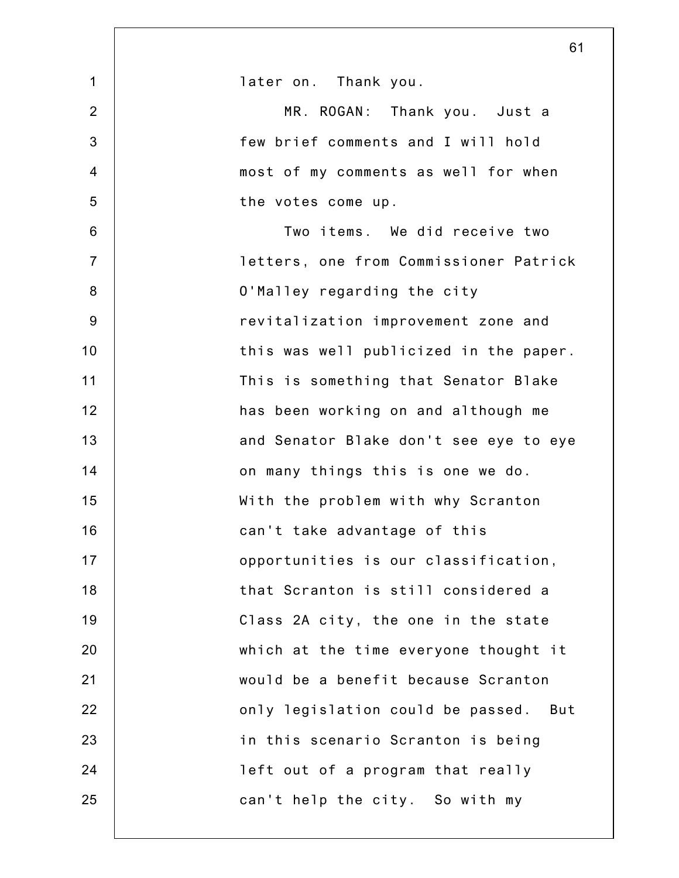later on. Thank you.

MR. ROGAN: Thank you. Just a few brief comments and I will hold most of my comments as well for when the votes come up.

Two items. We did receive two letters, one from Commissioner Patrick O'Malley regarding the city revitalization improvement zone and this was well publicized in the paper. This is something that Senator Blake has been working on and although me and Senator Blake don't see eye to eye on many things this is one we do. With the problem with why Scranton can't take advantage of this opportunities is our classification, that Scranton is still considered a Class 2A city, the one in the state which at the time everyone thought it would be a benefit because Scranton only legislation could be passed. But in this scenario Scranton is being left out of a program that really can't help the city. So with my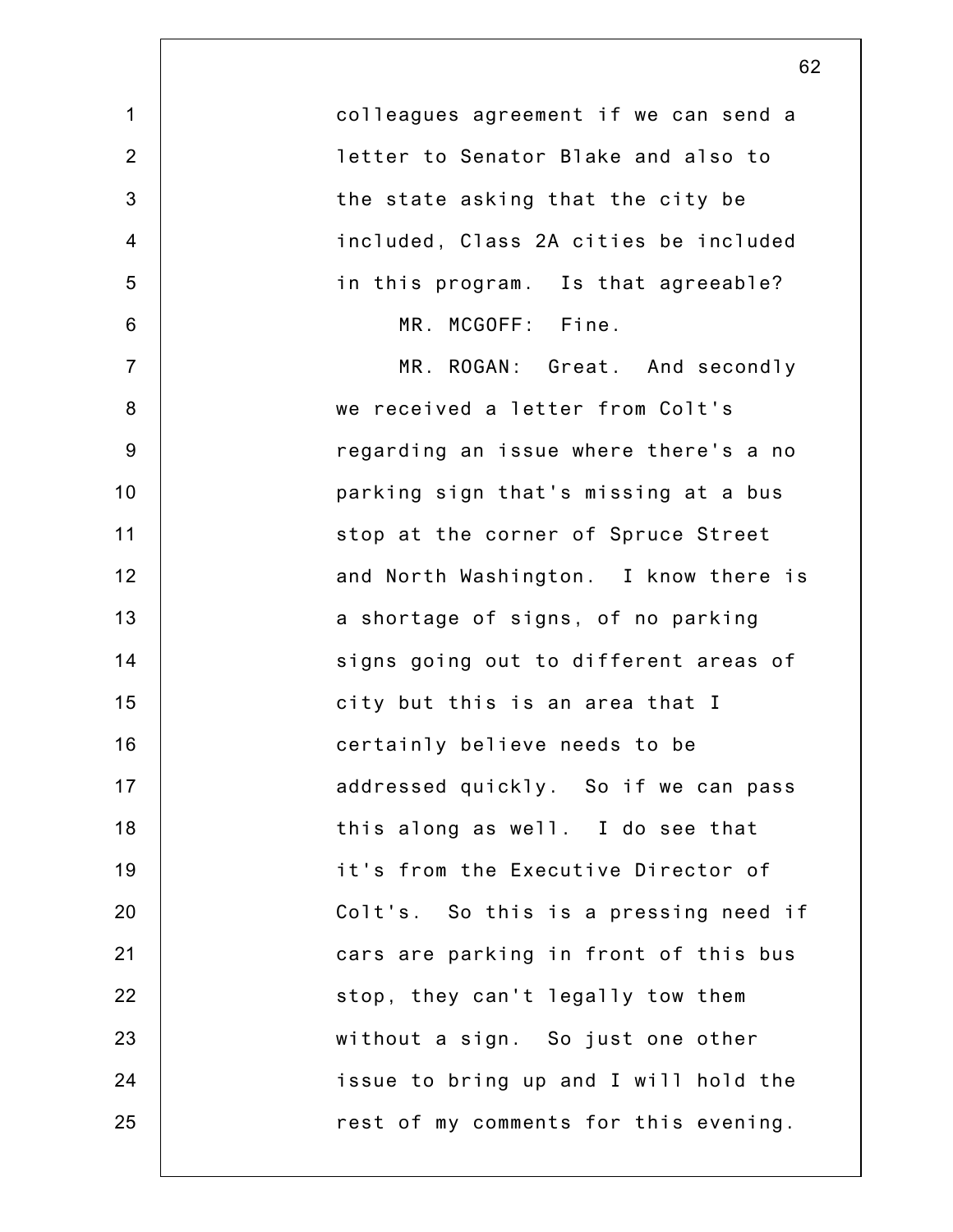colleagues agreement if we can send a letter to Senator Blake and also to the state asking that the city be included, Class 2A cities be included in this program. Is that agreeable?

MR. MCGOFF: Fine.

MR. ROGAN: Great. And secondly we received a letter from Colt's regarding an issue where there's a no parking sign that's missing at a bus stop at the corner of Spruce Street and North Washington. I know there is a shortage of signs, of no parking signs going out to different areas of city but this is an area that I certainly believe needs to be addressed quickly. So if we can pass this along as well. I do see that it's from the Executive Director of Colt's. So this is a pressing need if cars are parking in front of this bus stop, they can't legally tow them without a sign. So just one other issue to bring up and I will hold the rest of my comments for this evening.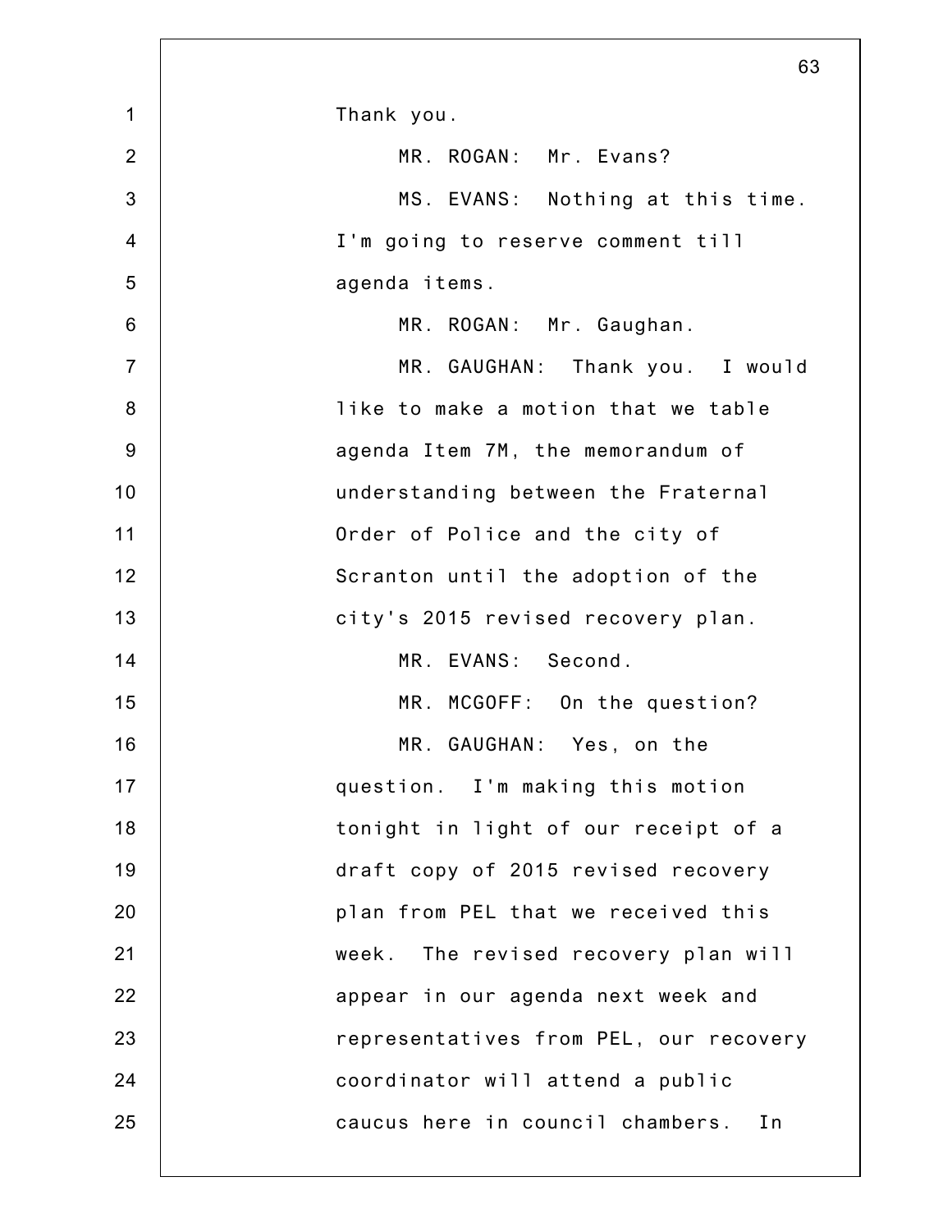Thank you.

MR. ROGAN: Mr. Evans?

MS. EVANS: Nothing at this time. I'm going to reserve comment till agenda items.

MR. ROGAN: Mr. Gaughan.

MR. GAUGHAN: Thank you. I would like to make a motion that we table agenda Item 7M, the memorandum of understanding between the Fraternal Order of Police and the city of Scranton until the adoption of the city's 2015 revised recovery plan.

MR. EVANS: Second.

MR. MCGOFF: On the question?

MR. GAUGHAN: Yes, on the question. I'm making this motion tonight in light of our receipt of a draft copy of 2015 revised recovery plan from PEL that we received this week. The revised recovery plan will appear in our agenda next week and representatives from PEL, our recovery coordinator will attend a public caucus here in council chambers. In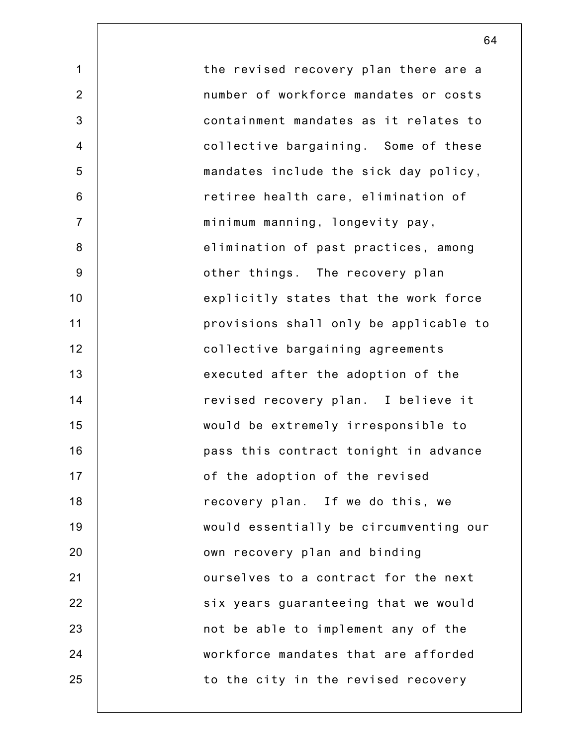the revised recovery plan there are a number of workforce mandates or costs containment mandates as it relates to collective bargaining. Some of these mandates include the sick day policy, retiree health care, elimination of minimum manning, longevity pay, elimination of past practices, among other things. The recovery plan explicitly states that the work force provisions shall only be applicable to collective bargaining agreements executed after the adoption of the revised recovery plan. I believe it would be extremely irresponsible to pass this contract tonight in advance of the adoption of the revised recovery plan. If we do this, we would essentially be circumventing our own recovery plan and binding ourselves to a contract for the next six years guaranteeing that we would not be able to implement any of the workforce mandates that are afforded to the city in the revised recovery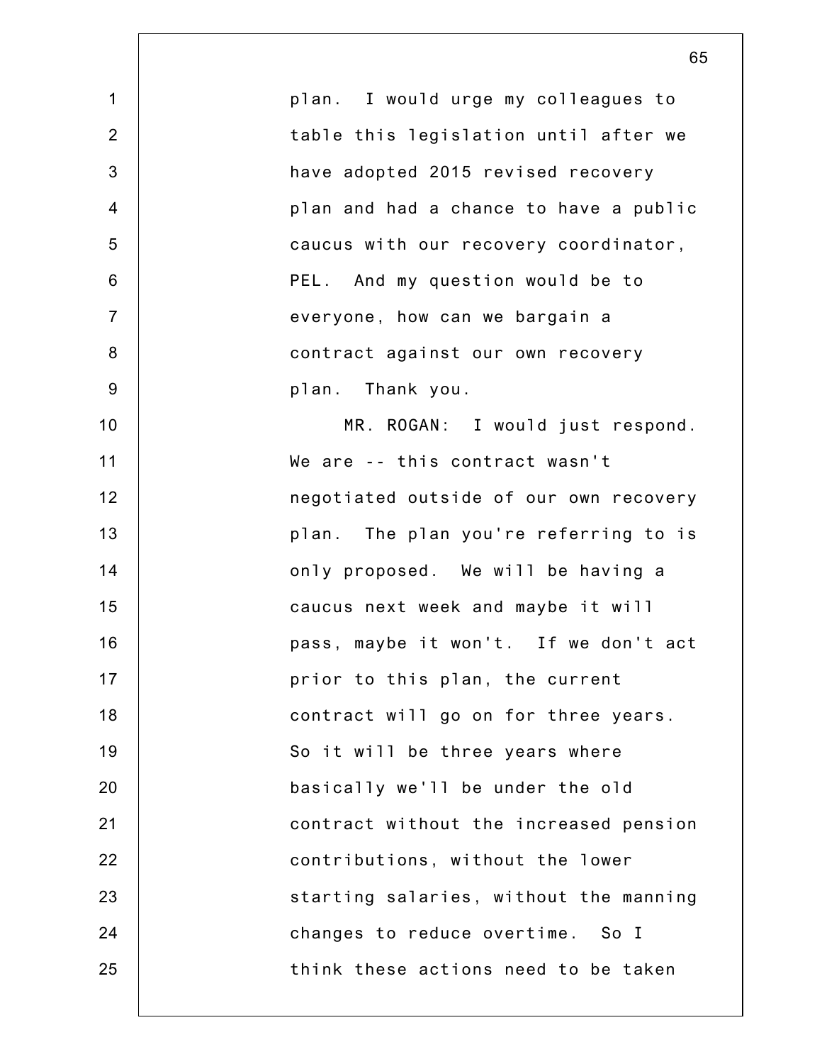plan. I would urge my colleagues to table this legislation until after we have adopted 2015 revised recovery plan and had a chance to have a public caucus with our recovery coordinator, PEL. And my question would be to everyone, how can we bargain a contract against our own recovery plan. Thank you.

MR. ROGAN: I would just respond. We are -- this contract wasn't negotiated outside of our own recovery plan. The plan you're referring to is only proposed. We will be having a caucus next week and maybe it will pass, maybe it won't. If we don't act prior to this plan, the current contract will go on for three years. So it will be three years where basically we'll be under the old contract without the increased pension contributions, without the lower starting salaries, without the manning changes to reduce overtime. So I think these actions need to be taken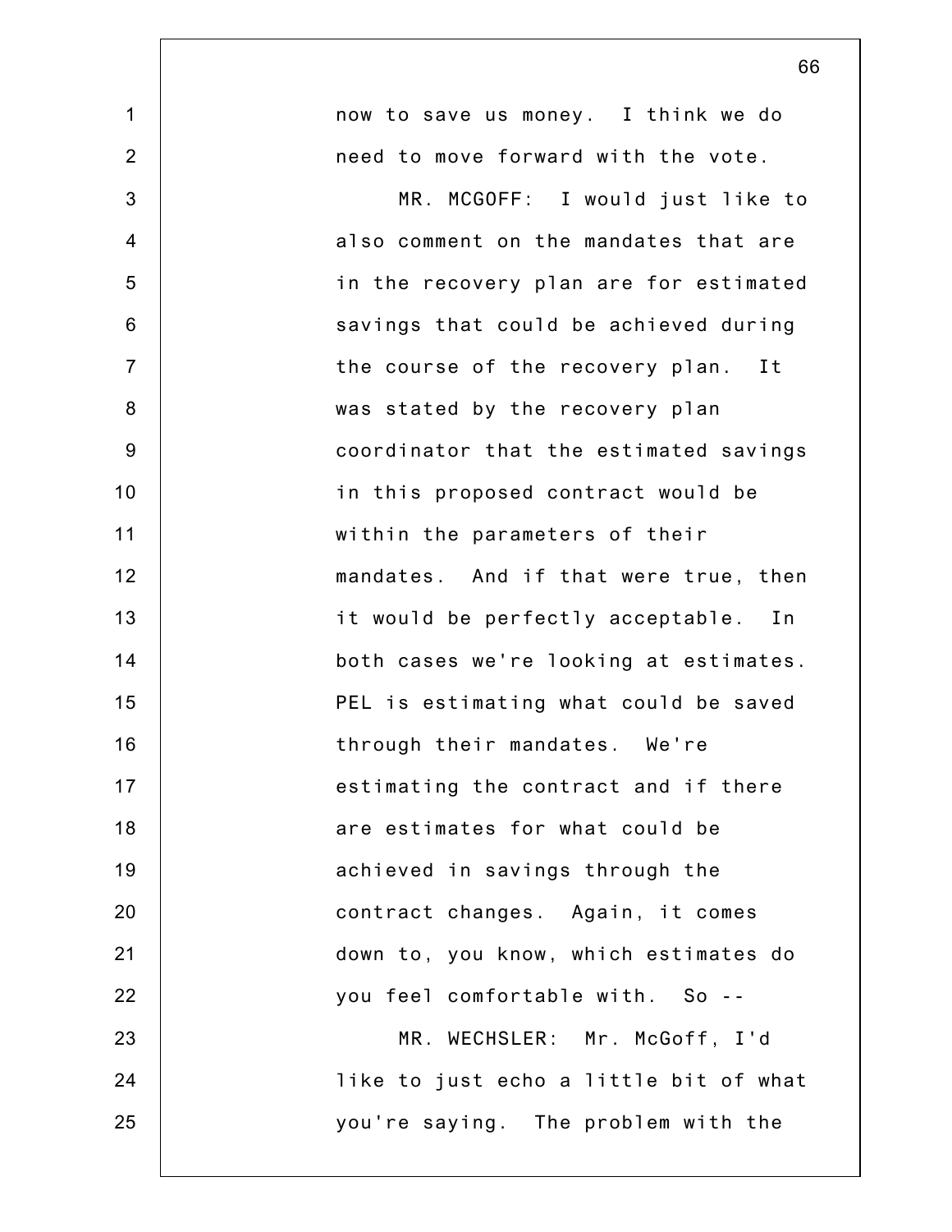now to save us money. I think we do need to move forward with the vote.

MR. MCGOFF: I would just like to also comment on the mandates that are in the recovery plan are for estimated savings that could be achieved during the course of the recovery plan. It was stated by the recovery plan coordinator that the estimated savings in this proposed contract would be within the parameters of their mandates. And if that were true, then it would be perfectly acceptable. In both cases we're looking at estimates. PEL is estimating what could be saved through their mandates. We're estimating the contract and if there are estimates for what could be achieved in savings through the contract changes. Again, it comes down to, you know, which estimates do you feel comfortable with. So --

MR. WECHSLER: Mr. McGoff, I'd like to just echo a little bit of what you're saying. The problem with the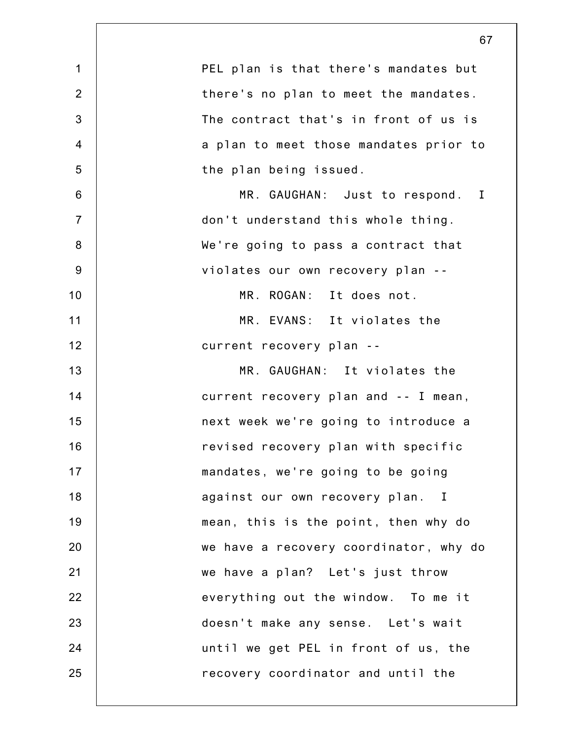PEL plan is that there's mandates but there's no plan to meet the mandates. The contract that's in front of us is a plan to meet those mandates prior to the plan being issued.

MR. GAUGHAN: Just to respond. I don't understand this whole thing. We're going to pass a contract that violates our own recovery plan --

MR. ROGAN: It does not.

MR. EVANS: It violates the current recovery plan --

MR. GAUGHAN: It violates the current recovery plan and -- I mean, next week we're going to introduce a revised recovery plan with specific mandates, we're going to be going against our own recovery plan. I mean, this is the point, then why do we have a recovery coordinator, why do we have a plan? Let's just throw everything out the window. To me it doesn't make any sense. Let's wait until we get PEL in front of us, the recovery coordinator and until the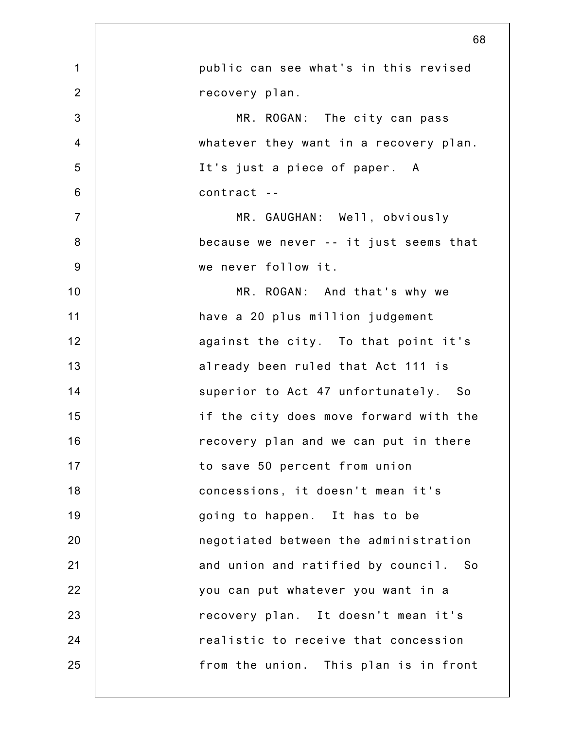public can see what's in this revised recovery plan.

MR. ROGAN: The city can pass whatever they want in a recovery plan. It's just a piece of paper. A contract --

MR. GAUGHAN: Well, obviously because we never -- it just seems that we never follow it.

MR. ROGAN: And that's why we have a 20 plus million judgement against the city. To that point it's already been ruled that Act 111 is superior to Act 47 unfortunately. So if the city does move forward with the recovery plan and we can put in there to save 50 percent from union concessions, it doesn't mean it's going to happen. It has to be negotiated between the administration and union and ratified by council. So you can put whatever you want in a recovery plan. It doesn't mean it's realistic to receive that concession from the union. This plan is in front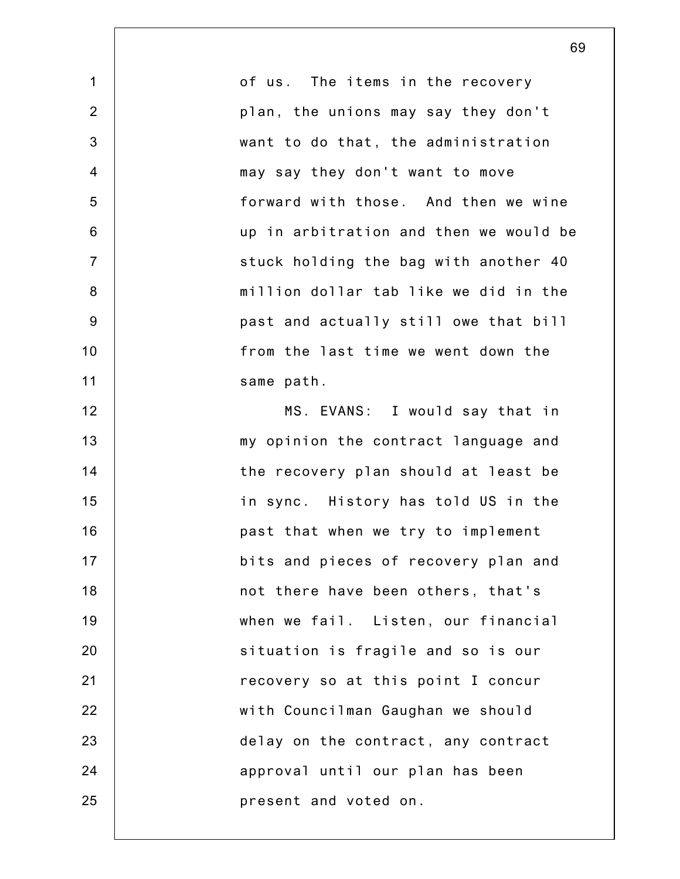of us. The items in the recovery plan, the unions may say they don't want to do that, the administration may say they don't want to move forward with those. And then we wine up in arbitration and then we would be stuck holding the bag with another 40 million dollar tab like we did in the past and actually still owe that bill from the last time we went down the same path.

MS. EVANS: I would say that in my opinion the contract language and the recovery plan should at least be in sync. History has told US in the past that when we try to implement bits and pieces of recovery plan and not there have been others, that's when we fail. Listen, our financial situation is fragile and so is our recovery so at this point I concur with Councilman Gaughan we should delay on the contract, any contract approval until our plan has been present and voted on.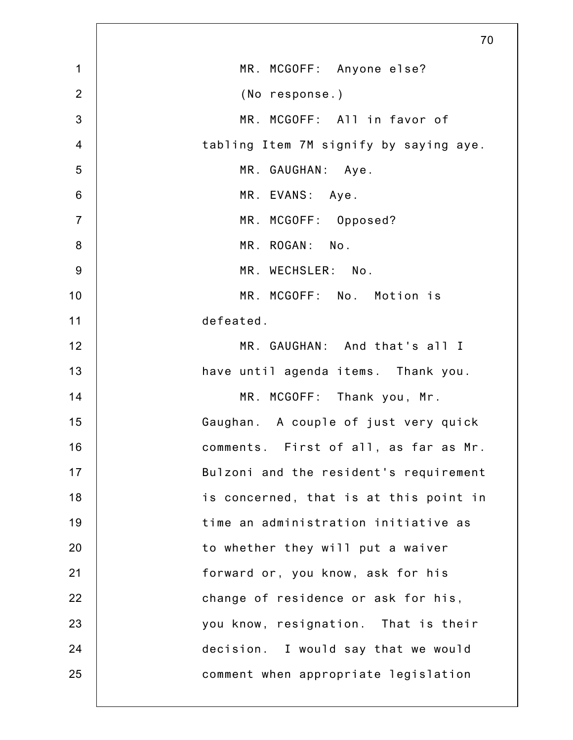MR. MCGOFF: Anyone else?

(No response.)

MR. MCGOFF: All in favor of tabling Item 7M signify by saying aye.

MR. GAUGHAN: Aye.

MR. EVANS: Aye.

MR. MCGOFF: Opposed?

MR. ROGAN: No.

MR. WECHSLER: No.

MR. MCGOFF: No. Motion is defeated.

MR. GAUGHAN: And that's all I have until agenda items. Thank you.

MR. MCGOFF: Thank you, Mr. Gaughan. A couple of just very quick comments. First of all, as far as Mr. Bulzoni and the resident's requirement is concerned, that is at this point in time an administration initiative as to whether they will put a waiver forward or, you know, ask for his change of residence or ask for his, you know, resignation. That is their decision. I would say that we would comment when appropriate legislation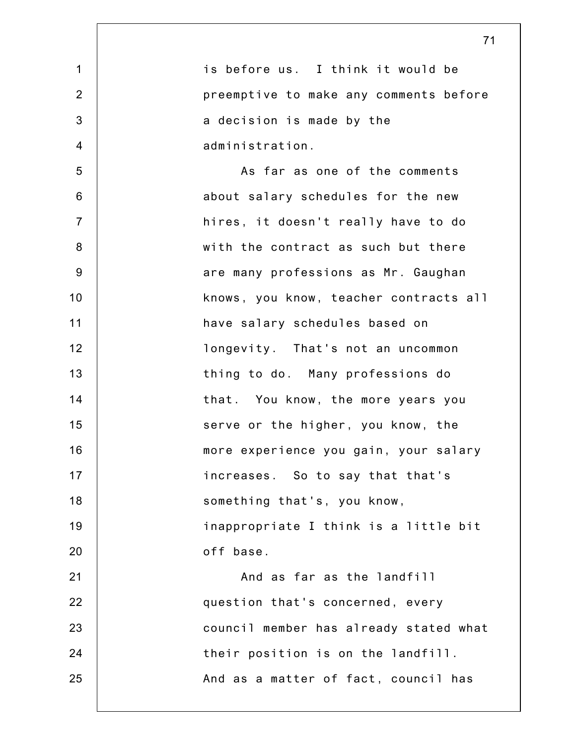is before us. I think it would be preemptive to make any comments before a decision is made by the administration.

As far as one of the comments about salary schedules for the new hires, it doesn't really have to do with the contract as such but there are many professions as Mr. Gaughan knows, you know, teacher contracts all have salary schedules based on longevity. That's not an uncommon thing to do. Many professions do that. You know, the more years you serve or the higher, you know, the more experience you gain, your salary increases. So to say that that's something that's, you know, inappropriate I think is a little bit off base.

And as far as the landfill question that's concerned, every council member has already stated what their position is on the landfill. And as a matter of fact, council has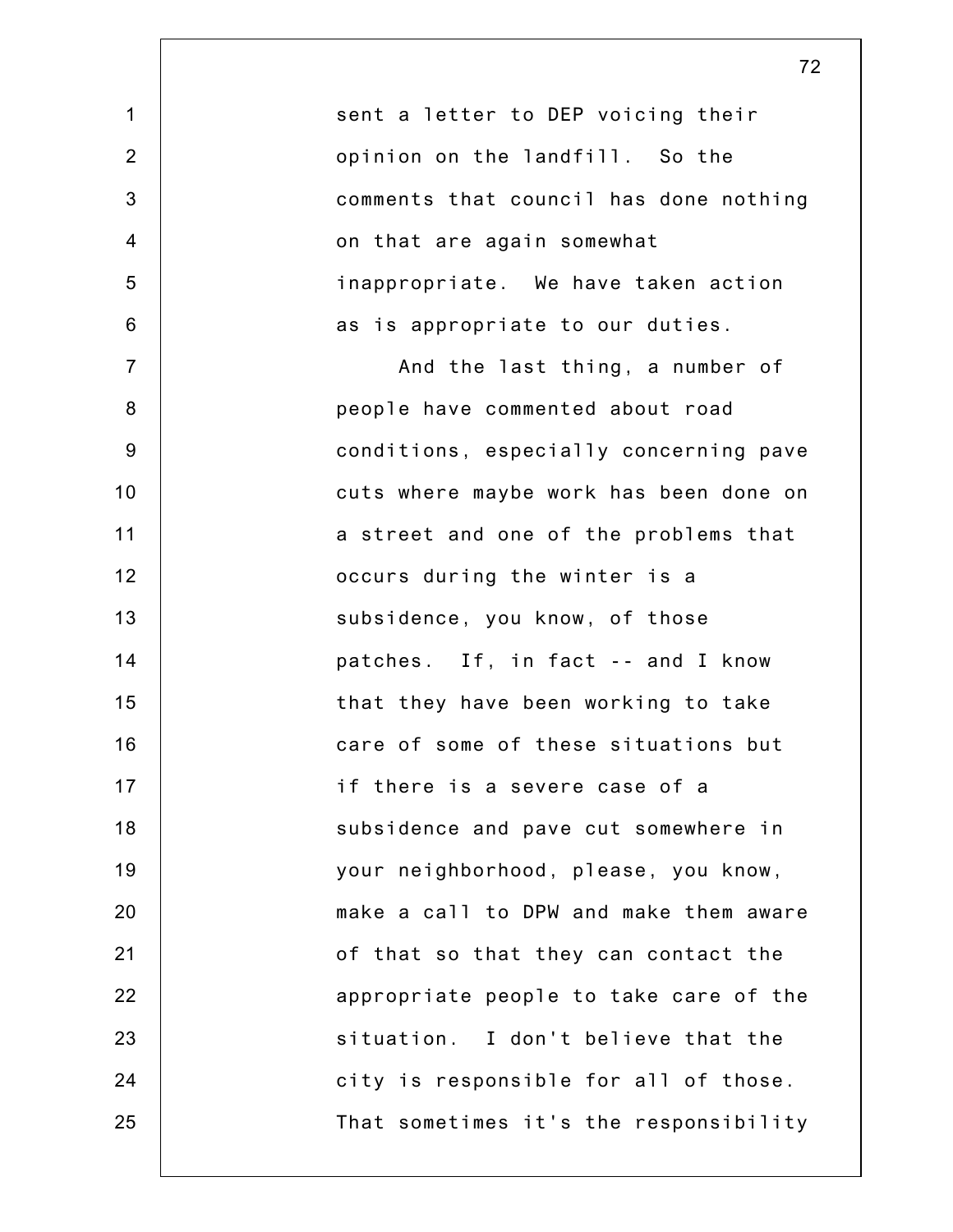sent a letter to DEP voicing their opinion on the landfill. So the comments that council has done nothing on that are again somewhat inappropriate. We have taken action as is appropriate to our duties.

And the last thing, a number of people have commented about road conditions, especially concerning pave cuts where maybe work has been done on a street and one of the problems that occurs during the winter is a subsidence, you know, of those patches. If, in fact -- and I know that they have been working to take care of some of these situations but if there is a severe case of a subsidence and pave cut somewhere in your neighborhood, please, you know, make a call to DPW and make them aware of that so that they can contact the appropriate people to take care of the situation. I don't believe that the city is responsible for all of those. That sometimes it's the responsibility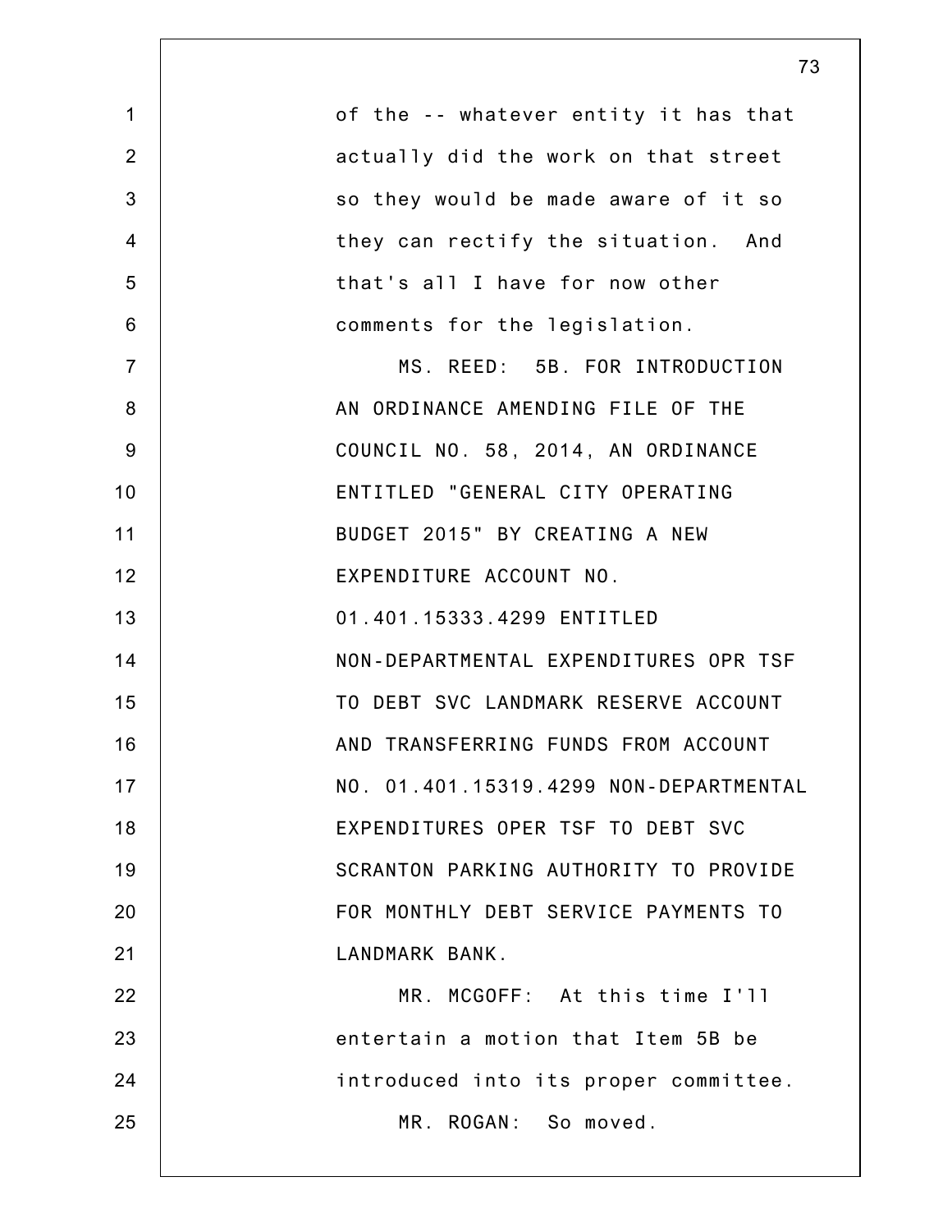of the -- whatever entity it has that actually did the work on that street so they would be made aware of it so they can rectify the situation. And that's all I have for now other comments for the legislation.

MS. REED: 5B. FOR INTRODUCTION AN ORDINANCE AMENDING FILE OF THE COUNCIL NO. 58, 2014, AN ORDINANCE ENTITLED "GENERAL CITY OPERATING BUDGET 2015" BY CREATING A NEW EXPENDITURE ACCOUNT NO. 01.401.15333.4299 ENTITLED NON-DEPARTMENTAL EXPENDITURES OPR TSF TO DEBT SVC LANDMARK RESERVE ACCOUNT AND TRANSFERRING FUNDS FROM ACCOUNT NO. 01.401.15319.4299 NON-DEPARTMENTAL EXPENDITURES OPER TSF TO DEBT SVC SCRANTON PARKING AUTHORITY TO PROVIDE FOR MONTHLY DEBT SERVICE PAYMENTS TO LANDMARK BANK.

MR. MCGOFF: At this time I'll entertain a motion that Item 5B be introduced into its proper committee.

MR. ROGAN: So moved.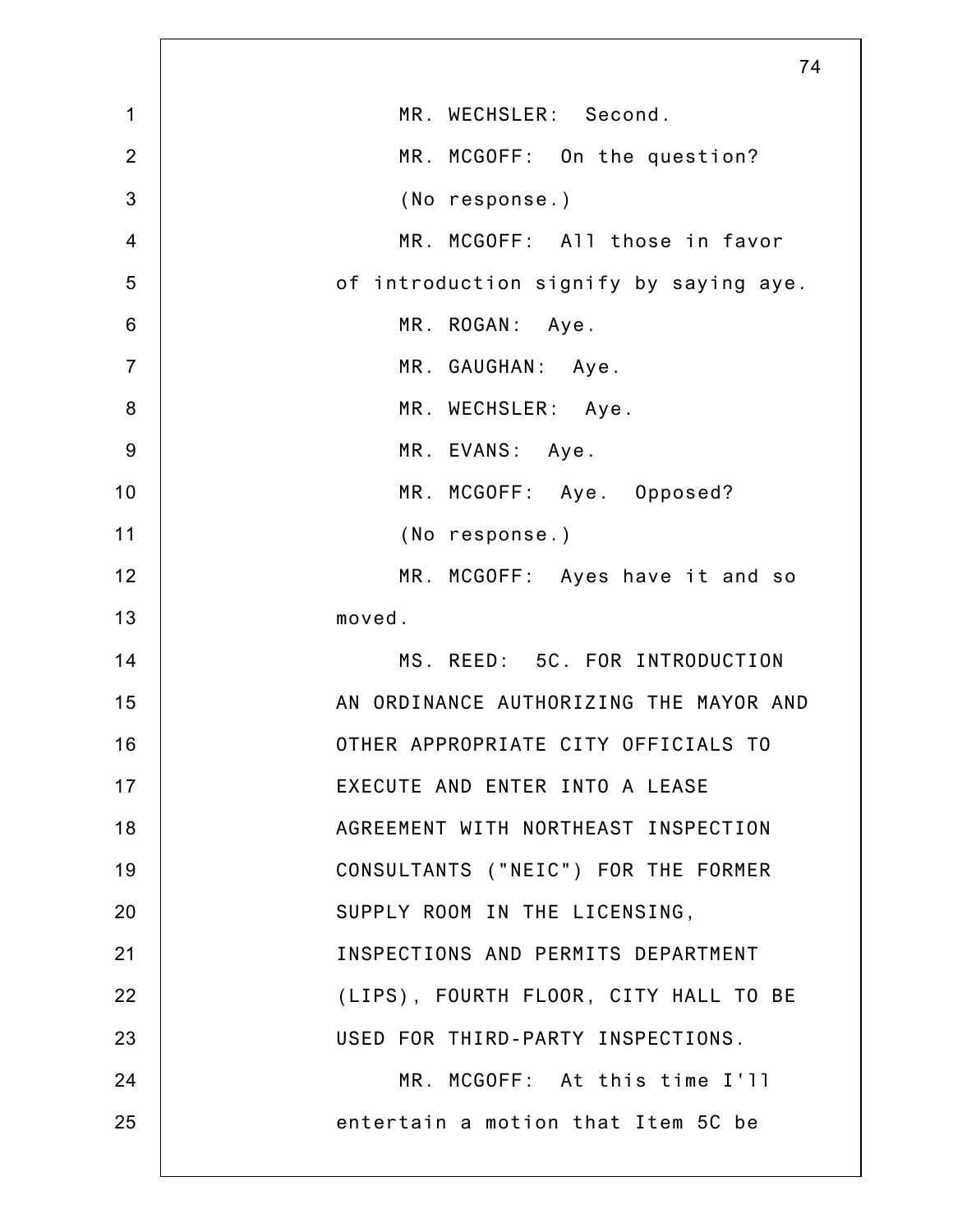MR. WECHSLER: Second.

MR. MCGOFF: On the question?

(No response.)

MR. MCGOFF: All those in favor of introduction signify by saying aye.

MR. ROGAN: Aye.

MR. GAUGHAN: Aye.

MR. WECHSLER: Aye.

MR. EVANS: Aye.

MR. MCGOFF: Aye. Opposed?

(No response.)

MR. MCGOFF: Ayes have it and so moved.

MS. REED: 5C. FOR INTRODUCTION AN ORDINANCE AUTHORIZING THE MAYOR AND OTHER APPROPRIATE CITY OFFICIALS TO EXECUTE AND ENTER INTO A LEASE AGREEMENT WITH NORTHEAST INSPECTION CONSULTANTS ("NEIC") FOR THE FORMER SUPPLY ROOM IN THE LICENSING, INSPECTIONS AND PERMITS DEPARTMENT (LIPS), FOURTH FLOOR, CITY HALL TO BE USED FOR THIRD-PARTY INSPECTIONS.

MR. MCGOFF: At this time I'll entertain a motion that Item 5C be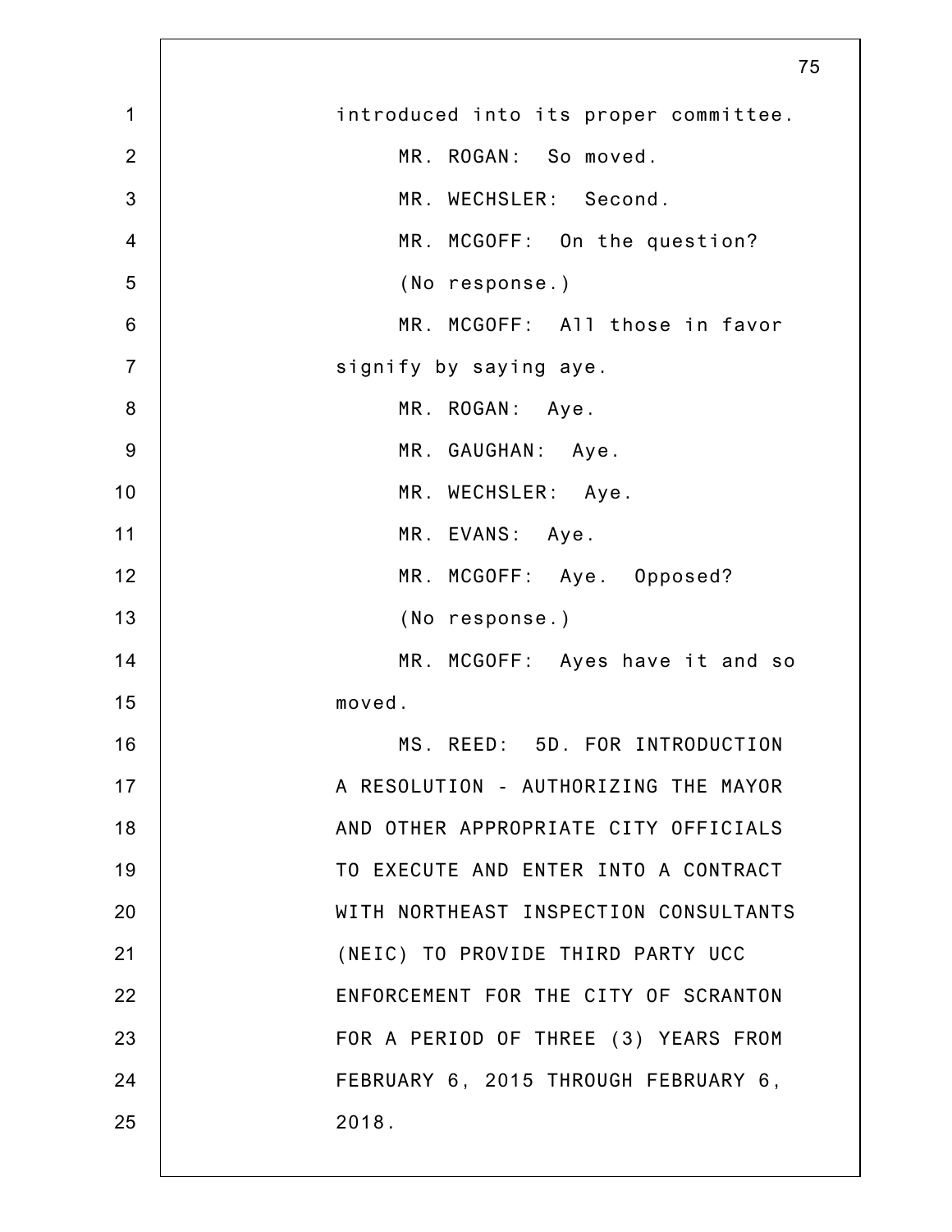introduced into its proper committee.

MR. ROGAN: So moved.

MR. WECHSLER: Second.

MR. MCGOFF: On the question?

(No response.)

MR. MCGOFF: All those in favor signify by saying aye.

MR. ROGAN: Aye.

MR. GAUGHAN: Aye.

MR. WECHSLER: Aye.

MR. EVANS: Aye.

MR. MCGOFF: Aye. Opposed?

(No response.)

MR. MCGOFF: Ayes have it and so moved.

MS. REED: 5D. FOR INTRODUCTION A RESOLUTION - AUTHORIZING THE MAYOR AND OTHER APPROPRIATE CITY OFFICIALS TO EXECUTE AND ENTER INTO A CONTRACT WITH NORTHEAST INSPECTION CONSULTANTS (NEIC) TO PROVIDE THIRD PARTY UCC ENFORCEMENT FOR THE CITY OF SCRANTON FOR A PERIOD OF THREE (3) YEARS FROM FEBRUARY 6, 2015 THROUGH FEBRUARY 6, 2018.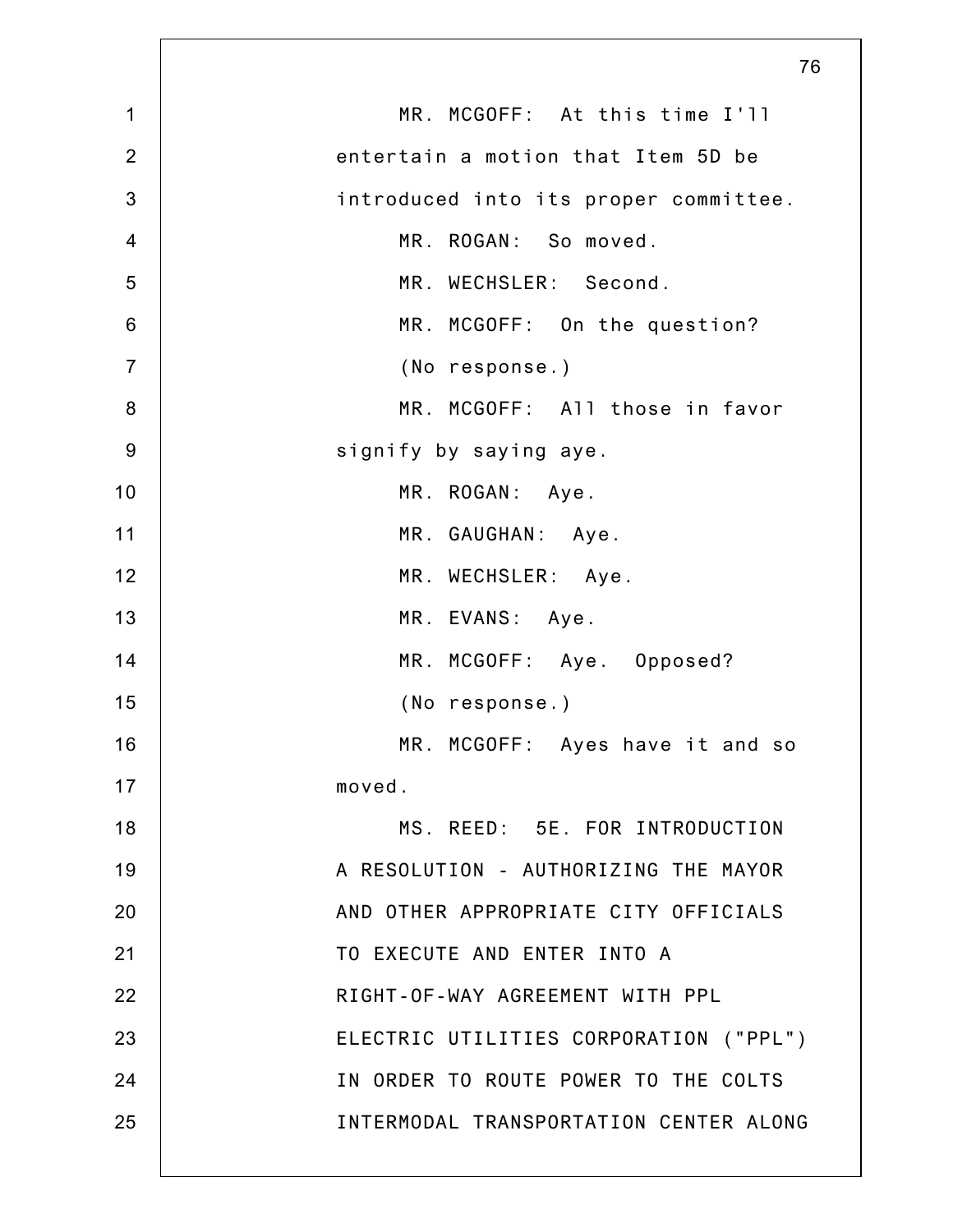MR. MCGOFF: At this time I'll entertain a motion that Item 5D be introduced into its proper committee.

MR. ROGAN: So moved.

MR. WECHSLER: Second.

MR. MCGOFF: On the question?

(No response.)

MR. MCGOFF: All those in favor signify by saying aye.

MR. ROGAN: Aye.

MR. GAUGHAN: Aye.

MR. WECHSLER: Aye.

MR. EVANS: Aye.

MR. MCGOFF: Aye. Opposed?

(No response.)

MR. MCGOFF: Ayes have it and so moved.

MS. REED: 5E. FOR INTRODUCTION A RESOLUTION - AUTHORIZING THE MAYOR AND OTHER APPROPRIATE CITY OFFICIALS TO EXECUTE AND ENTER INTO A RIGHT-OF-WAY AGREEMENT WITH PPL ELECTRIC UTILITIES CORPORATION ("PPL") IN ORDER TO ROUTE POWER TO THE COLTS INTERMODAL TRANSPORTATION CENTER ALONG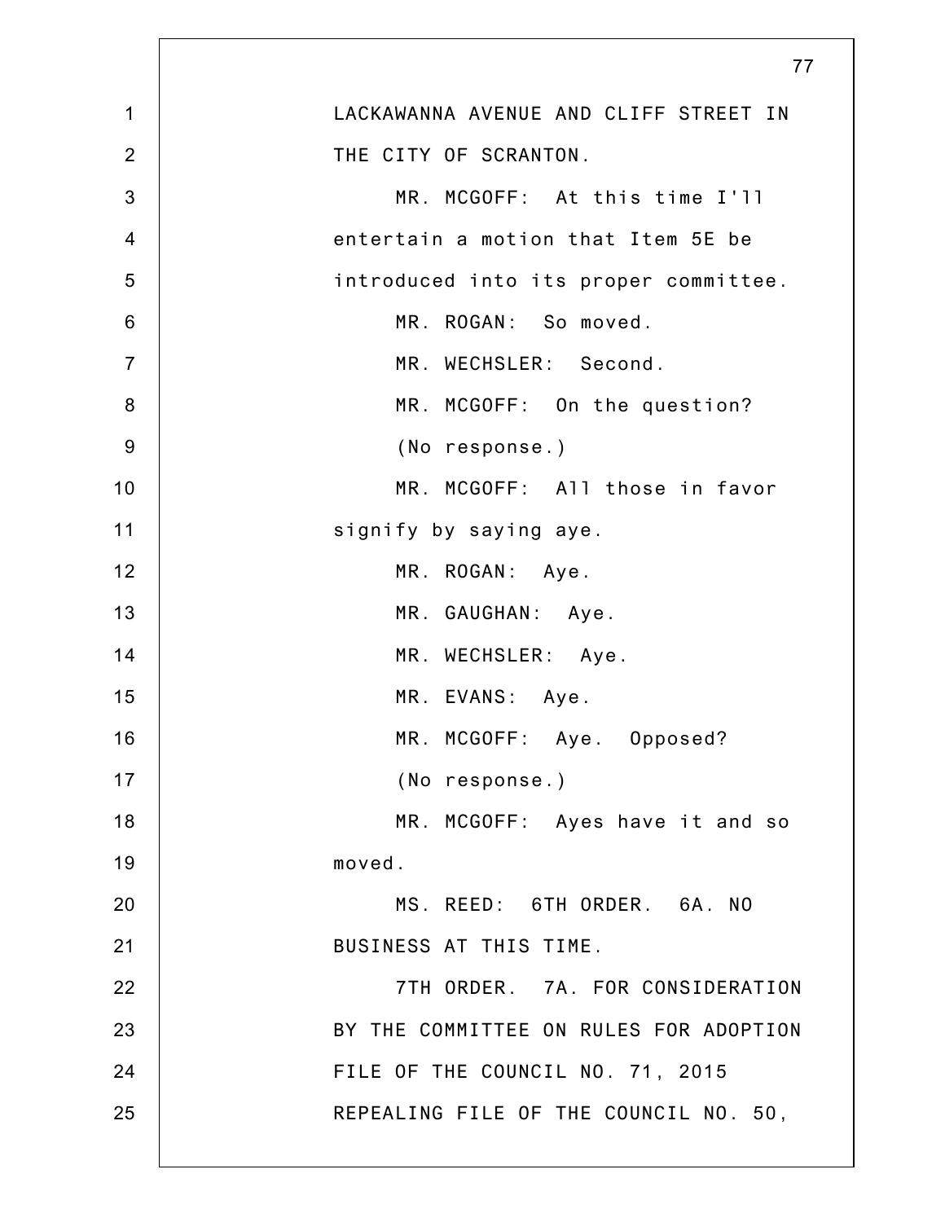LACKAWANNA AVENUE AND CLIFF STREET IN THE CITY OF SCRANTON.

MR. MCGOFF: At this time I'll entertain a motion that Item 5E be introduced into its proper committee.

MR. ROGAN: So moved.

MR. WECHSLER: Second.

MR. MCGOFF: On the question?

(No response.)

MR. MCGOFF: All those in favor signify by saying aye.

MR. ROGAN: Aye.

MR. GAUGHAN: Aye.

MR. WECHSLER: Aye.

MR. EVANS: Aye.

MR. MCGOFF: Aye. Opposed?

(No response.)

MR. MCGOFF: Ayes have it and so moved.

MS. REED: 6TH ORDER. 6A. NO BUSINESS AT THIS TIME.

7TH ORDER. 7A. FOR CONSIDERATION BY THE COMMITTEE ON RULES FOR ADOPTION FILE OF THE COUNCIL NO. 71, 2015 REPEALING FILE OF THE COUNCIL NO. 50,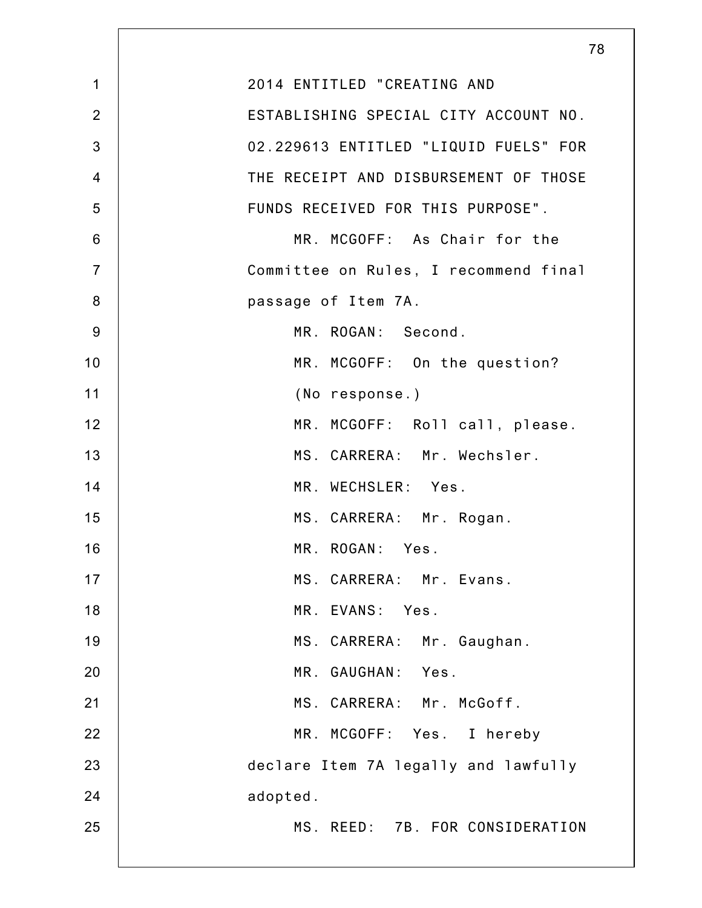2014 ENTITLED "CREATING AND ESTABLISHING SPECIAL CITY ACCOUNT NO. 02.229613 ENTITLED "LIQUID FUELS" FOR THE RECEIPT AND DISBURSEMENT OF THOSE FUNDS RECEIVED FOR THIS PURPOSE".

MR. MCGOFF: As Chair for the Committee on Rules, I recommend final passage of Item 7A.

MR. ROGAN: Second.

MR. MCGOFF: On the question?

(No response.)

MR. MCGOFF: Roll call, please.

MS. CARRERA: Mr. Wechsler.

MR. WECHSLER: Yes.

MS. CARRERA: Mr. Rogan.

MR. ROGAN: Yes.

MS. CARRERA: Mr. Evans.

MR. EVANS: Yes.

MS. CARRERA: Mr. Gaughan.

MR. GAUGHAN: Yes.

MS. CARRERA: Mr. McGoff.

MR. MCGOFF: Yes. I hereby declare Item 7A legally and lawfully adopted.

MS. REED: 7B. FOR CONSIDERATION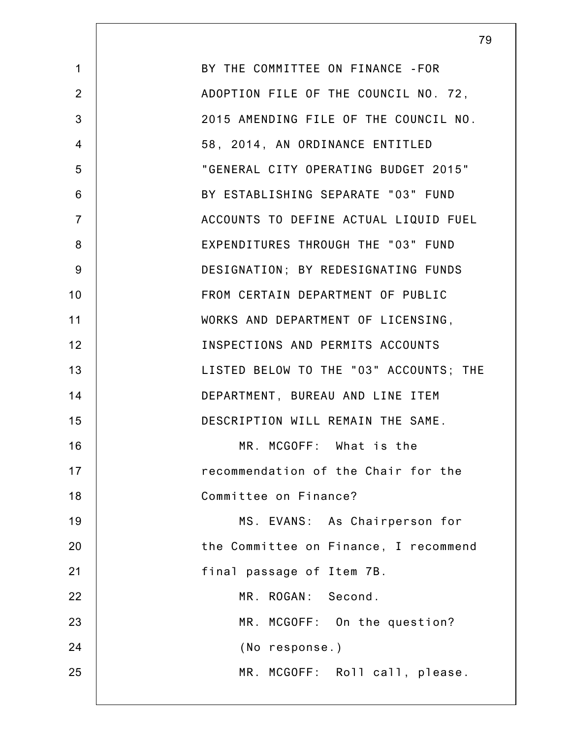BY THE COMMITTEE ON FINANCE -FOR ADOPTION FILE OF THE COUNCIL NO. 72, 2015 AMENDING FILE OF THE COUNCIL NO. 58, 2014, AN ORDINANCE ENTITLED "GENERAL CITY OPERATING BUDGET 2015" BY ESTABLISHING SEPARATE "03" FUND ACCOUNTS TO DEFINE ACTUAL LIQUID FUEL EXPENDITURES THROUGH THE "03" FUND DESIGNATION; BY REDESIGNATING FUNDS FROM CERTAIN DEPARTMENT OF PUBLIC WORKS AND DEPARTMENT OF LICENSING, INSPECTIONS AND PERMITS ACCOUNTS LISTED BELOW TO THE "03" ACCOUNTS; THE DEPARTMENT, BUREAU AND LINE ITEM DESCRIPTION WILL REMAIN THE SAME.

MR. MCGOFF: What is the recommendation of the Chair for the Committee on Finance?

MS. EVANS: As Chairperson for the Committee on Finance, I recommend final passage of Item 7B.

MR. ROGAN: Second.

MR. MCGOFF: On the question?

(No response.)

MR. MCGOFF: Roll call, please.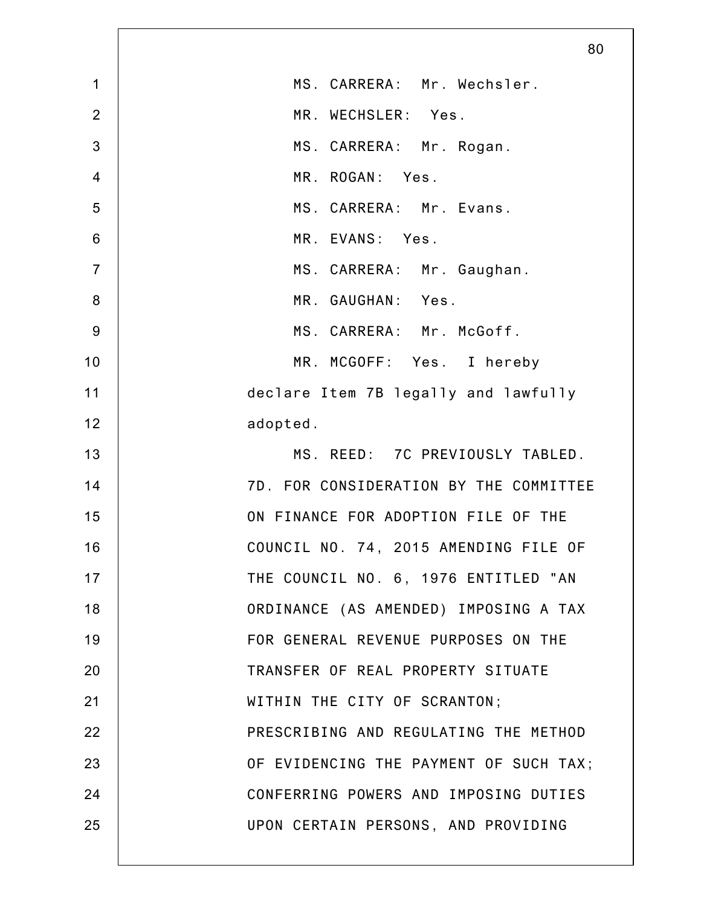MS. CARRERA: Mr. Wechsler.

MR. WECHSLER: Yes.

MS. CARRERA: Mr. Rogan.

MR. ROGAN: Yes.

MS. CARRERA: Mr. Evans.

MR. EVANS: Yes.

MS. CARRERA: Mr. Gaughan.

MR. GAUGHAN: Yes.

MS. CARRERA: Mr. McGoff.

MR. MCGOFF: Yes. I hereby declare Item 7B legally and lawfully adopted.

MS. REED: 7C PREVIOUSLY TABLED. 7D. FOR CONSIDERATION BY THE COMMITTEE ON FINANCE FOR ADOPTION FILE OF THE COUNCIL NO. 74, 2015 AMENDING FILE OF THE COUNCIL NO. 6, 1976 ENTITLED "AN ORDINANCE (AS AMENDED) IMPOSING A TAX FOR GENERAL REVENUE PURPOSES ON THE TRANSFER OF REAL PROPERTY SITUATE WITHIN THE CITY OF SCRANTON; PRESCRIBING AND REGULATING THE METHOD OF EVIDENCING THE PAYMENT OF SUCH TAX; CONFERRING POWERS AND IMPOSING DUTIES UPON CERTAIN PERSONS, AND PROVIDING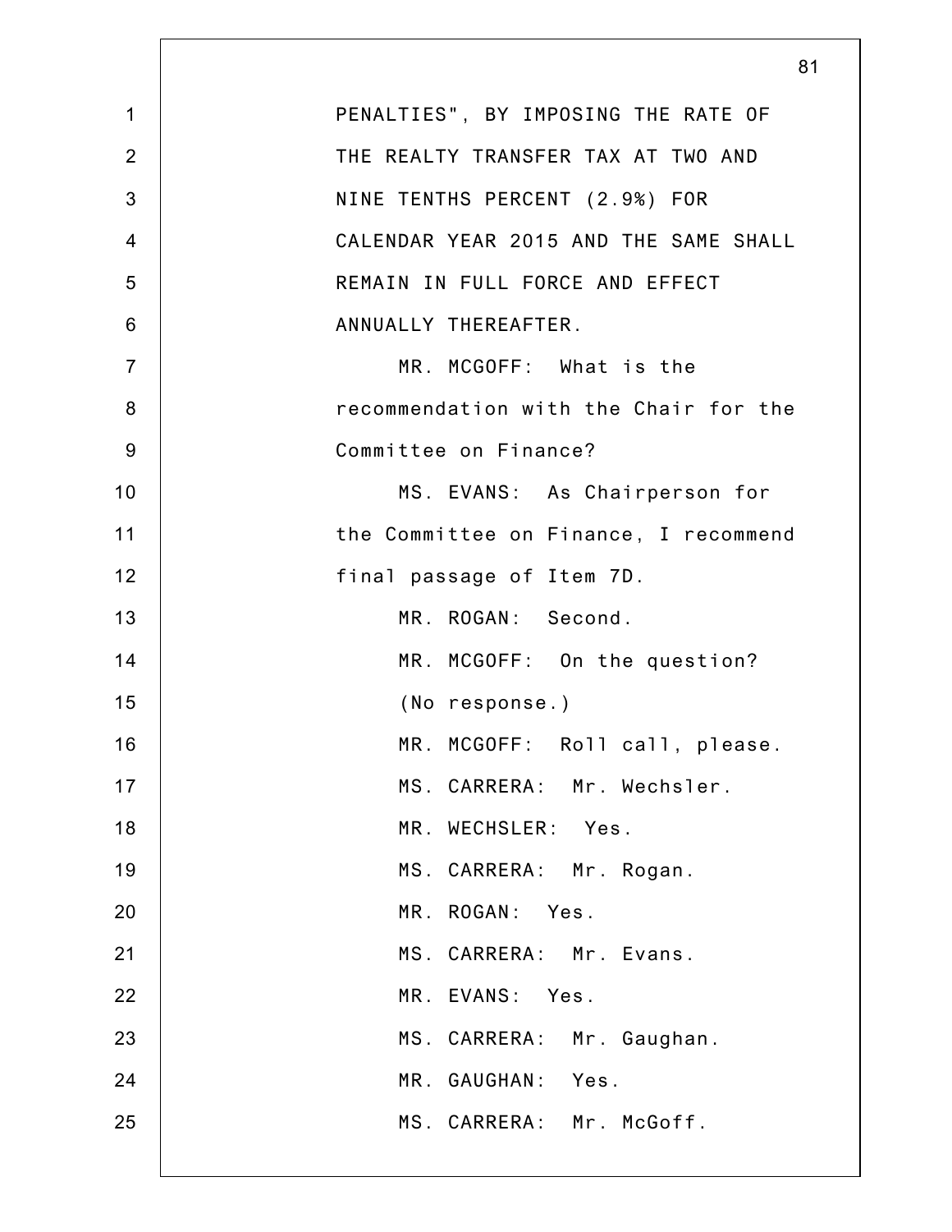PENALTIES", BY IMPOSING THE RATE OF THE REALTY TRANSFER TAX AT TWO AND NINE TENTHS PERCENT (2.9%) FOR CALENDAR YEAR 2015 AND THE SAME SHALL REMAIN IN FULL FORCE AND EFFECT ANNUALLY THEREAFTER.

MR. MCGOFF: What is the recommendation with the Chair for the Committee on Finance?

MS. EVANS: As Chairperson for the Committee on Finance, I recommend final passage of Item 7D.

MR. ROGAN: Second.

MR. MCGOFF: On the question?

(No response.)

MR. MCGOFF: Roll call, please.

MS. CARRERA: Mr. Wechsler.

MR. WECHSLER: Yes.

MS. CARRERA: Mr. Rogan.

MR. ROGAN: Yes.

MS. CARRERA: Mr. Evans.

MR. EVANS: Yes.

MS. CARRERA: Mr. Gaughan.

MR. GAUGHAN: Yes.

MS. CARRERA: Mr. McGoff.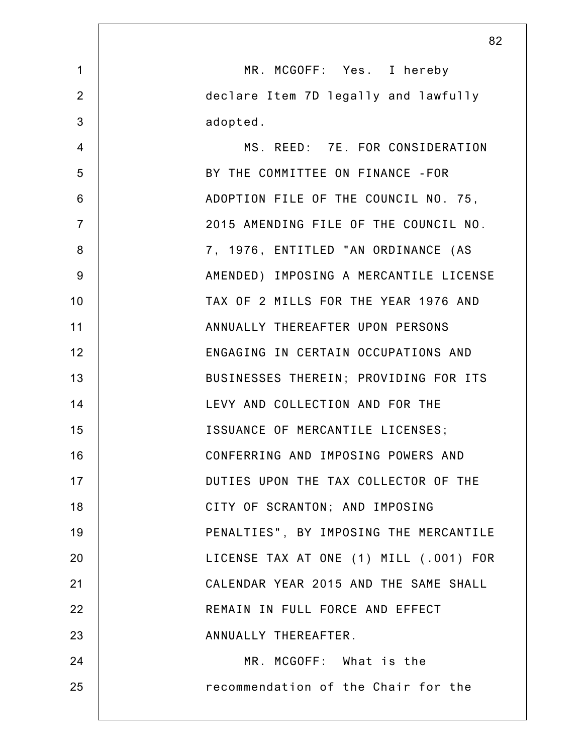MR. MCGOFF: Yes. I hereby declare Item 7D legally and lawfully adopted.

MS. REED: 7E. FOR CONSIDERATION BY THE COMMITTEE ON FINANCE -FOR ADOPTION FILE OF THE COUNCIL NO. 75, 2015 AMENDING FILE OF THE COUNCIL NO. 7, 1976, ENTITLED "AN ORDINANCE (AS AMENDED) IMPOSING A MERCANTILE LICENSE TAX OF 2 MILLS FOR THE YEAR 1976 AND ANNUALLY THEREAFTER UPON PERSONS ENGAGING IN CERTAIN OCCUPATIONS AND BUSINESSES THEREIN; PROVIDING FOR ITS LEVY AND COLLECTION AND FOR THE ISSUANCE OF MERCANTILE LICENSES; CONFERRING AND IMPOSING POWERS AND DUTIES UPON THE TAX COLLECTOR OF THE CITY OF SCRANTON; AND IMPOSING PENALTIES", BY IMPOSING THE MERCANTILE LICENSE TAX AT ONE (1) MILL (.001) FOR CALENDAR YEAR 2015 AND THE SAME SHALL REMAIN IN FULL FORCE AND EFFECT ANNUALLY THEREAFTER.

MR. MCGOFF: What is the recommendation of the Chair for the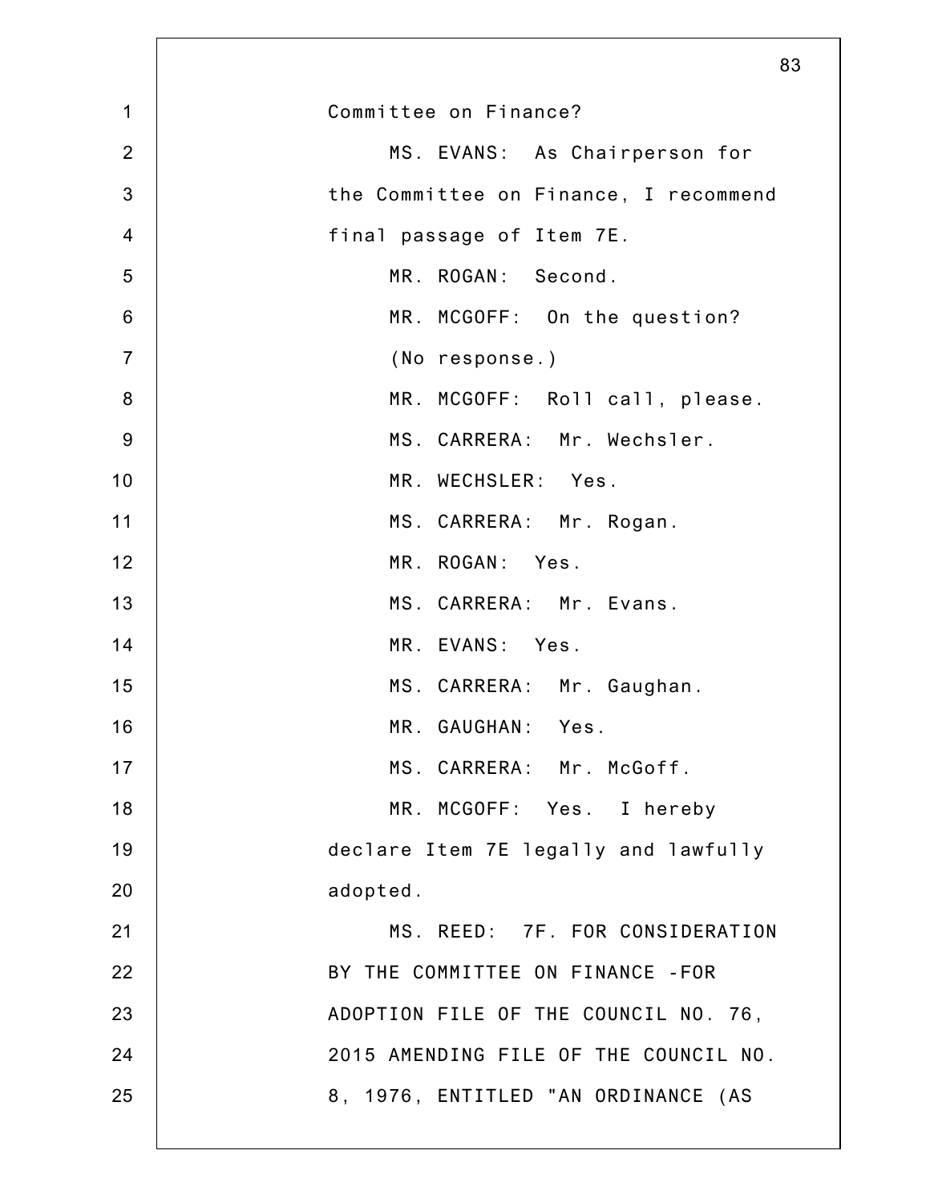Committee on Finance?

MS. EVANS: As Chairperson for the Committee on Finance, I recommend final passage of Item 7E.

MR. ROGAN: Second.

MR. MCGOFF: On the question?

(No response.)

MR. MCGOFF: Roll call, please.

MS. CARRERA: Mr. Wechsler.

MR. WECHSLER: Yes.

MS. CARRERA: Mr. Rogan.

MR. ROGAN: Yes.

MS. CARRERA: Mr. Evans.

MR. EVANS: Yes.

MS. CARRERA: Mr. Gaughan.

MR. GAUGHAN: Yes.

MS. CARRERA: Mr. McGoff.

MR. MCGOFF: Yes. I hereby declare Item 7E legally and lawfully adopted.

MS. REED: 7F. FOR CONSIDERATION BY THE COMMITTEE ON FINANCE -FOR ADOPTION FILE OF THE COUNCIL NO. 76, 2015 AMENDING FILE OF THE COUNCIL NO. 8, 1976, ENTITLED "AN ORDINANCE (AS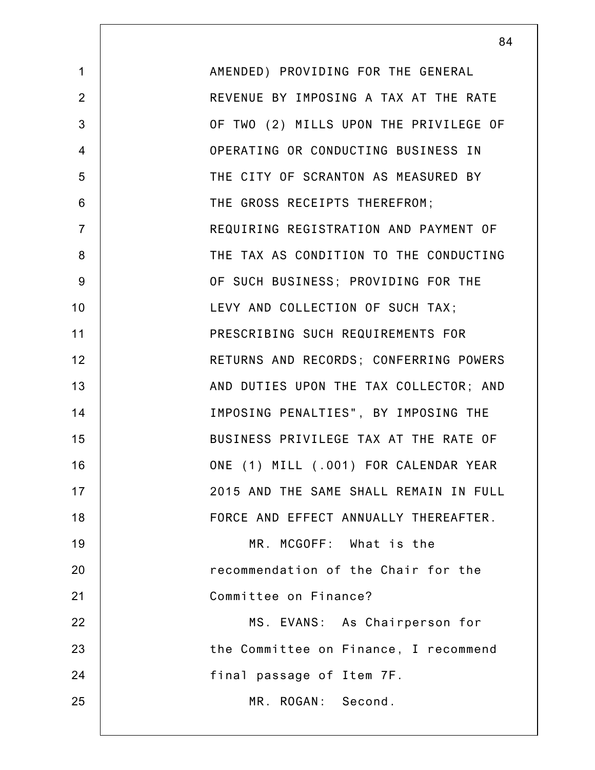AMENDED) PROVIDING FOR THE GENERAL REVENUE BY IMPOSING A TAX AT THE RATE OF TWO (2) MILLS UPON THE PRIVILEGE OF OPERATING OR CONDUCTING BUSINESS IN THE CITY OF SCRANTON AS MEASURED BY THE GROSS RECEIPTS THEREFROM; REQUIRING REGISTRATION AND PAYMENT OF THE TAX AS CONDITION TO THE CONDUCTING OF SUCH BUSINESS; PROVIDING FOR THE LEVY AND COLLECTION OF SUCH TAX; PRESCRIBING SUCH REQUIREMENTS FOR RETURNS AND RECORDS; CONFERRING POWERS AND DUTIES UPON THE TAX COLLECTOR; AND IMPOSING PENALTIES", BY IMPOSING THE BUSINESS PRIVILEGE TAX AT THE RATE OF ONE (1) MILL (.001) FOR CALENDAR YEAR 2015 AND THE SAME SHALL REMAIN IN FULL FORCE AND EFFECT ANNUALLY THEREAFTER.

MR. MCGOFF: What is the recommendation of the Chair for the Committee on Finance?

MS. EVANS: As Chairperson for the Committee on Finance, I recommend final passage of Item 7F.

MR. ROGAN: Second.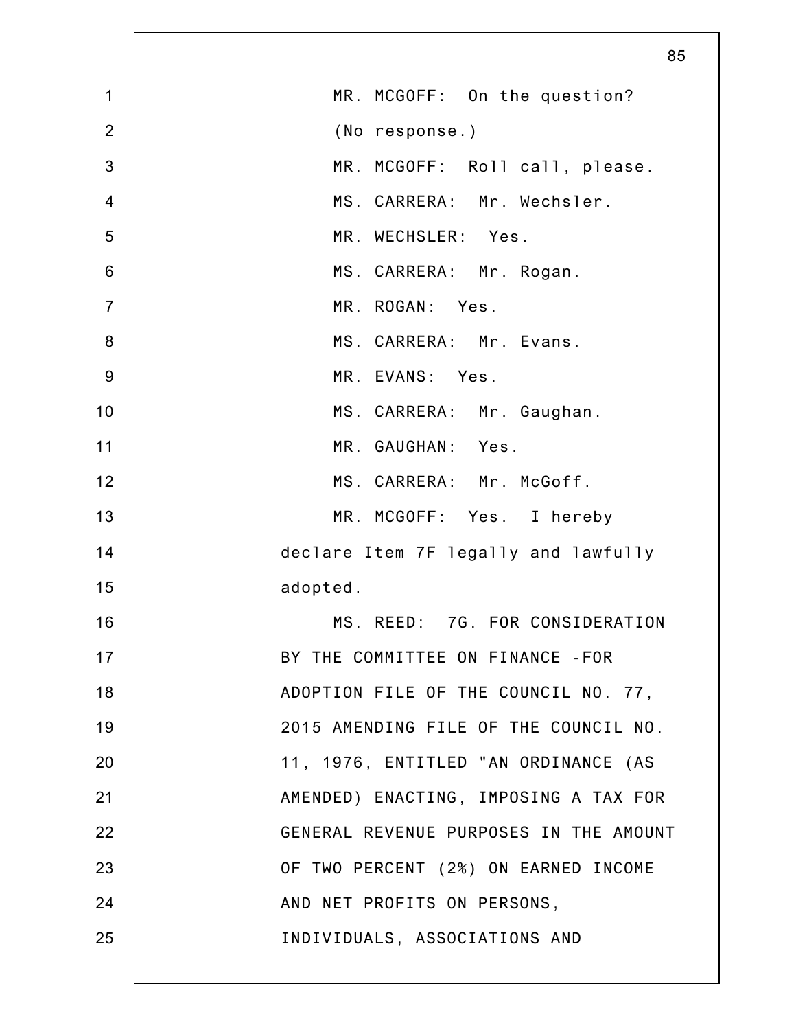MR. MCGOFF: On the question?

(No response.)

MR. MCGOFF: Roll call, please.

MS. CARRERA: Mr. Wechsler.

MR. WECHSLER: Yes.

MS. CARRERA: Mr. Rogan.

MR. ROGAN: Yes.

MS. CARRERA: Mr. Evans.

MR. EVANS: Yes.

MS. CARRERA: Mr. Gaughan.

MR. GAUGHAN: Yes.

MS. CARRERA: Mr. McGoff.

MR. MCGOFF: Yes. I hereby declare Item 7F legally and lawfully adopted.

MS. REED: 7G. FOR CONSIDERATION BY THE COMMITTEE ON FINANCE -FOR ADOPTION FILE OF THE COUNCIL NO. 77, 2015 AMENDING FILE OF THE COUNCIL NO. 11, 1976, ENTITLED "AN ORDINANCE (AS AMENDED) ENACTING, IMPOSING A TAX FOR GENERAL REVENUE PURPOSES IN THE AMOUNT OF TWO PERCENT (2%) ON EARNED INCOME AND NET PROFITS ON PERSONS, INDIVIDUALS, ASSOCIATIONS AND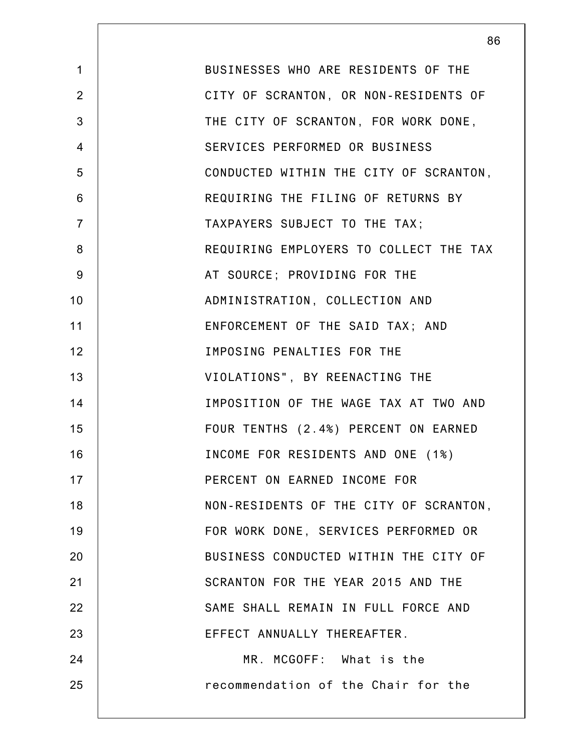BUSINESSES WHO ARE RESIDENTS OF THE CITY OF SCRANTON, OR NON-RESIDENTS OF THE CITY OF SCRANTON, FOR WORK DONE, SERVICES PERFORMED OR BUSINESS CONDUCTED WITHIN THE CITY OF SCRANTON, REQUIRING THE FILING OF RETURNS BY TAXPAYERS SUBJECT TO THE TAX; REQUIRING EMPLOYERS TO COLLECT THE TAX AT SOURCE; PROVIDING FOR THE ADMINISTRATION, COLLECTION AND ENFORCEMENT OF THE SAID TAX; AND IMPOSING PENALTIES FOR THE VIOLATIONS", BY REENACTING THE IMPOSITION OF THE WAGE TAX AT TWO AND FOUR TENTHS (2.4%) PERCENT ON EARNED INCOME FOR RESIDENTS AND ONE (1%) PERCENT ON EARNED INCOME FOR NON-RESIDENTS OF THE CITY OF SCRANTON, FOR WORK DONE, SERVICES PERFORMED OR BUSINESS CONDUCTED WITHIN THE CITY OF SCRANTON FOR THE YEAR 2015 AND THE SAME SHALL REMAIN IN FULL FORCE AND EFFECT ANNUALLY THEREAFTER.

MR. MCGOFF: What is the recommendation of the Chair for the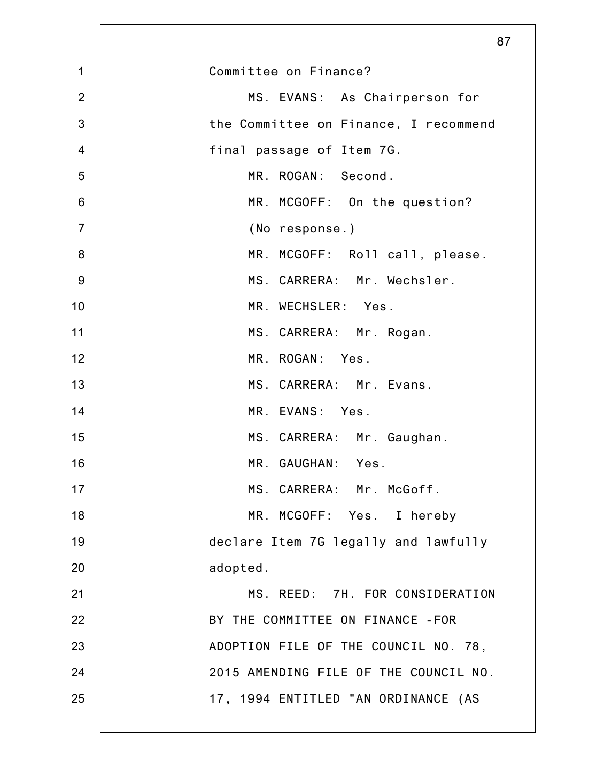Committee on Finance?

MS. EVANS: As Chairperson for the Committee on Finance, I recommend final passage of Item 7G.

MR. ROGAN: Second.

MR. MCGOFF: On the question?

(No response.)

MR. MCGOFF: Roll call, please.

MS. CARRERA: Mr. Wechsler.

MR. WECHSLER: Yes.

MS. CARRERA: Mr. Rogan.

MR. ROGAN: Yes.

MS. CARRERA: Mr. Evans.

MR. EVANS: Yes.

MS. CARRERA: Mr. Gaughan.

MR. GAUGHAN: Yes.

MS. CARRERA: Mr. McGoff.

MR. MCGOFF: Yes. I hereby declare Item 7G legally and lawfully adopted.

MS. REED: 7H. FOR CONSIDERATION BY THE COMMITTEE ON FINANCE -FOR ADOPTION FILE OF THE COUNCIL NO. 78, 2015 AMENDING FILE OF THE COUNCIL NO. 17, 1994 ENTITLED "AN ORDINANCE (AS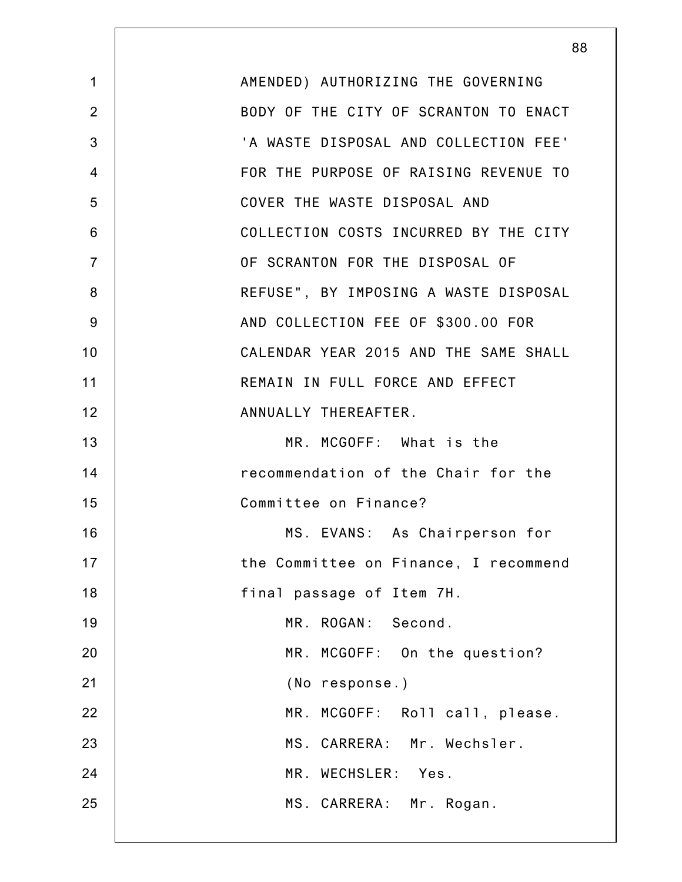AMENDED) AUTHORIZING THE GOVERNING BODY OF THE CITY OF SCRANTON TO ENACT 'A WASTE DISPOSAL AND COLLECTION FEE' FOR THE PURPOSE OF RAISING REVENUE TO COVER THE WASTE DISPOSAL AND COLLECTION COSTS INCURRED BY THE CITY OF SCRANTON FOR THE DISPOSAL OF REFUSE", BY IMPOSING A WASTE DISPOSAL AND COLLECTION FEE OF $300.00 FOR CALENDAR YEAR 2015 AND THE SAME SHALL REMAIN IN FULL FORCE AND EFFECT ANNUALLY THEREAFTER.

MR. MCGOFF: What is the recommendation of the Chair for the Committee on Finance?

MS. EVANS: As Chairperson for the Committee on Finance, I recommend final passage of Item 7H.

MR. ROGAN: Second.

MR. MCGOFF: On the question?

(No response.)

MR. MCGOFF: Roll call, please.

MS. CARRERA: Mr. Wechsler.

MR. WECHSLER: Yes.

MS. CARRERA: Mr. Rogan.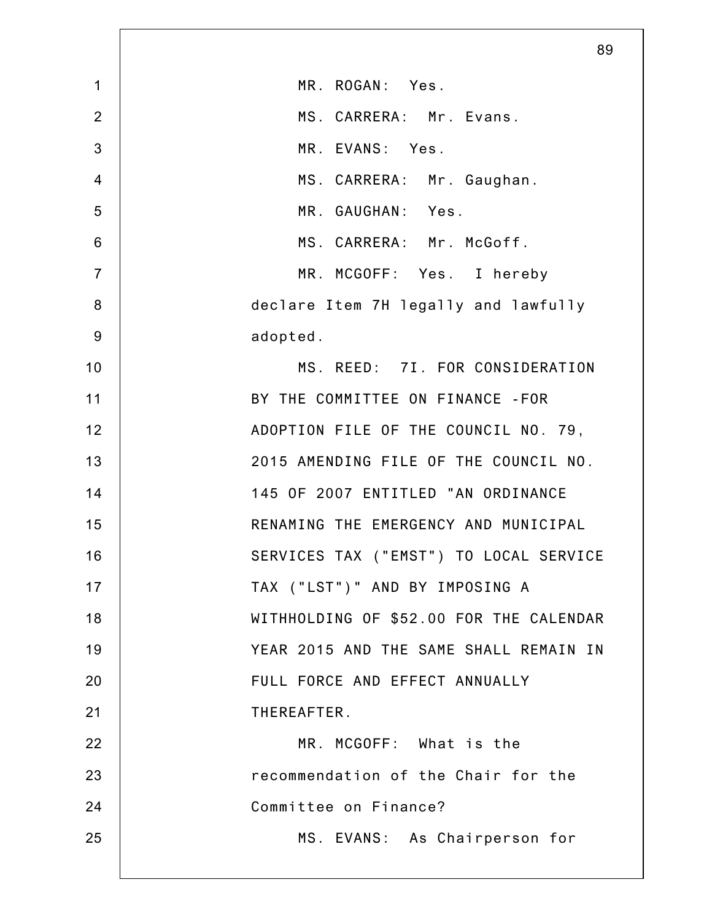MR. ROGAN: Yes.

MS. CARRERA: Mr. Evans.

MR. EVANS: Yes.

MS. CARRERA: Mr. Gaughan.

MR. GAUGHAN: Yes.

MS. CARRERA: Mr. McGoff.

MR. MCGOFF: Yes. I hereby declare Item 7H legally and lawfully adopted.

MS. REED: 7I. FOR CONSIDERATION BY THE COMMITTEE ON FINANCE -FOR ADOPTION FILE OF THE COUNCIL NO. 79, 2015 AMENDING FILE OF THE COUNCIL NO. 145 OF 2007 ENTITLED "AN ORDINANCE RENAMING THE EMERGENCY AND MUNICIPAL SERVICES TAX ("EMST") TO LOCAL SERVICE TAX ("LST")" AND BY IMPOSING A WITHHOLDING OF $52.00 FOR THE CALENDAR YEAR 2015 AND THE SAME SHALL REMAIN IN FULL FORCE AND EFFECT ANNUALLY THEREAFTER.

MR. MCGOFF: What is the recommendation of the Chair for the Committee on Finance?

MS. EVANS: As Chairperson for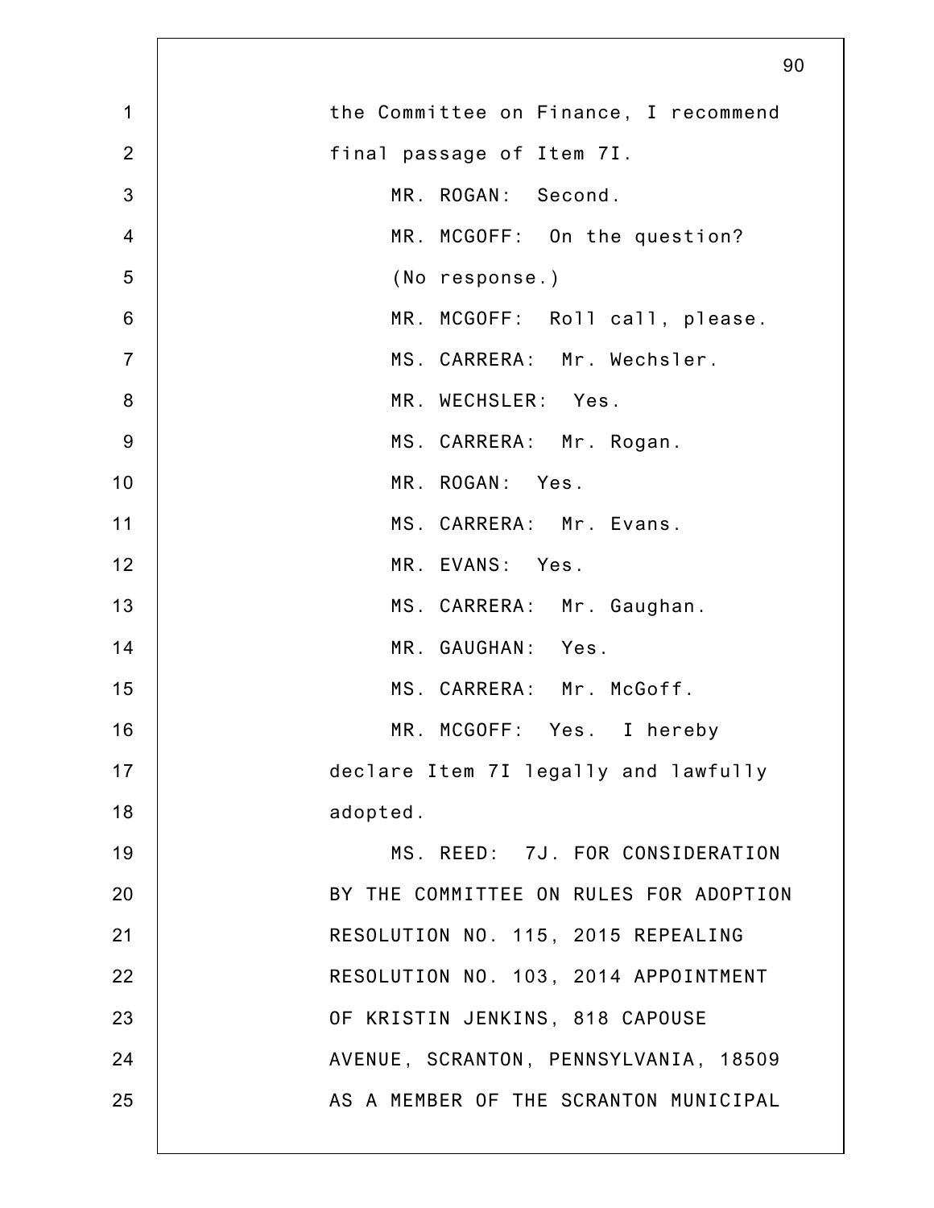the Committee on Finance, I recommend final passage of Item 7I.

MR. ROGAN: Second.

MR. MCGOFF: On the question?

(No response.)

MR. MCGOFF: Roll call, please.

MS. CARRERA: Mr. Wechsler.

MR. WECHSLER: Yes.

MS. CARRERA: Mr. Rogan.

MR. ROGAN: Yes.

MS. CARRERA: Mr. Evans.

MR. EVANS: Yes.

MS. CARRERA: Mr. Gaughan.

MR. GAUGHAN: Yes.

MS. CARRERA: Mr. McGoff.

MR. MCGOFF: Yes. I hereby declare Item 7I legally and lawfully adopted.

MS. REED: 7J. FOR CONSIDERATION BY THE COMMITTEE ON RULES FOR ADOPTION RESOLUTION NO. 115, 2015 REPEALING RESOLUTION NO. 103, 2014 APPOINTMENT OF KRISTIN JENKINS, 818 CAPOUSE AVENUE, SCRANTON, PENNSYLVANIA, 18509 AS A MEMBER OF THE SCRANTON MUNICIPAL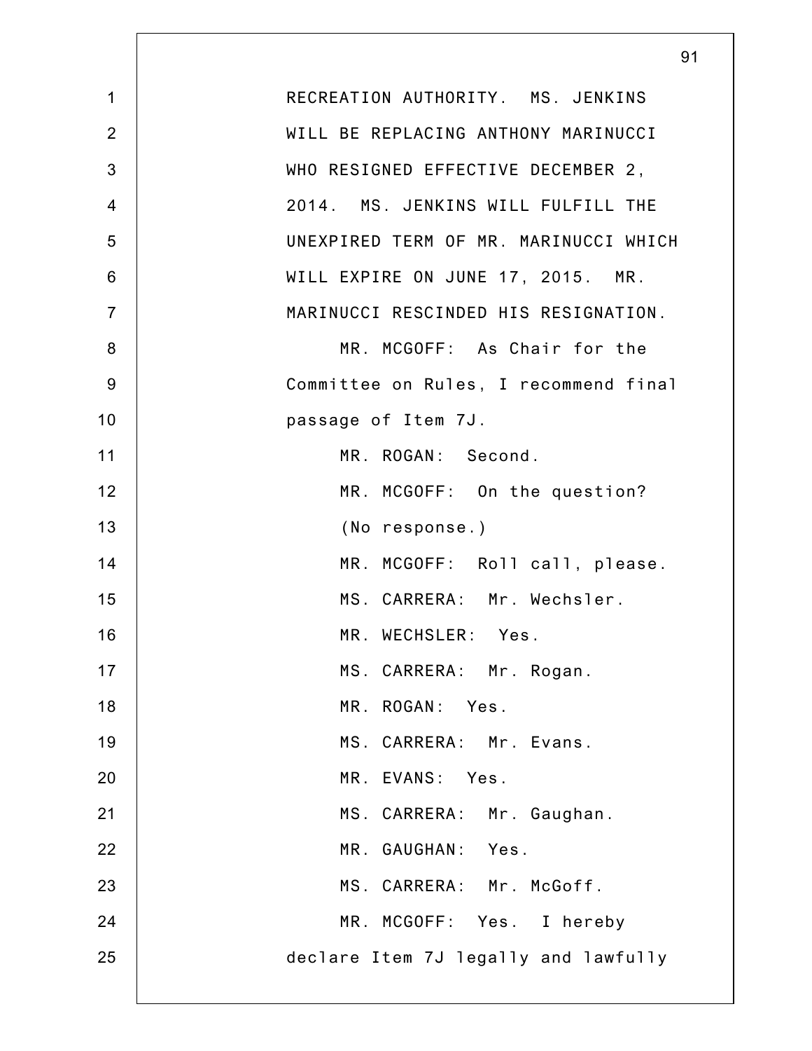RECREATION AUTHORITY. MS. JENKINS WILL BE REPLACING ANTHONY MARINUCCI WHO RESIGNED EFFECTIVE DECEMBER 2, 2014. MS. JENKINS WILL FULFILL THE UNEXPIRED TERM OF MR. MARINUCCI WHICH WILL EXPIRE ON JUNE 17, 2015. MR. MARINUCCI RESCINDED HIS RESIGNATION.

MR. MCGOFF: As Chair for the Committee on Rules, I recommend final passage of Item 7J.

MR. ROGAN: Second.

MR. MCGOFF: On the question?

(No response.)

MR. MCGOFF: Roll call, please.

MS. CARRERA: Mr. Wechsler.

MR. WECHSLER: Yes.

MS. CARRERA: Mr. Rogan.

MR. ROGAN: Yes.

MS. CARRERA: Mr. Evans.

MR. EVANS: Yes.

MS. CARRERA: Mr. Gaughan.

MR. GAUGHAN: Yes.

MS. CARRERA: Mr. McGoff.

MR. MCGOFF: Yes. I hereby declare Item 7J legally and lawfully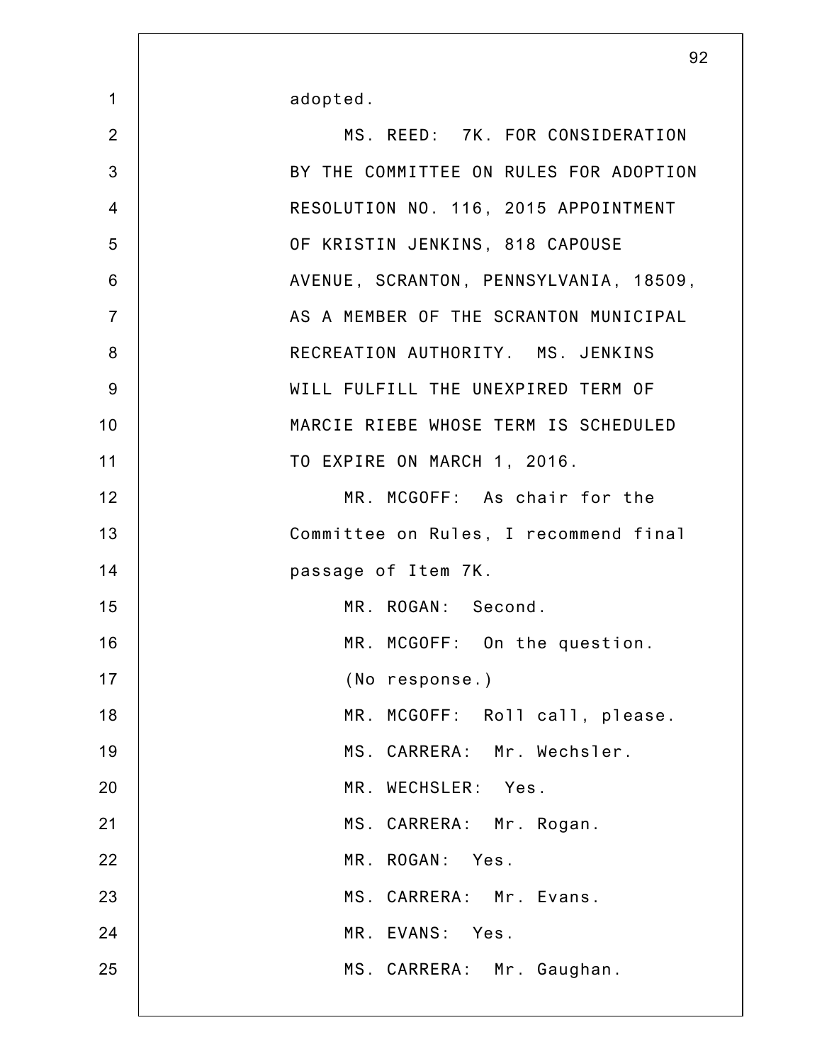adopted.

MS. REED: 7K. FOR CONSIDERATION BY THE COMMITTEE ON RULES FOR ADOPTION RESOLUTION NO. 116, 2015 APPOINTMENT OF KRISTIN JENKINS, 818 CAPOUSE AVENUE, SCRANTON, PENNSYLVANIA, 18509, AS A MEMBER OF THE SCRANTON MUNICIPAL RECREATION AUTHORITY. MS. JENKINS WILL FULFILL THE UNEXPIRED TERM OF MARCIE RIEBE WHOSE TERM IS SCHEDULED TO EXPIRE ON MARCH 1, 2016.

MR. MCGOFF: As chair for the Committee on Rules, I recommend final passage of Item 7K.

MR. ROGAN: Second.

MR. MCGOFF: On the question.

(No response.)

MR. MCGOFF: Roll call, please.

MS. CARRERA: Mr. Wechsler.

MR. WECHSLER: Yes.

MS. CARRERA: Mr. Rogan.

MR. ROGAN: Yes.

MS. CARRERA: Mr. Evans.

MR. EVANS: Yes.

MS. CARRERA: Mr. Gaughan.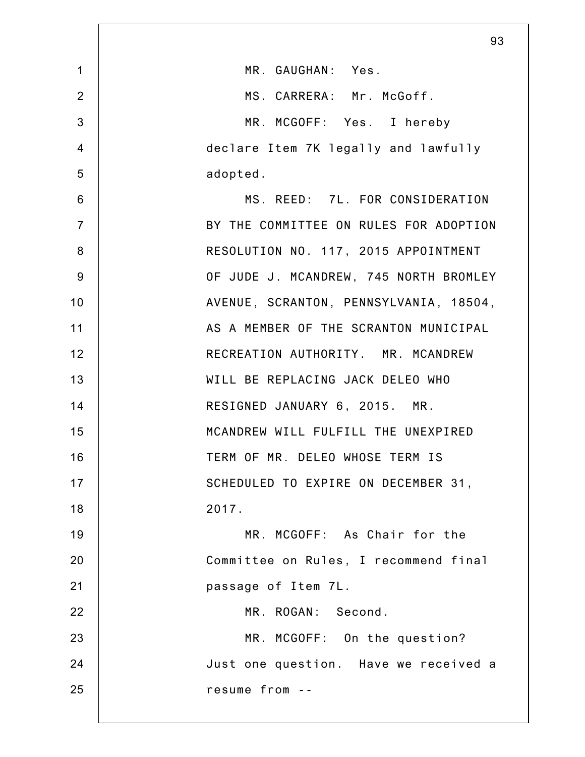MR. GAUGHAN: Yes.

MS. CARRERA: Mr. McGoff.

MR. MCGOFF: Yes. I hereby declare Item 7K legally and lawfully adopted.

MS. REED: 7L. FOR CONSIDERATION BY THE COMMITTEE ON RULES FOR ADOPTION RESOLUTION NO. 117, 2015 APPOINTMENT OF JUDE J. MCANDREW, 745 NORTH BROMLEY AVENUE, SCRANTON, PENNSYLVANIA, 18504, AS A MEMBER OF THE SCRANTON MUNICIPAL RECREATION AUTHORITY. MR. MCANDREW WILL BE REPLACING JACK DELEO WHO RESIGNED JANUARY 6, 2015. MR. MCANDREW WILL FULFILL THE UNEXPIRED TERM OF MR. DELEO WHOSE TERM IS SCHEDULED TO EXPIRE ON DECEMBER 31, 2017.

MR. MCGOFF: As Chair for the Committee on Rules, I recommend final passage of Item 7L.

MR. ROGAN: Second.

MR. MCGOFF: On the question? Just one question. Have we received a resume from --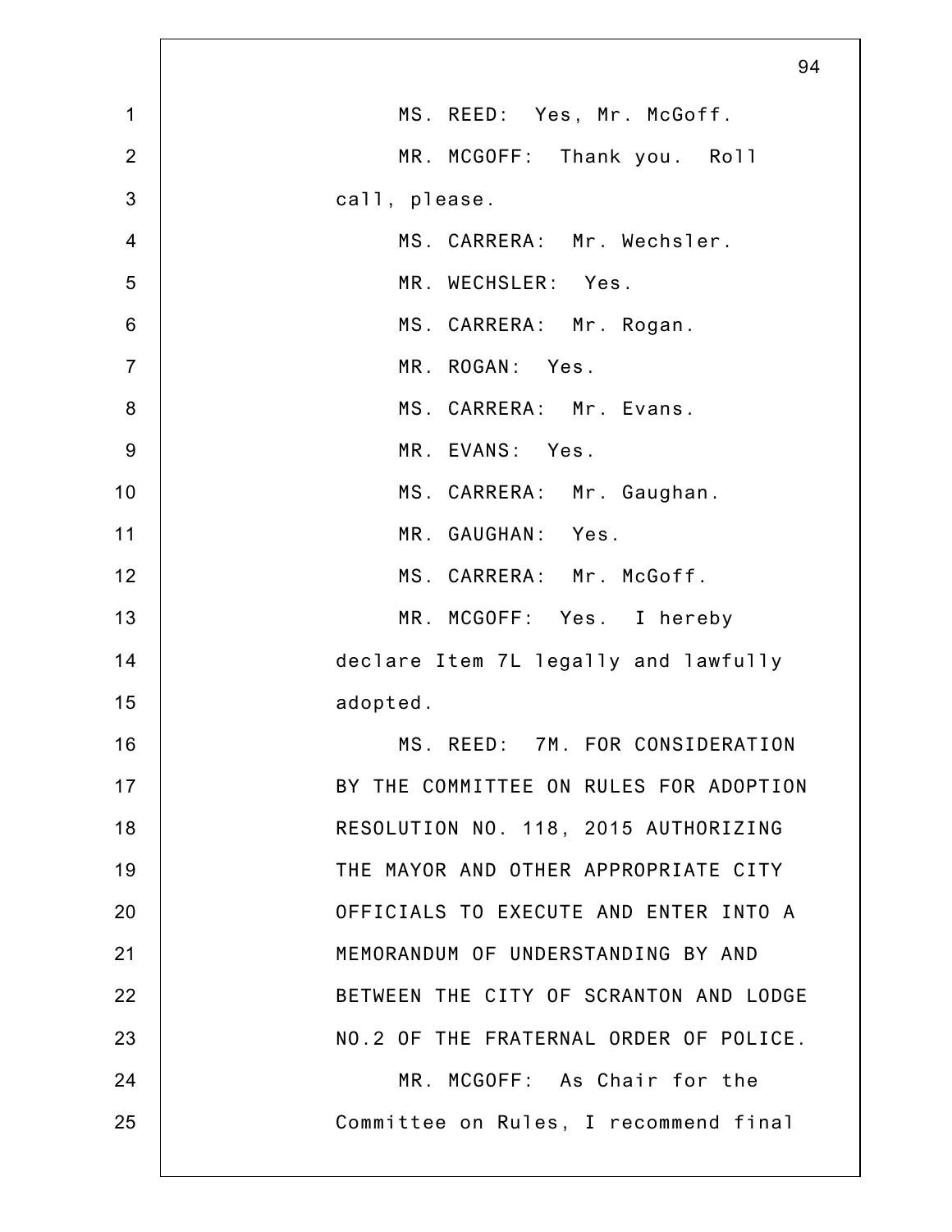MS. REED: Yes, Mr. McGoff.

MR. MCGOFF: Thank you. Roll call, please.

MS. CARRERA: Mr. Wechsler.

MR. WECHSLER: Yes.

MS. CARRERA: Mr. Rogan.

MR. ROGAN: Yes.

MS. CARRERA: Mr. Evans.

MR. EVANS: Yes.

MS. CARRERA: Mr. Gaughan.

MR. GAUGHAN: Yes.

MS. CARRERA: Mr. McGoff.

MR. MCGOFF: Yes. I hereby declare Item 7L legally and lawfully adopted.

MS. REED: 7M. FOR CONSIDERATION BY THE COMMITTEE ON RULES FOR ADOPTION RESOLUTION NO. 118, 2015 AUTHORIZING THE MAYOR AND OTHER APPROPRIATE CITY OFFICIALS TO EXECUTE AND ENTER INTO A MEMORANDUM OF UNDERSTANDING BY AND BETWEEN THE CITY OF SCRANTON AND LODGE NO.2 OF THE FRATERNAL ORDER OF POLICE.

MR. MCGOFF: As Chair for the Committee on Rules, I recommend final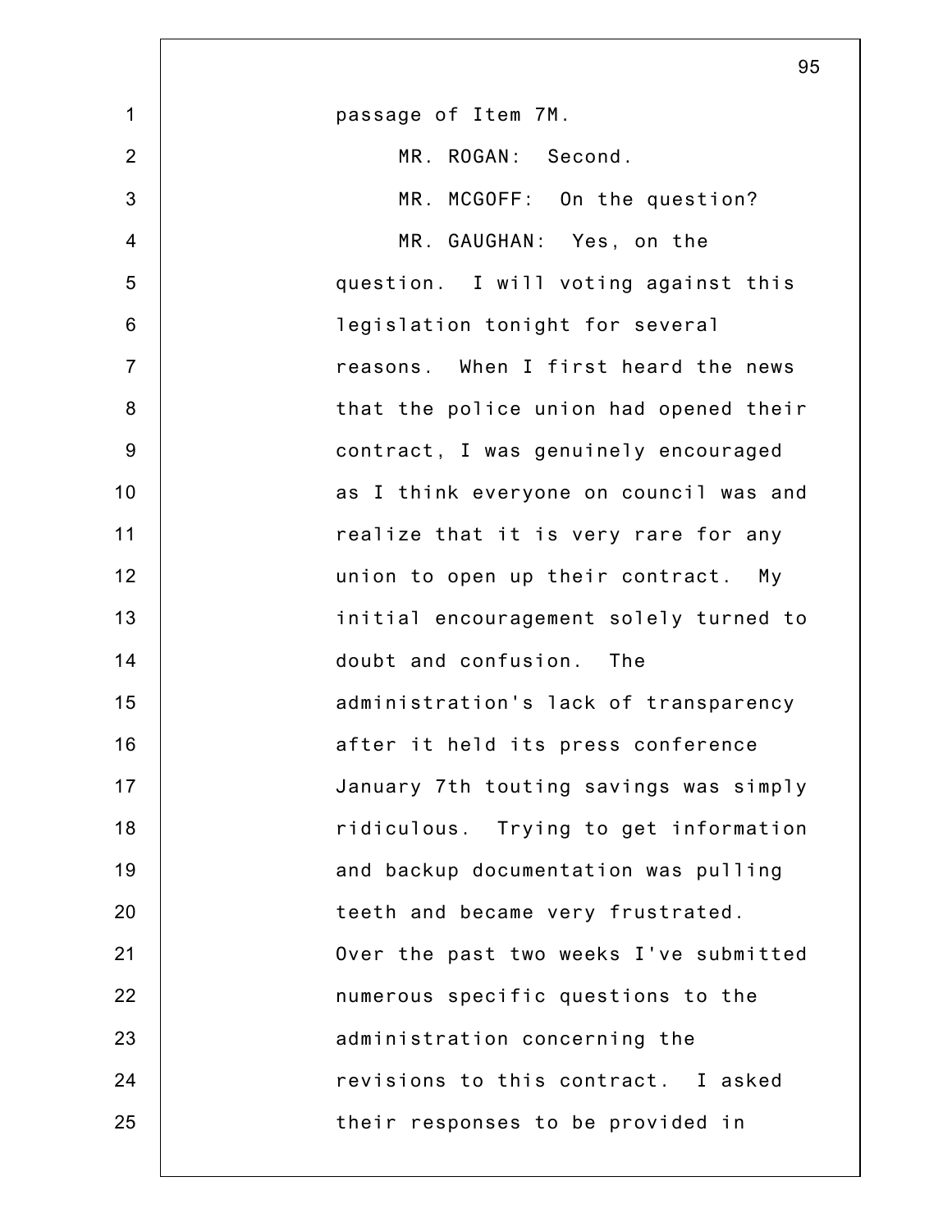passage of Item 7M.

MR. ROGAN: Second.

MR. MCGOFF: On the question?

MR. GAUGHAN: Yes, on the question. I will voting against this legislation tonight for several reasons. When I first heard the news that the police union had opened their contract, I was genuinely encouraged as I think everyone on council was and realize that it is very rare for any union to open up their contract. My initial encouragement solely turned to doubt and confusion. The administration's lack of transparency after it held its press conference January 7th touting savings was simply ridiculous. Trying to get information and backup documentation was pulling teeth and became very frustrated. Over the past two weeks I've submitted numerous specific questions to the administration concerning the revisions to this contract. I asked their responses to be provided in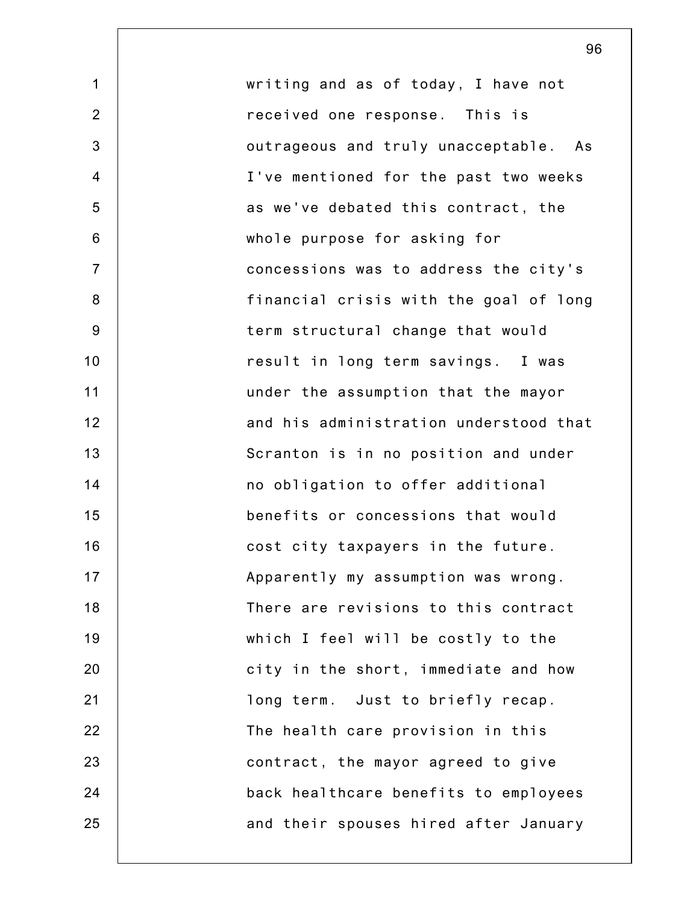writing and as of today, I have not received one response. This is outrageous and truly unacceptable. As I've mentioned for the past two weeks as we've debated this contract, the whole purpose for asking for concessions was to address the city's financial crisis with the goal of long term structural change that would result in long term savings. I was under the assumption that the mayor and his administration understood that Scranton is in no position and under no obligation to offer additional benefits or concessions that would cost city taxpayers in the future. Apparently my assumption was wrong. There are revisions to this contract which I feel will be costly to the city in the short, immediate and how long term. Just to briefly recap. The health care provision in this contract, the mayor agreed to give back healthcare benefits to employees and their spouses hired after January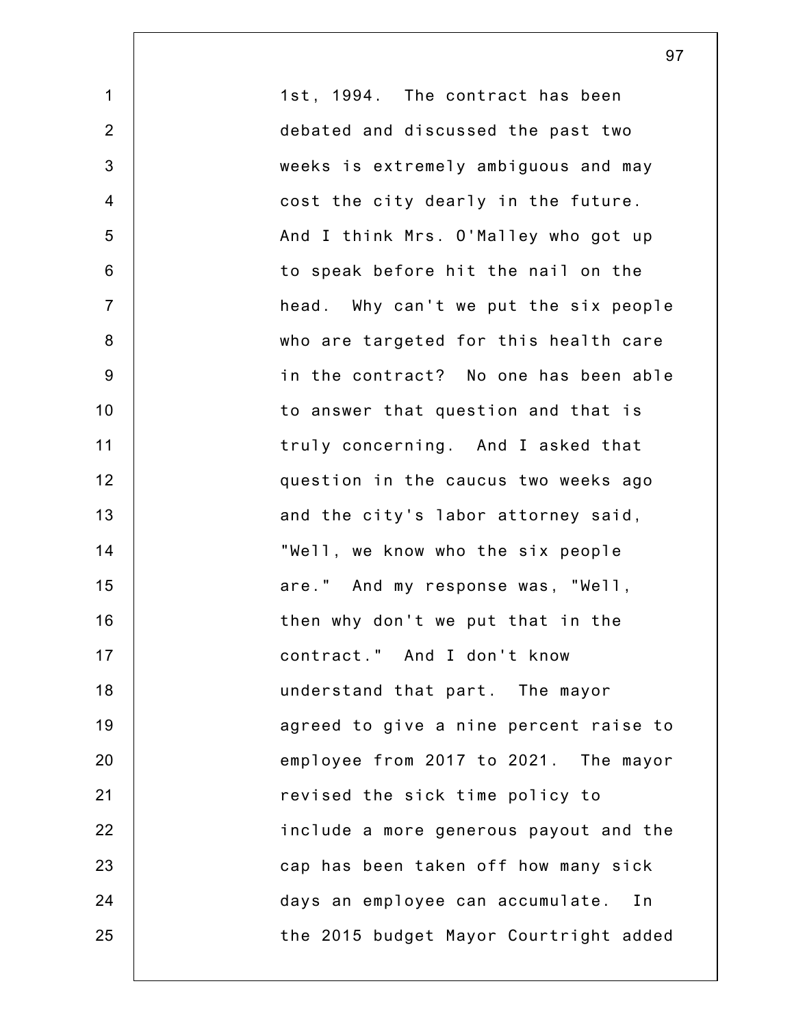1st, 1994. The contract has been debated and discussed the past two weeks is extremely ambiguous and may cost the city dearly in the future. And I think Mrs. O'Malley who got up to speak before hit the nail on the head. Why can't we put the six people who are targeted for this health care in the contract? No one has been able to answer that question and that is truly concerning. And I asked that question in the caucus two weeks ago and the city's labor attorney said, "Well, we know who the six people are." And my response was, "Well, then why don't we put that in the contract." And I don't know understand that part. The mayor agreed to give a nine percent raise to employee from 2017 to 2021. The mayor revised the sick time policy to include a more generous payout and the cap has been taken off how many sick days an employee can accumulate. In the 2015 budget Mayor Courtright added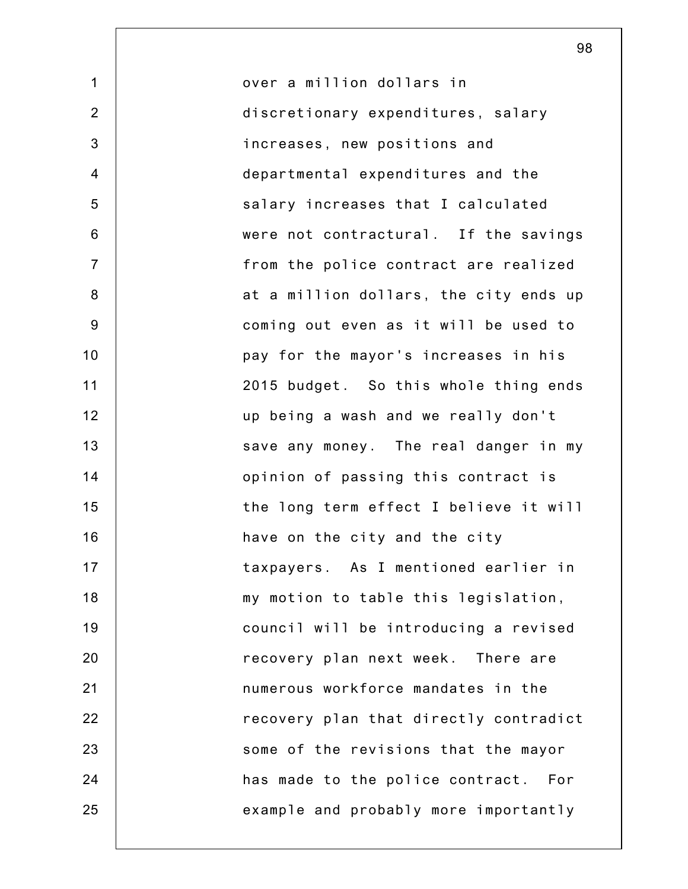over a million dollars in discretionary expenditures, salary increases, new positions and departmental expenditures and the salary increases that I calculated were not contractural. If the savings from the police contract are realized at a million dollars, the city ends up coming out even as it will be used to pay for the mayor's increases in his 2015 budget. So this whole thing ends up being a wash and we really don't save any money. The real danger in my opinion of passing this contract is the long term effect I believe it will have on the city and the city taxpayers. As I mentioned earlier in my motion to table this legislation, council will be introducing a revised recovery plan next week. There are numerous workforce mandates in the recovery plan that directly contradict some of the revisions that the mayor has made to the police contract. For example and probably more importantly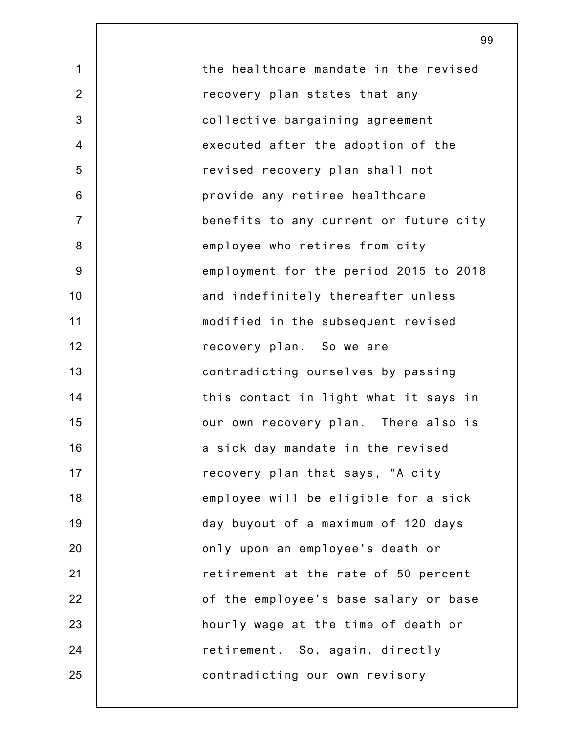the healthcare mandate in the revised recovery plan states that any collective bargaining agreement executed after the adoption of the revised recovery plan shall not provide any retiree healthcare benefits to any current or future city employee who retires from city employment for the period 2015 to 2018 and indefinitely thereafter unless modified in the subsequent revised recovery plan. So we are contradicting ourselves by passing this contact in light what it says in our own recovery plan. There also is a sick day mandate in the revised recovery plan that says, "A city employee will be eligible for a sick day buyout of a maximum of 120 days only upon an employee's death or retirement at the rate of 50 percent of the employee's base salary or base hourly wage at the time of death or retirement. So, again, directly contradicting our own revisory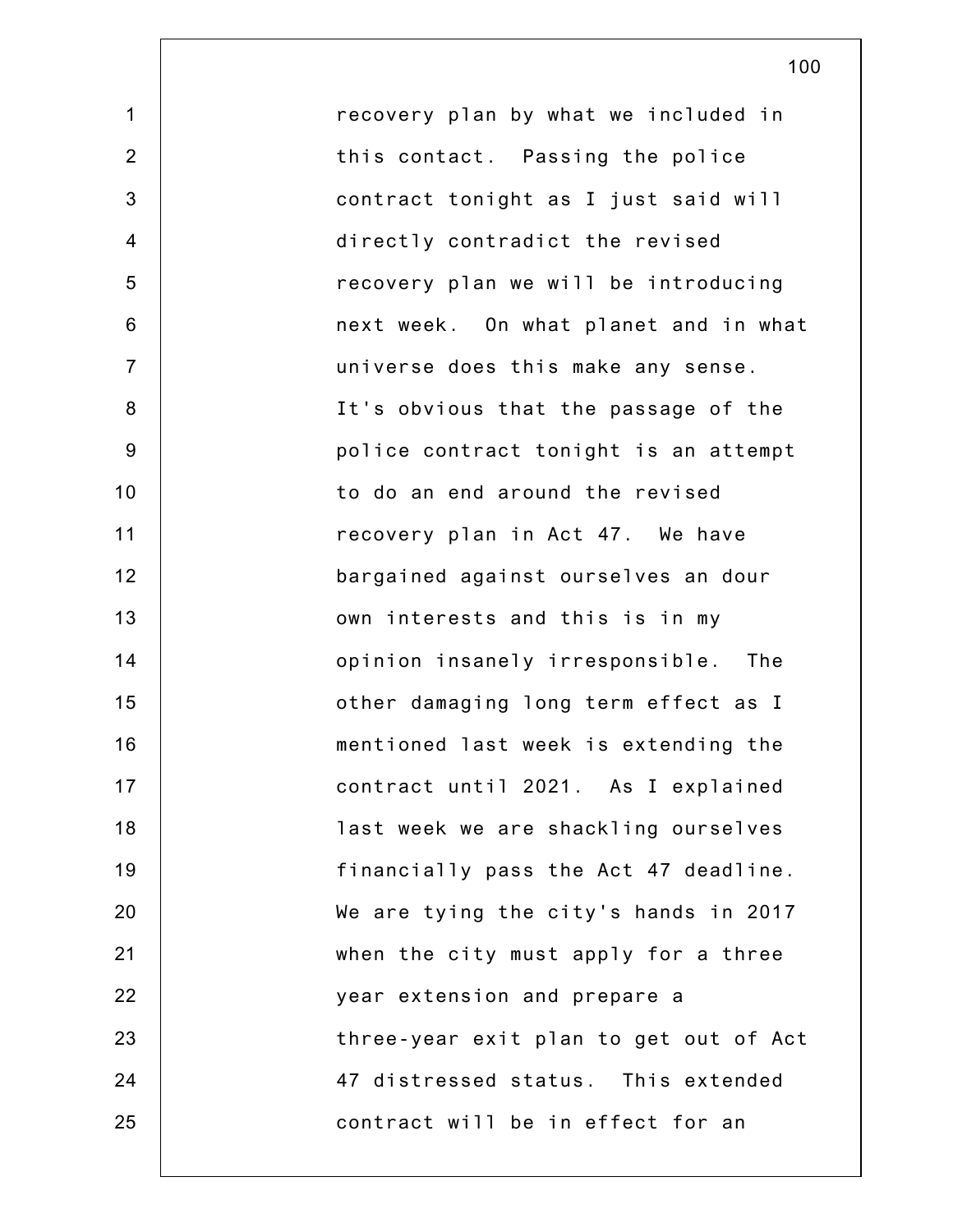recovery plan by what we included in this contact. Passing the police contract tonight as I just said will directly contradict the revised recovery plan we will be introducing next week. On what planet and in what universe does this make any sense. It's obvious that the passage of the police contract tonight is an attempt to do an end around the revised recovery plan in Act 47. We have bargained against ourselves an dour own interests and this is in my opinion insanely irresponsible. The other damaging long term effect as I mentioned last week is extending the contract until 2021. As I explained last week we are shackling ourselves financially pass the Act 47 deadline. We are tying the city's hands in 2017 when the city must apply for a three year extension and prepare a three-year exit plan to get out of Act 47 distressed status. This extended contract will be in effect for an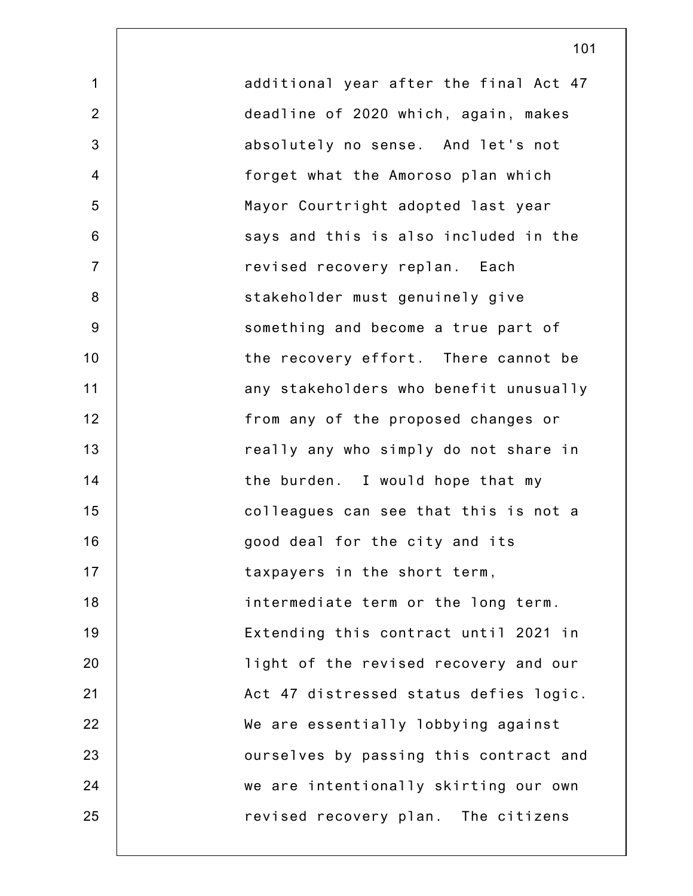additional year after the final Act 47 deadline of 2020 which, again, makes absolutely no sense. And let's not forget what the Amoroso plan which Mayor Courtright adopted last year says and this is also included in the revised recovery replan. Each stakeholder must genuinely give something and become a true part of the recovery effort. There cannot be any stakeholders who benefit unusually from any of the proposed changes or really any who simply do not share in the burden. I would hope that my colleagues can see that this is not a good deal for the city and its taxpayers in the short term, intermediate term or the long term. Extending this contract until 2021 in light of the revised recovery and our Act 47 distressed status defies logic. We are essentially lobbying against ourselves by passing this contract and we are intentionally skirting our own revised recovery plan. The citizens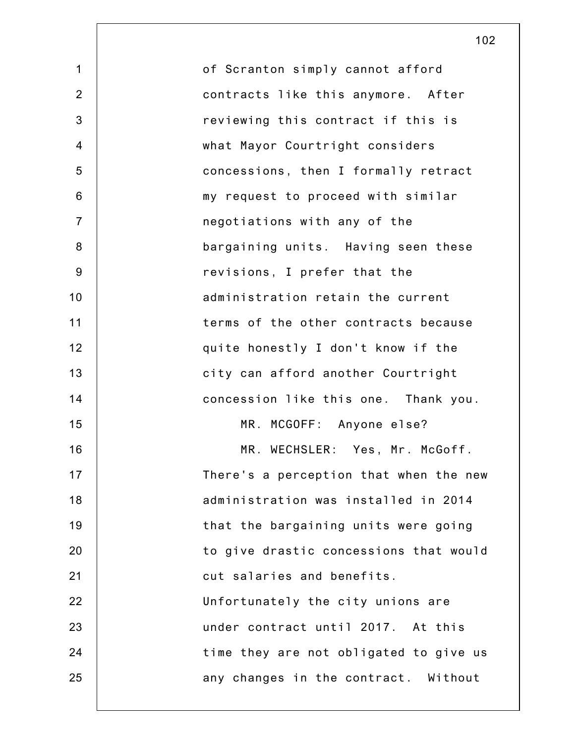of Scranton simply cannot afford contracts like this anymore. After reviewing this contract if this is what Mayor Courtright considers concessions, then I formally retract my request to proceed with similar negotiations with any of the bargaining units. Having seen these revisions, I prefer that the administration retain the current terms of the other contracts because quite honestly I don't know if the city can afford another Courtright concession like this one. Thank you.

MR. MCGOFF: Anyone else?

MR. WECHSLER: Yes, Mr. McGoff. There's a perception that when the new administration was installed in 2014 that the bargaining units were going to give drastic concessions that would cut salaries and benefits. Unfortunately the city unions are under contract until 2017. At this time they are not obligated to give us any changes in the contract. Without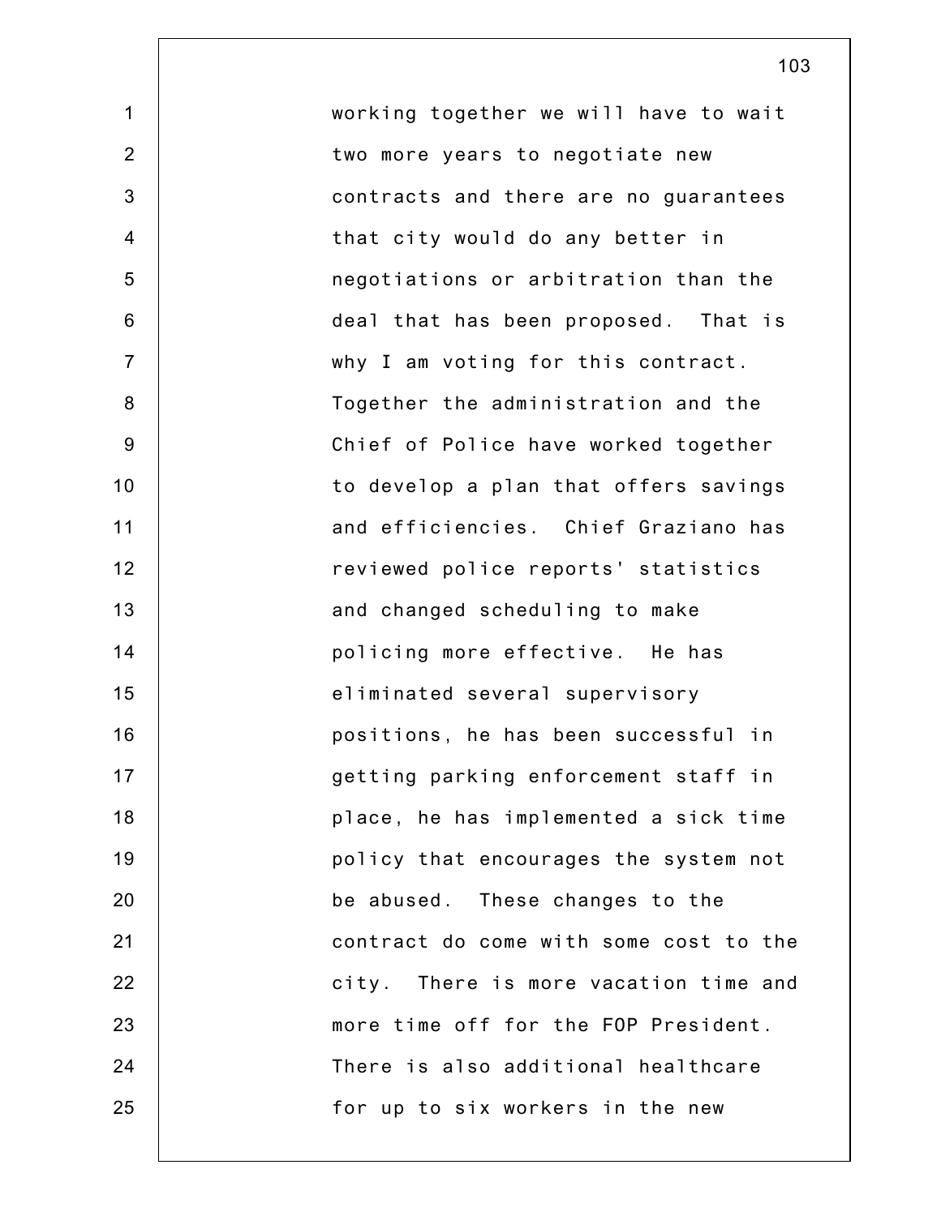working together we will have to wait two more years to negotiate new contracts and there are no guarantees that city would do any better in negotiations or arbitration than the deal that has been proposed. That is why I am voting for this contract. Together the administration and the Chief of Police have worked together to develop a plan that offers savings and efficiencies. Chief Graziano has reviewed police reports' statistics and changed scheduling to make policing more effective. He has eliminated several supervisory positions, he has been successful in getting parking enforcement staff in place, he has implemented a sick time policy that encourages the system not be abused. These changes to the contract do come with some cost to the city. There is more vacation time and more time off for the FOP President. There is also additional healthcare for up to six workers in the new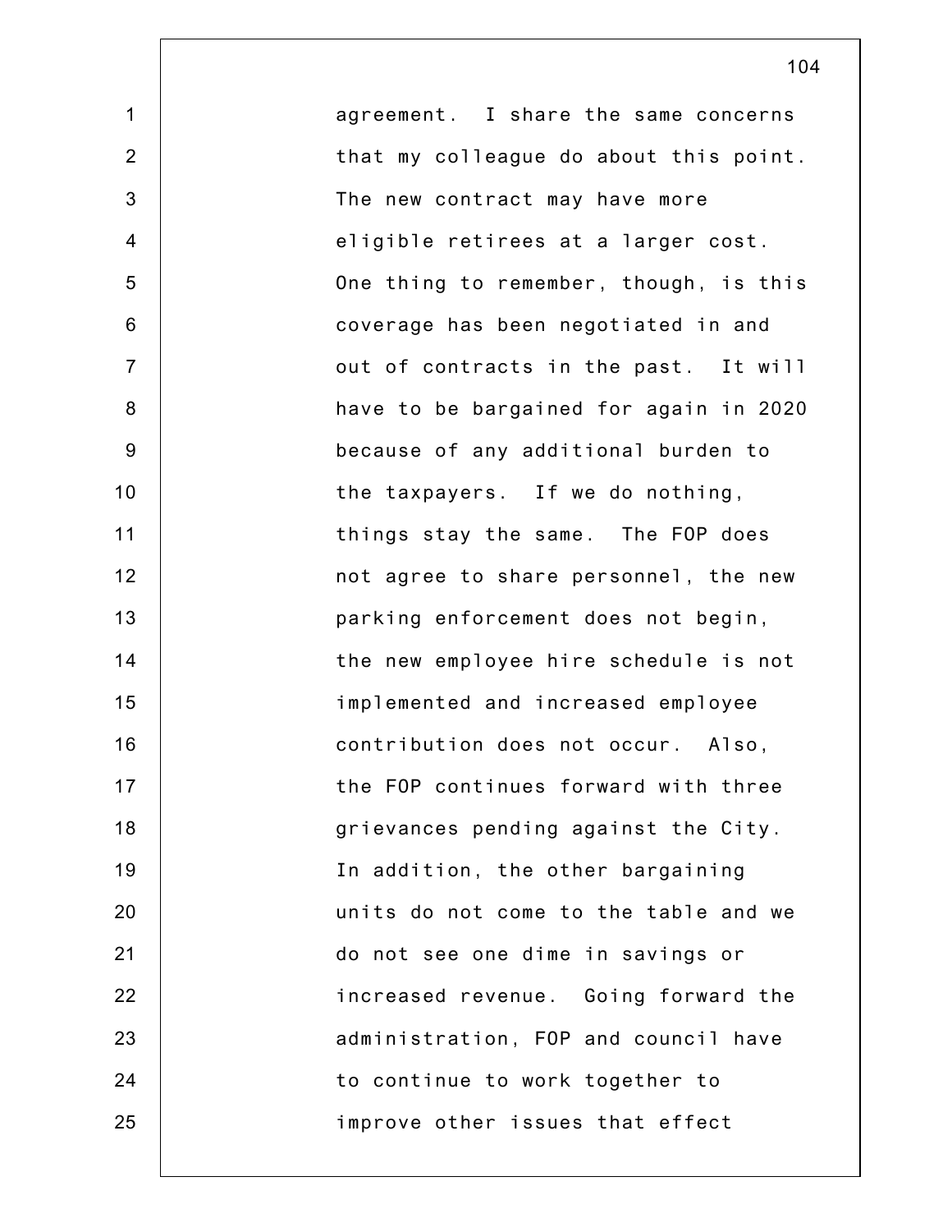agreement. I share the same concerns that my colleague do about this point. The new contract may have more eligible retirees at a larger cost. One thing to remember, though, is this coverage has been negotiated in and out of contracts in the past. It will have to be bargained for again in 2020 because of any additional burden to the taxpayers. If we do nothing, things stay the same. The FOP does not agree to share personnel, the new parking enforcement does not begin, the new employee hire schedule is not implemented and increased employee contribution does not occur. Also, the FOP continues forward with three grievances pending against the City. In addition, the other bargaining units do not come to the table and we do not see one dime in savings or increased revenue. Going forward the administration, FOP and council have to continue to work together to improve other issues that effect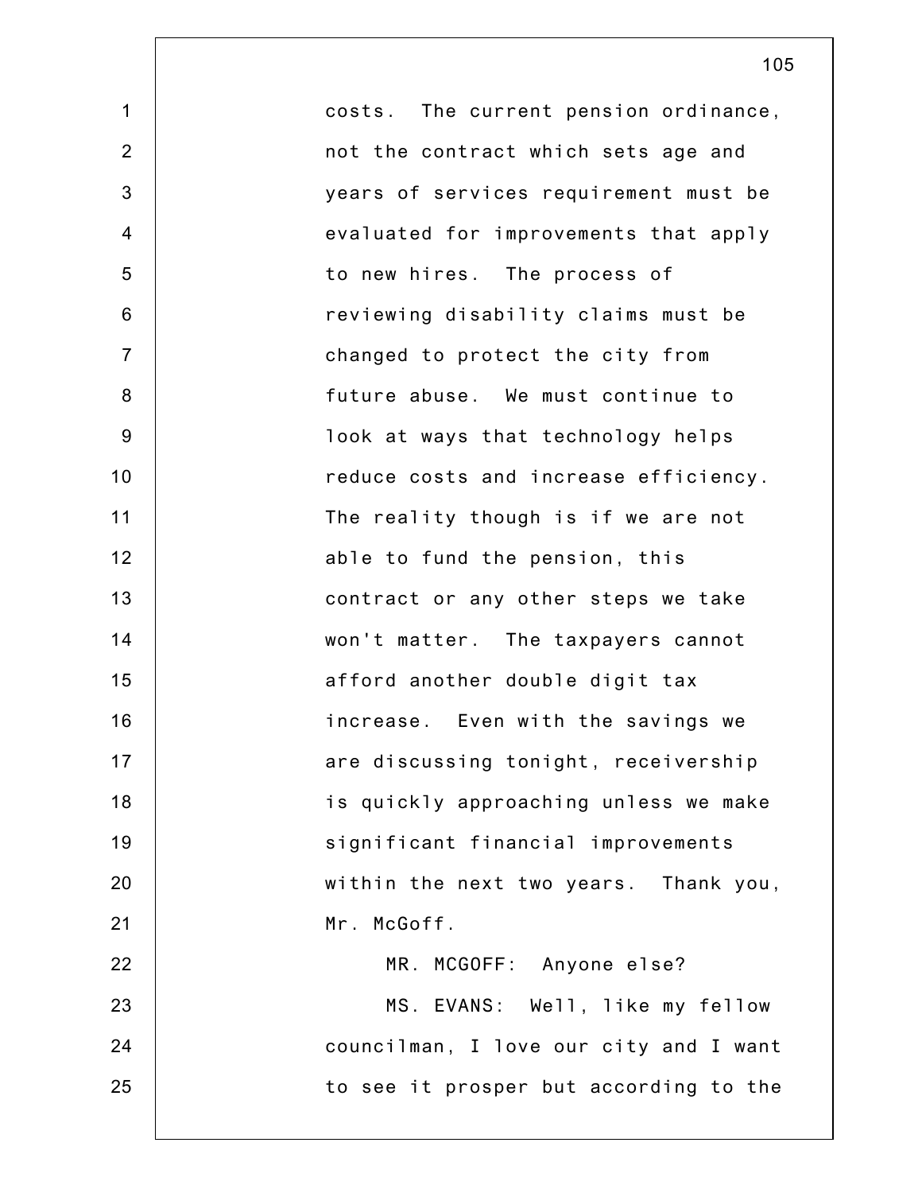costs. The current pension ordinance, not the contract which sets age and years of services requirement must be evaluated for improvements that apply to new hires. The process of reviewing disability claims must be changed to protect the city from future abuse. We must continue to look at ways that technology helps reduce costs and increase efficiency. The reality though is if we are not able to fund the pension, this contract or any other steps we take won't matter. The taxpayers cannot afford another double digit tax increase. Even with the savings we are discussing tonight, receivership is quickly approaching unless we make significant financial improvements within the next two years. Thank you, Mr. McGoff.

MR. MCGOFF: Anyone else?

MS. EVANS: Well, like my fellow councilman, I love our city and I want to see it prosper but according to the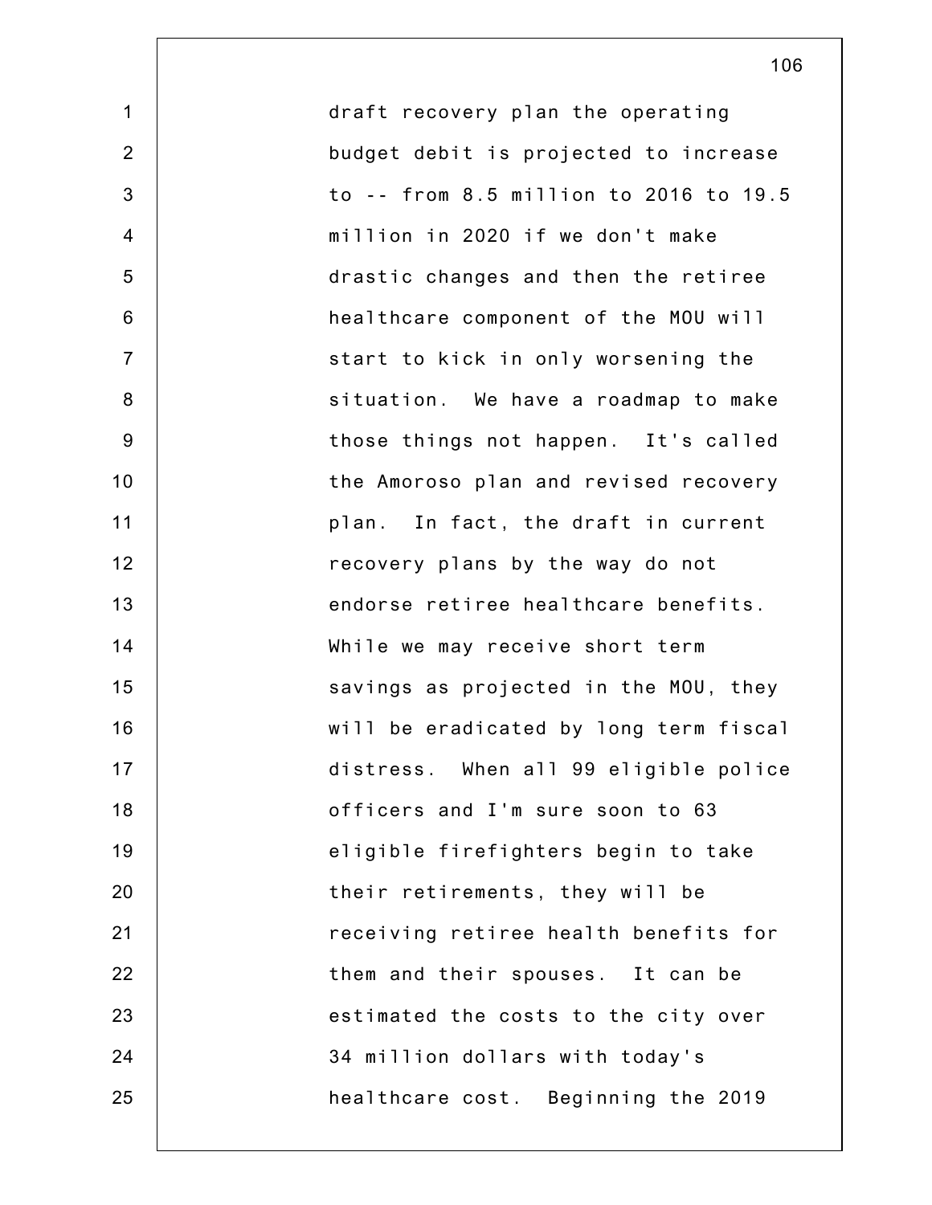draft recovery plan the operating budget debit is projected to increase to -- from 8.5 million to 2016 to 19.5 million in 2020 if we don't make drastic changes and then the retiree healthcare component of the MOU will start to kick in only worsening the situation. We have a roadmap to make those things not happen. It's called the Amoroso plan and revised recovery plan. In fact, the draft in current recovery plans by the way do not endorse retiree healthcare benefits. While we may receive short term savings as projected in the MOU, they will be eradicated by long term fiscal distress. When all 99 eligible police officers and I'm sure soon to 63 eligible firefighters begin to take their retirements, they will be receiving retiree health benefits for them and their spouses. It can be estimated the costs to the city over 34 million dollars with today's healthcare cost. Beginning the 2019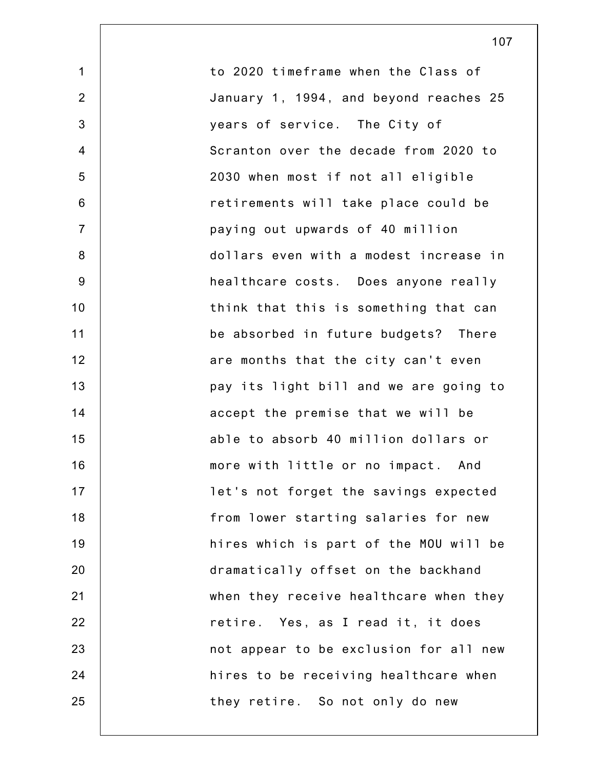to 2020 timeframe when the Class of January 1, 1994, and beyond reaches 25 years of service. The City of Scranton over the decade from 2020 to 2030 when most if not all eligible retirements will take place could be paying out upwards of 40 million dollars even with a modest increase in healthcare costs. Does anyone really think that this is something that can be absorbed in future budgets? There are months that the city can't even pay its light bill and we are going to accept the premise that we will be able to absorb 40 million dollars or more with little or no impact. And let's not forget the savings expected from lower starting salaries for new hires which is part of the MOU will be dramatically offset on the backhand when they receive healthcare when they retire. Yes, as I read it, it does not appear to be exclusion for all new hires to be receiving healthcare when they retire. So not only do new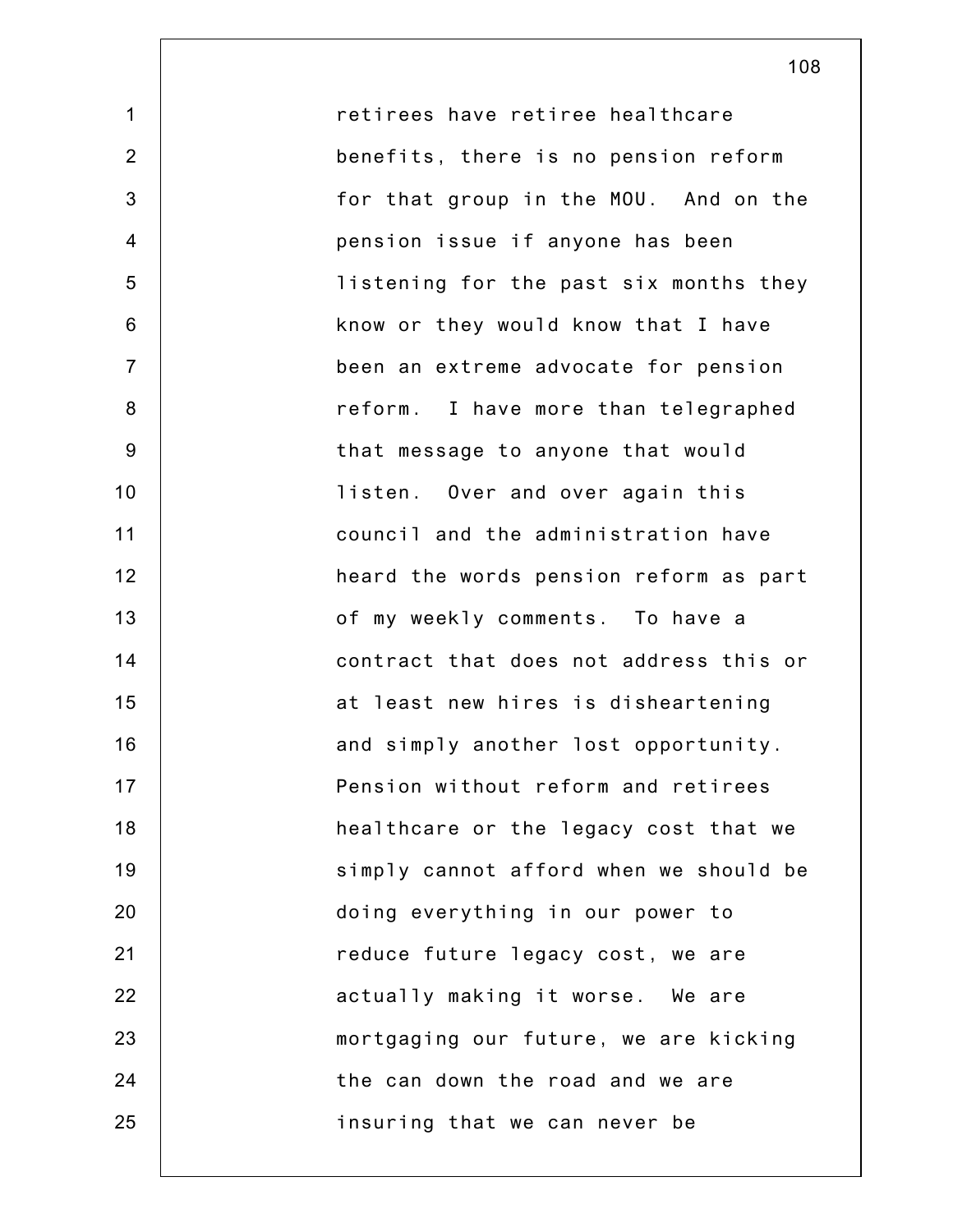retirees have retiree healthcare benefits, there is no pension reform for that group in the MOU. And on the pension issue if anyone has been listening for the past six months they know or they would know that I have been an extreme advocate for pension reform. I have more than telegraphed that message to anyone that would listen. Over and over again this council and the administration have heard the words pension reform as part of my weekly comments. To have a contract that does not address this or at least new hires is disheartening and simply another lost opportunity. Pension without reform and retirees healthcare or the legacy cost that we simply cannot afford when we should be doing everything in our power to reduce future legacy cost, we are actually making it worse. We are mortgaging our future, we are kicking the can down the road and we are insuring that we can never be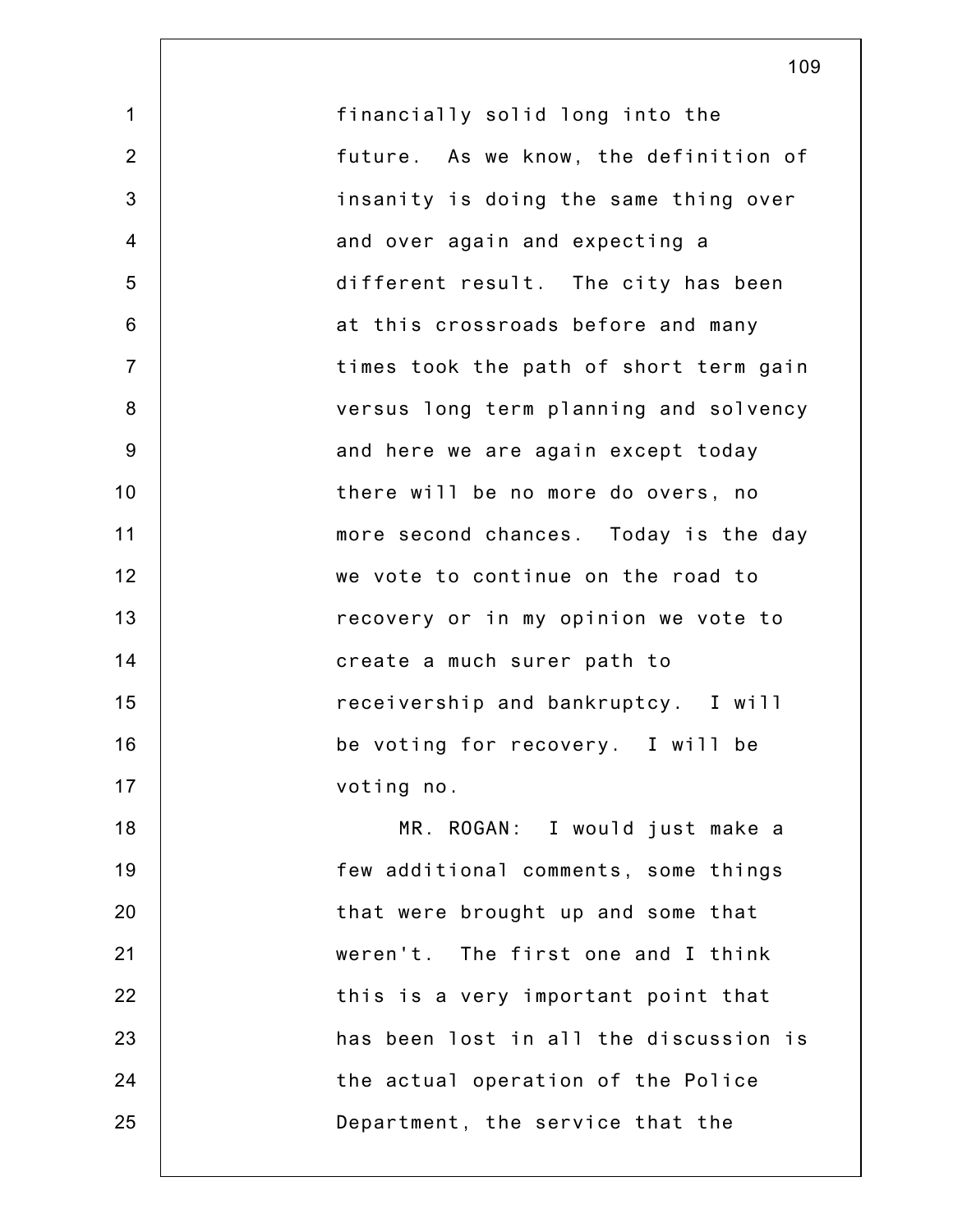financially solid long into the future. As we know, the definition of insanity is doing the same thing over and over again and expecting a different result. The city has been at this crossroads before and many times took the path of short term gain versus long term planning and solvency and here we are again except today there will be no more do overs, no more second chances. Today is the day we vote to continue on the road to recovery or in my opinion we vote to create a much surer path to receivership and bankruptcy. I will be voting for recovery. I will be voting no.

MR. ROGAN: I would just make a few additional comments, some things that were brought up and some that weren't. The first one and I think this is a very important point that has been lost in all the discussion is the actual operation of the Police Department, the service that the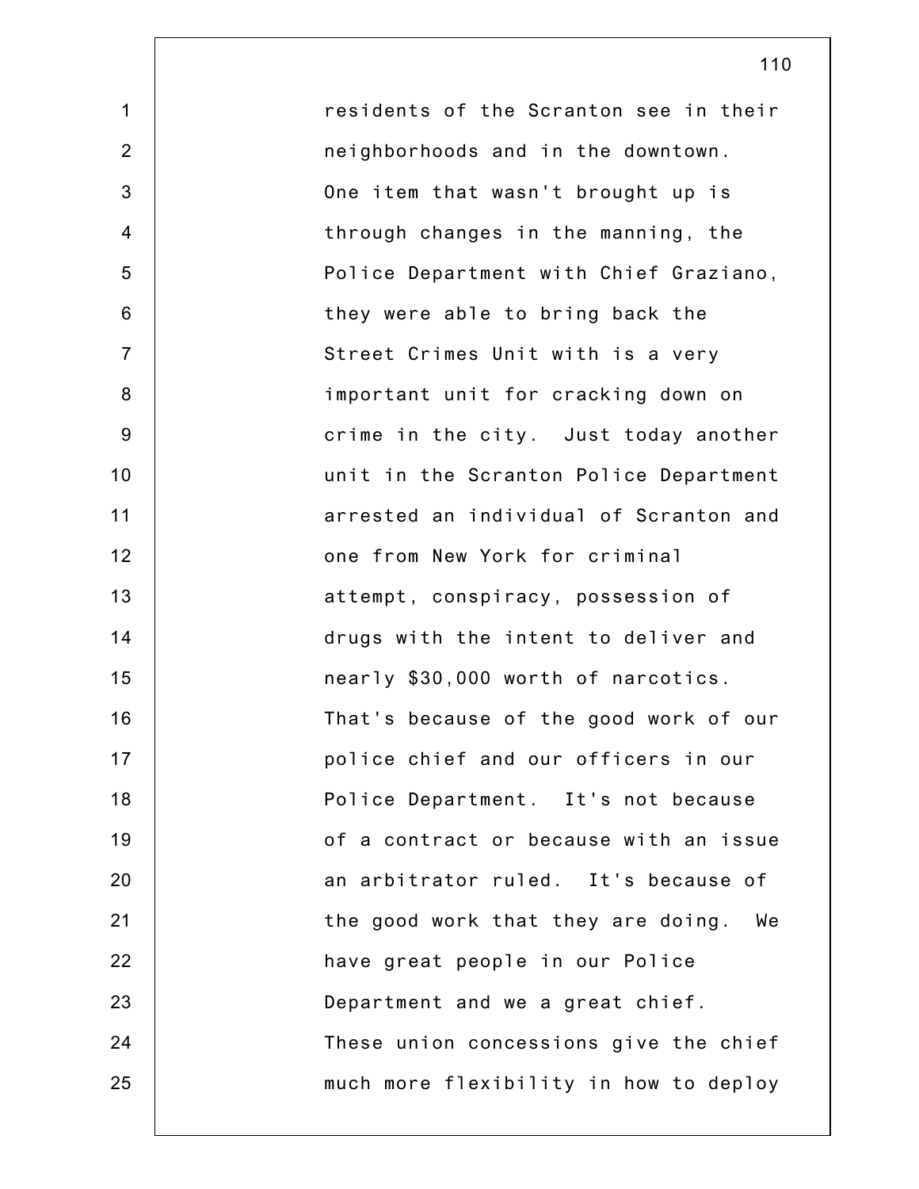residents of the Scranton see in their neighborhoods and in the downtown. One item that wasn't brought up is through changes in the manning, the Police Department with Chief Graziano, they were able to bring back the Street Crimes Unit with is a very important unit for cracking down on crime in the city. Just today another unit in the Scranton Police Department arrested an individual of Scranton and one from New York for criminal attempt, conspiracy, possession of drugs with the intent to deliver and nearly $30,000 worth of narcotics. That's because of the good work of our police chief and our officers in our Police Department. It's not because of a contract or because with an issue an arbitrator ruled. It's because of the good work that they are doing. We have great people in our Police Department and we a great chief. These union concessions give the chief much more flexibility in how to deploy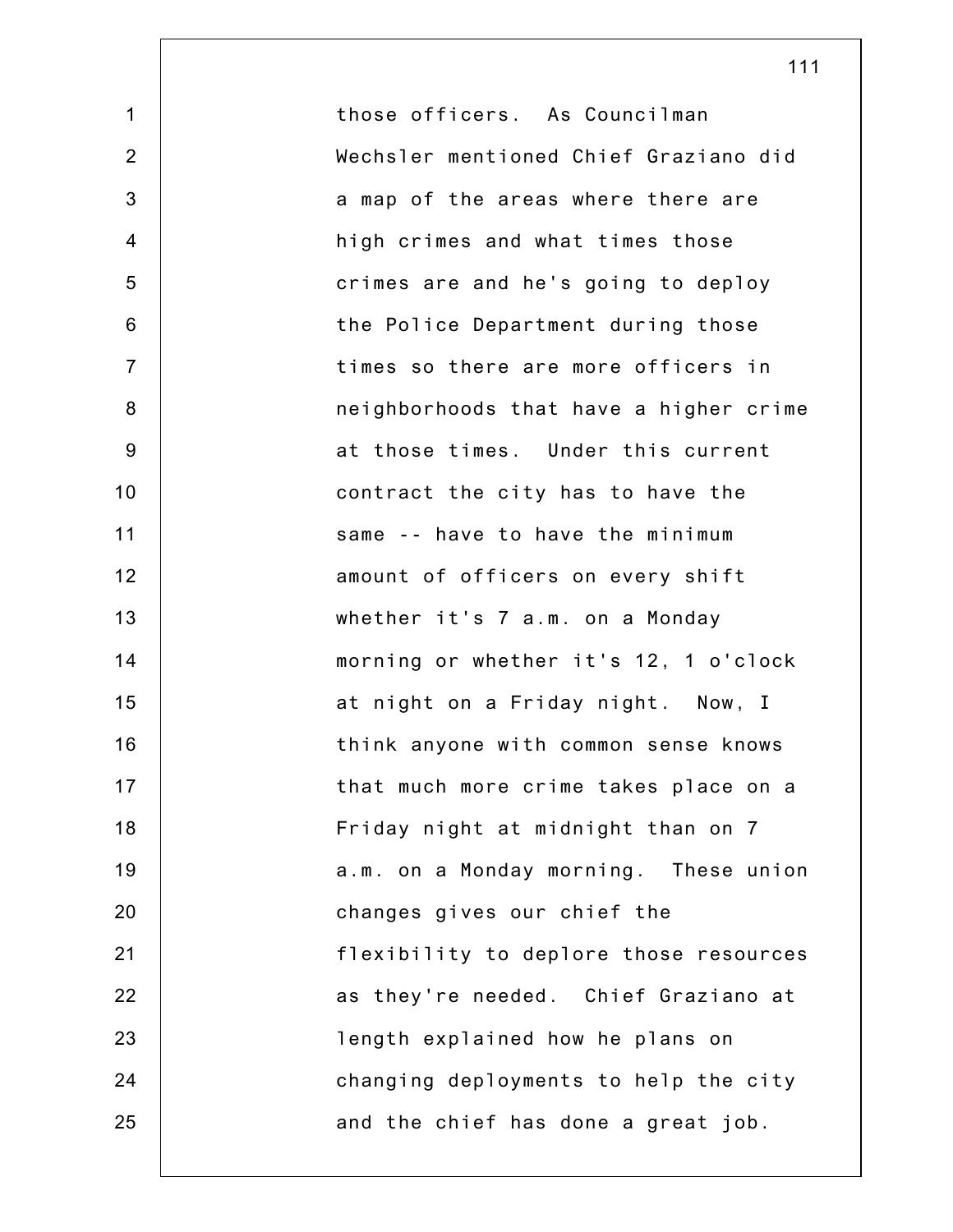those officers. As Councilman Wechsler mentioned Chief Graziano did a map of the areas where there are high crimes and what times those crimes are and he's going to deploy the Police Department during those times so there are more officers in neighborhoods that have a higher crime at those times. Under this current contract the city has to have the same -- have to have the minimum amount of officers on every shift whether it's 7 a.m. on a Monday morning or whether it's 12, 1 o'clock at night on a Friday night. Now, I think anyone with common sense knows that much more crime takes place on a Friday night at midnight than on 7 a.m. on a Monday morning. These union changes gives our chief the flexibility to deplore those resources as they're needed. Chief Graziano at length explained how he plans on changing deployments to help the city and the chief has done a great job.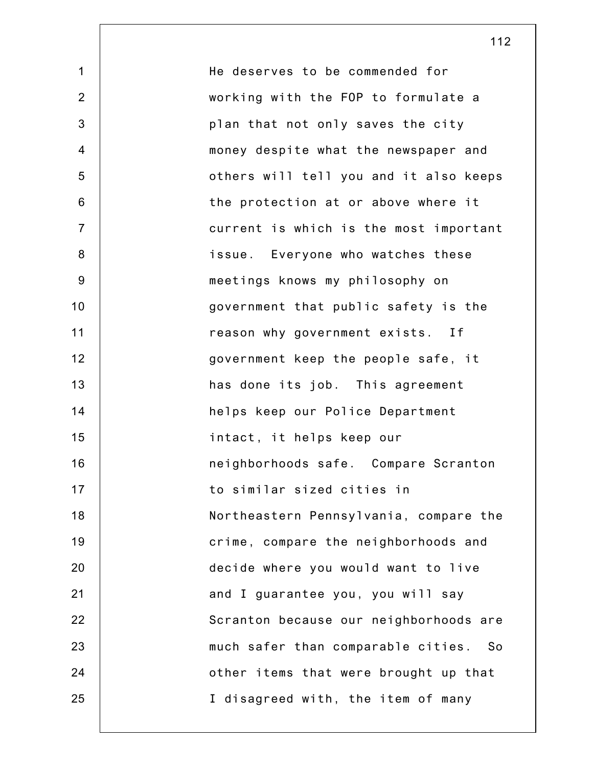He deserves to be commended for working with the FOP to formulate a plan that not only saves the city money despite what the newspaper and others will tell you and it also keeps the protection at or above where it current is which is the most important issue. Everyone who watches these meetings knows my philosophy on government that public safety is the reason why government exists. If government keep the people safe, it has done its job. This agreement helps keep our Police Department intact, it helps keep our neighborhoods safe. Compare Scranton to similar sized cities in Northeastern Pennsylvania, compare the crime, compare the neighborhoods and decide where you would want to live and I guarantee you, you will say Scranton because our neighborhoods are much safer than comparable cities. So other items that were brought up that I disagreed with, the item of many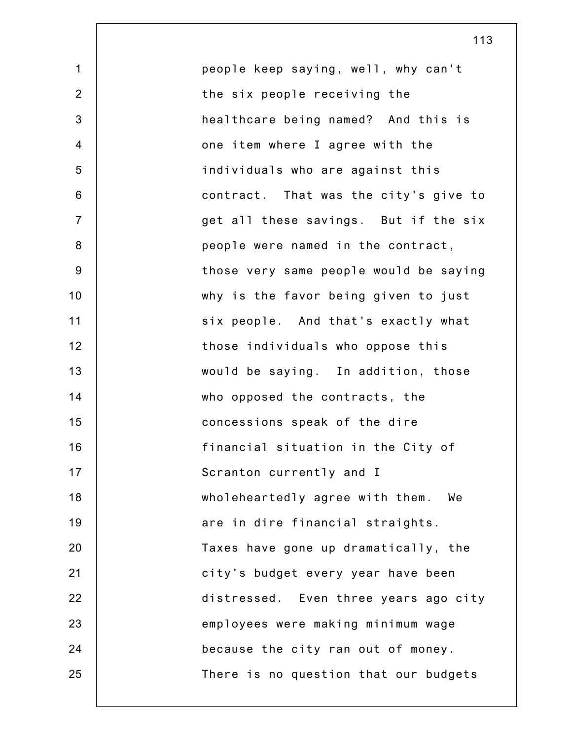people keep saying, well, why can't the six people receiving the healthcare being named? And this is one item where I agree with the individuals who are against this contract. That was the city's give to get all these savings. But if the six people were named in the contract, those very same people would be saying why is the favor being given to just six people. And that's exactly what those individuals who oppose this would be saying. In addition, those who opposed the contracts, the concessions speak of the dire financial situation in the City of Scranton currently and I wholeheartedly agree with them. We are in dire financial straights. Taxes have gone up dramatically, the city's budget every year have been distressed. Even three years ago city employees were making minimum wage because the city ran out of money. There is no question that our budgets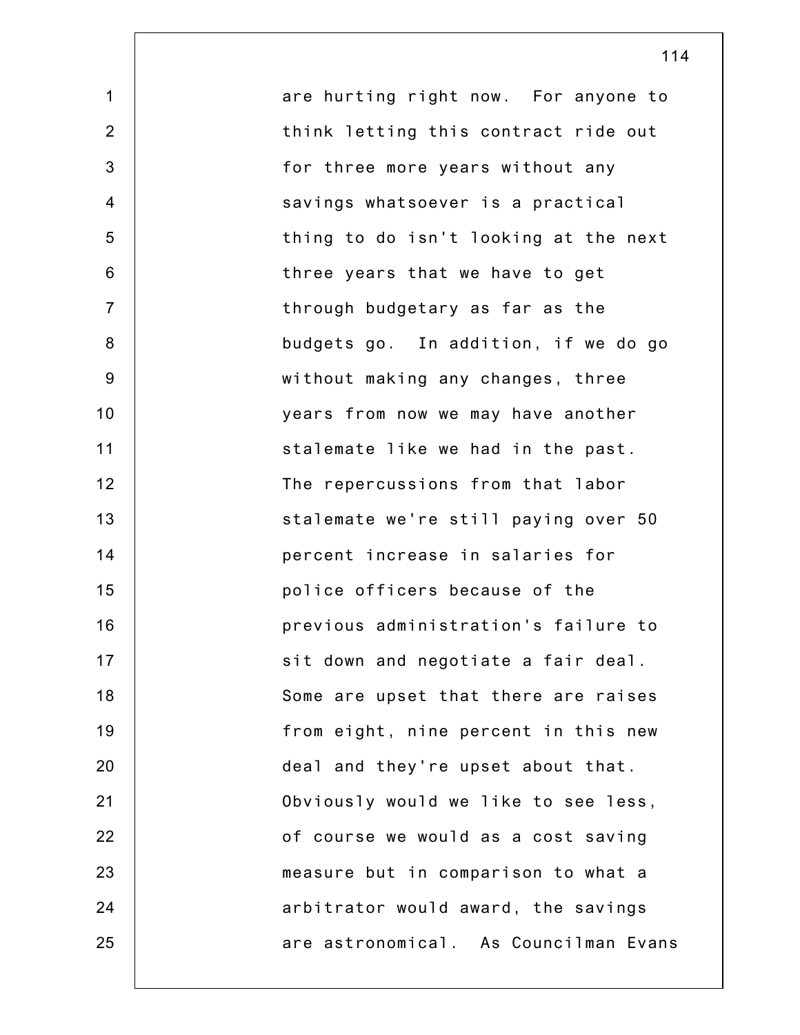are hurting right now. For anyone to think letting this contract ride out for three more years without any savings whatsoever is a practical thing to do isn't looking at the next three years that we have to get through budgetary as far as the budgets go. In addition, if we do go without making any changes, three years from now we may have another stalemate like we had in the past. The repercussions from that labor stalemate we're still paying over 50 percent increase in salaries for police officers because of the previous administration's failure to sit down and negotiate a fair deal. Some are upset that there are raises from eight, nine percent in this new deal and they're upset about that. Obviously would we like to see less, of course we would as a cost saving measure but in comparison to what a arbitrator would award, the savings are astronomical. As Councilman Evans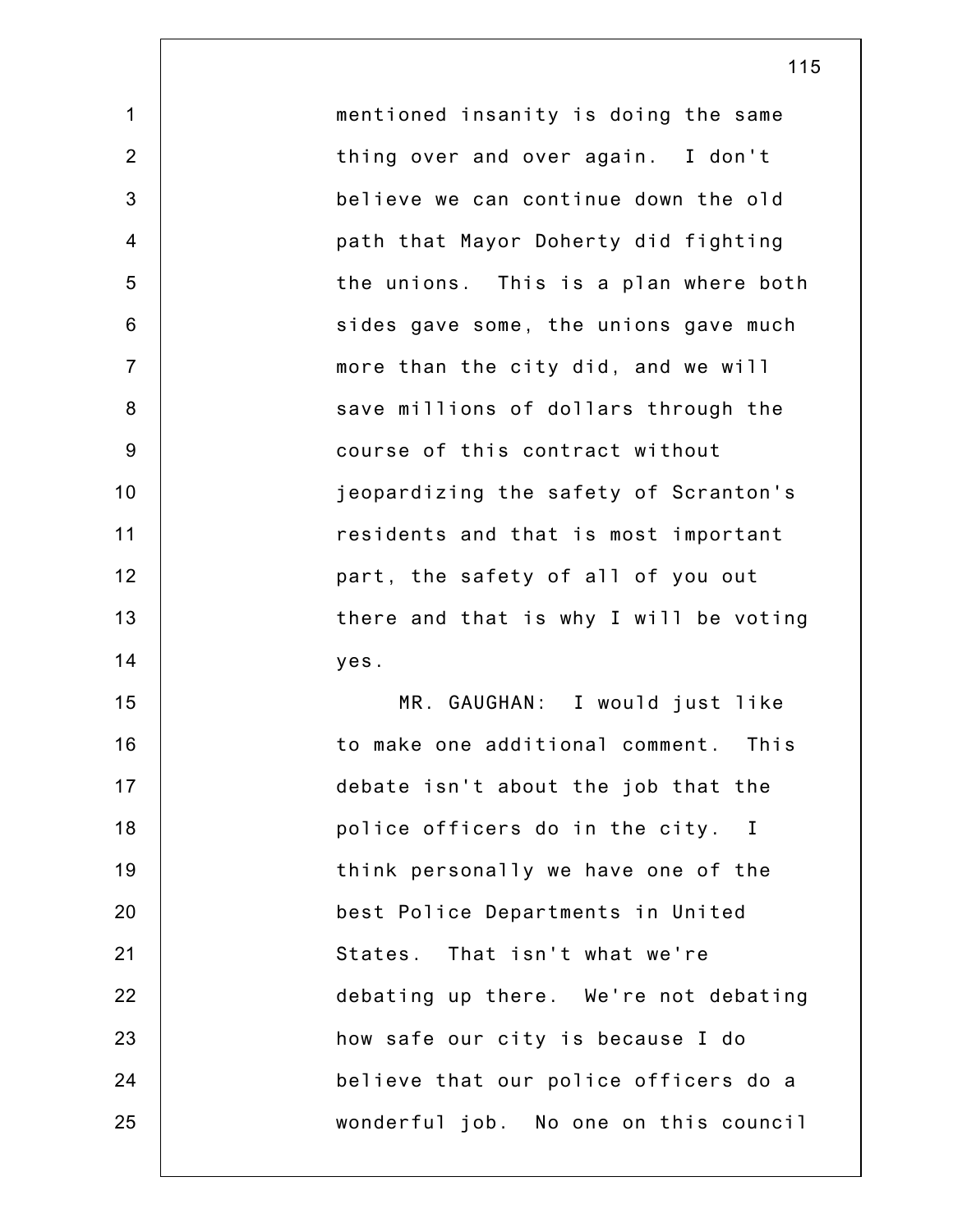mentioned insanity is doing the same thing over and over again. I don't believe we can continue down the old path that Mayor Doherty did fighting the unions. This is a plan where both sides gave some, the unions gave much more than the city did, and we will save millions of dollars through the course of this contract without jeopardizing the safety of Scranton's residents and that is most important part, the safety of all of you out there and that is why I will be voting yes.

MR. GAUGHAN: I would just like to make one additional comment. This debate isn't about the job that the police officers do in the city. I think personally we have one of the best Police Departments in United States. That isn't what we're debating up there. We're not debating how safe our city is because I do believe that our police officers do a wonderful job. No one on this council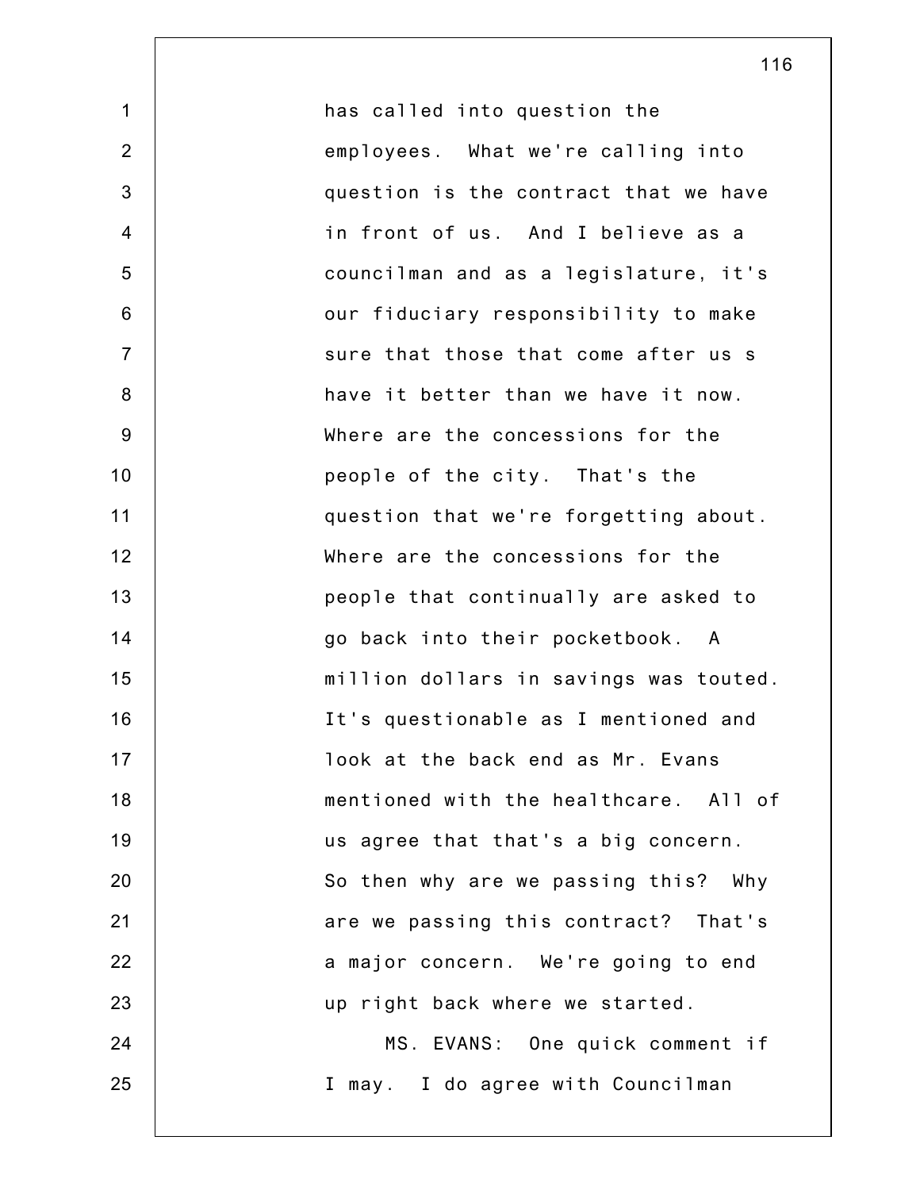has called into question the employees. What we're calling into question is the contract that we have in front of us. And I believe as a councilman and as a legislature, it's our fiduciary responsibility to make sure that those that come after us s have it better than we have it now. Where are the concessions for the people of the city. That's the question that we're forgetting about. Where are the concessions for the people that continually are asked to go back into their pocketbook. A million dollars in savings was touted. It's questionable as I mentioned and look at the back end as Mr. Evans mentioned with the healthcare. All of us agree that that's a big concern. So then why are we passing this? Why are we passing this contract? That's a major concern. We're going to end up right back where we started.

MS. EVANS: One quick comment if I may. I do agree with Councilman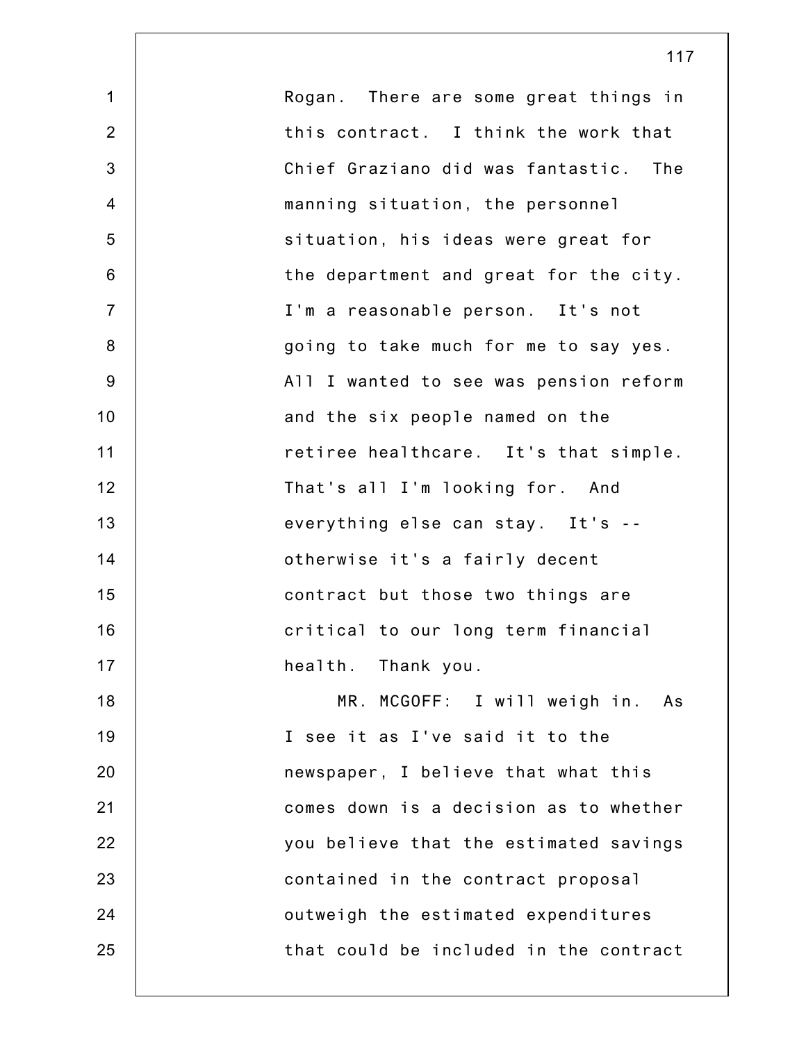Rogan. There are some great things in this contract. I think the work that Chief Graziano did was fantastic. The manning situation, the personnel situation, his ideas were great for the department and great for the city. I'm a reasonable person. It's not going to take much for me to say yes. All I wanted to see was pension reform and the six people named on the retiree healthcare. It's that simple. That's all I'm looking for. And everything else can stay. It's -- otherwise it's a fairly decent contract but those two things are critical to our long term financial health. Thank you.

MR. MCGOFF: I will weigh in. As I see it as I've said it to the newspaper, I believe that what this comes down is a decision as to whether you believe that the estimated savings contained in the contract proposal outweigh the estimated expenditures that could be included in the contract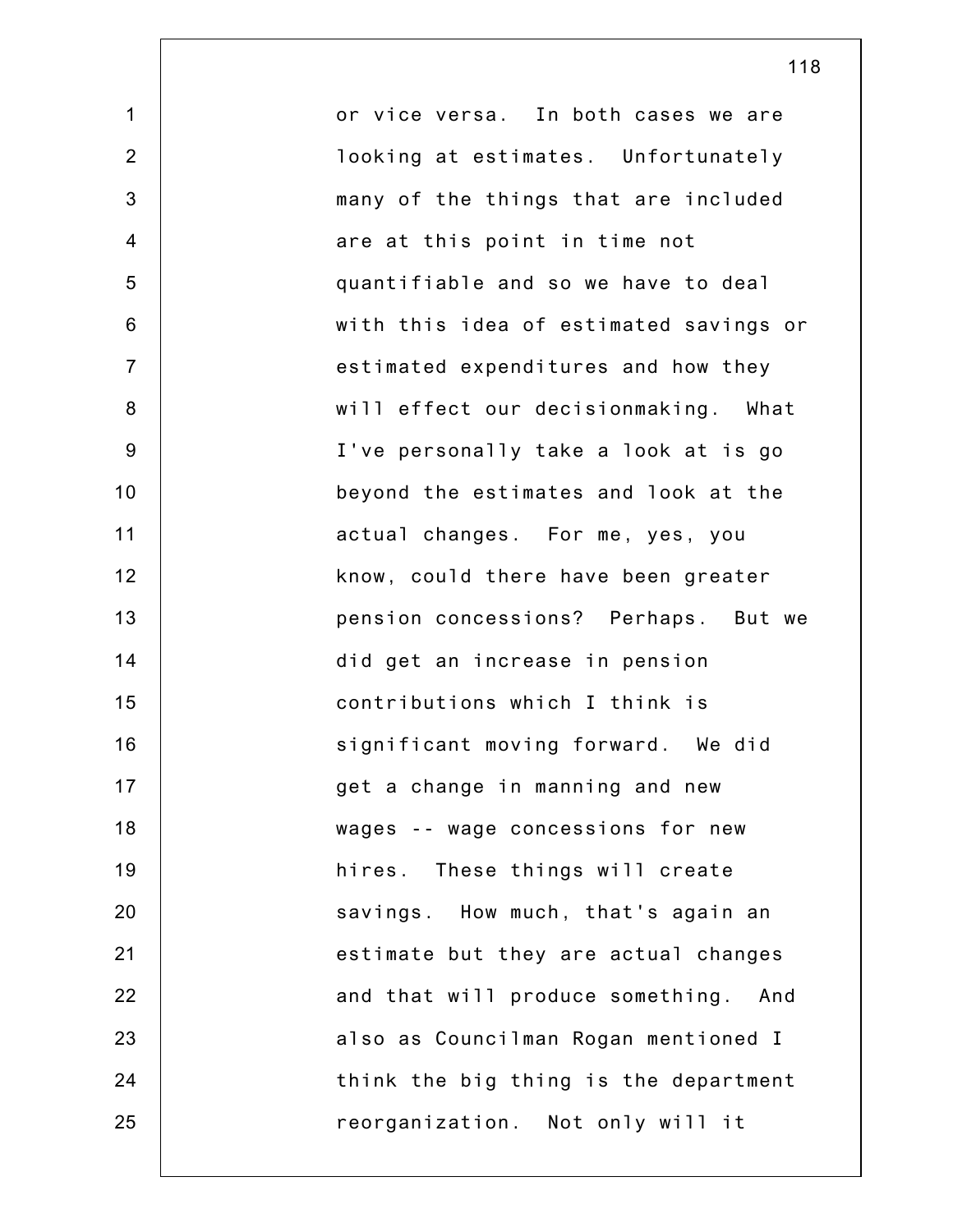or vice versa. In both cases we are looking at estimates. Unfortunately many of the things that are included are at this point in time not quantifiable and so we have to deal with this idea of estimated savings or estimated expenditures and how they will effect our decisionmaking. What I've personally take a look at is go beyond the estimates and look at the actual changes. For me, yes, you know, could there have been greater pension concessions? Perhaps. But we did get an increase in pension contributions which I think is significant moving forward. We did get a change in manning and new wages -- wage concessions for new hires. These things will create savings. How much, that's again an estimate but they are actual changes and that will produce something. And also as Councilman Rogan mentioned I think the big thing is the department reorganization. Not only will it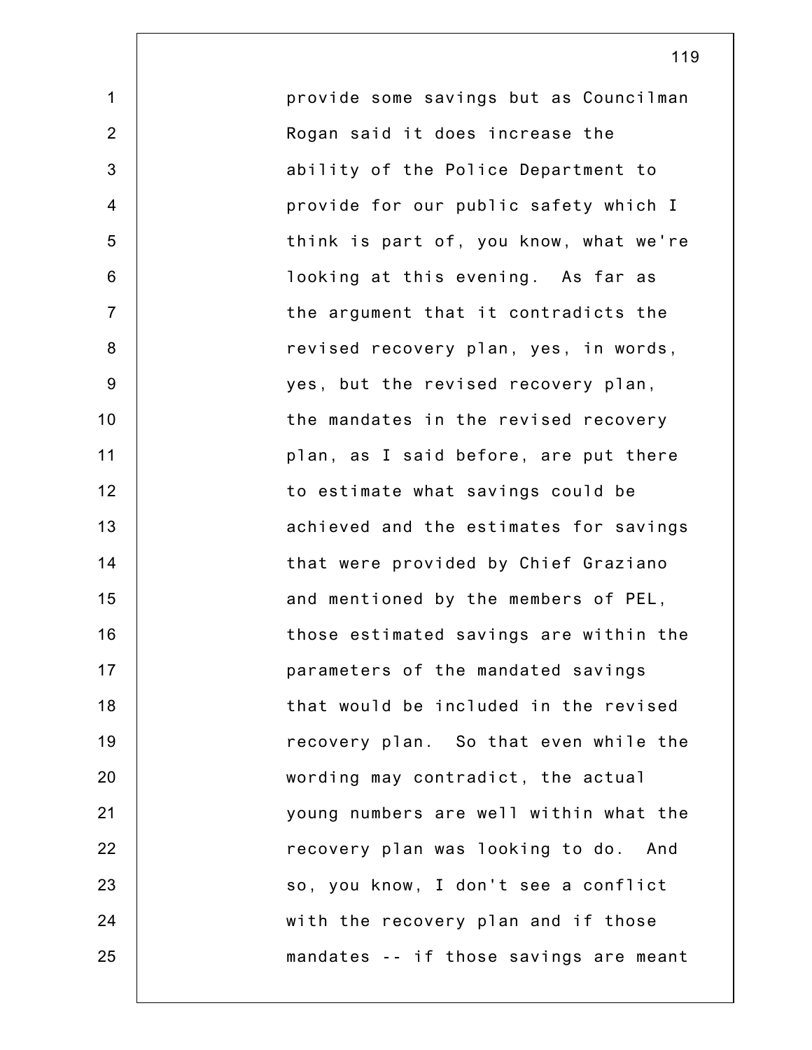provide some savings but as Councilman Rogan said it does increase the ability of the Police Department to provide for our public safety which I think is part of, you know, what we're looking at this evening. As far as the argument that it contradicts the revised recovery plan, yes, in words, yes, but the revised recovery plan, the mandates in the revised recovery plan, as I said before, are put there to estimate what savings could be achieved and the estimates for savings that were provided by Chief Graziano and mentioned by the members of PEL, those estimated savings are within the parameters of the mandated savings that would be included in the revised recovery plan. So that even while the wording may contradict, the actual young numbers are well within what the recovery plan was looking to do. And so, you know, I don't see a conflict with the recovery plan and if those mandates -- if those savings are meant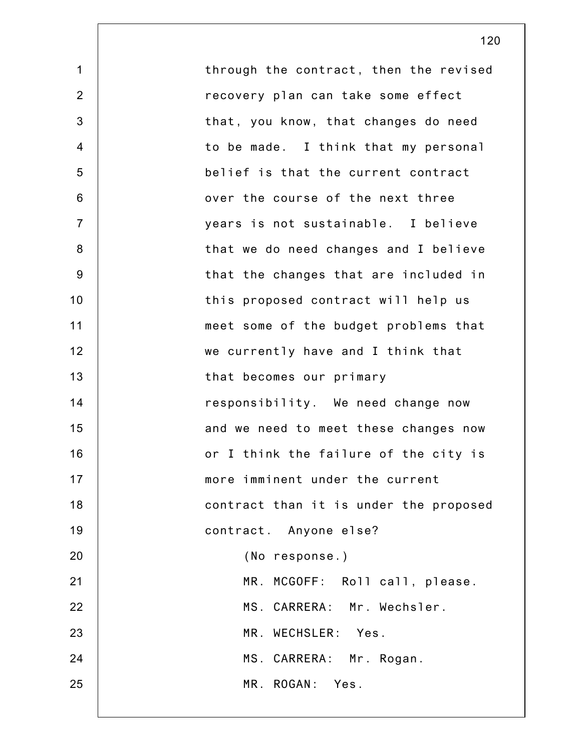through the contract, then the revised recovery plan can take some effect that, you know, that changes do need to be made. I think that my personal belief is that the current contract over the course of the next three years is not sustainable. I believe that we do need changes and I believe that the changes that are included in this proposed contract will help us meet some of the budget problems that we currently have and I think that that becomes our primary responsibility. We need change now and we need to meet these changes now or I think the failure of the city is more imminent under the current contract than it is under the proposed contract. Anyone else?

(No response.)

MR. MCGOFF: Roll call, please.

MS. CARRERA: Mr. Wechsler.

MR. WECHSLER: Yes.

MS. CARRERA: Mr. Rogan.

MR. ROGAN: Yes.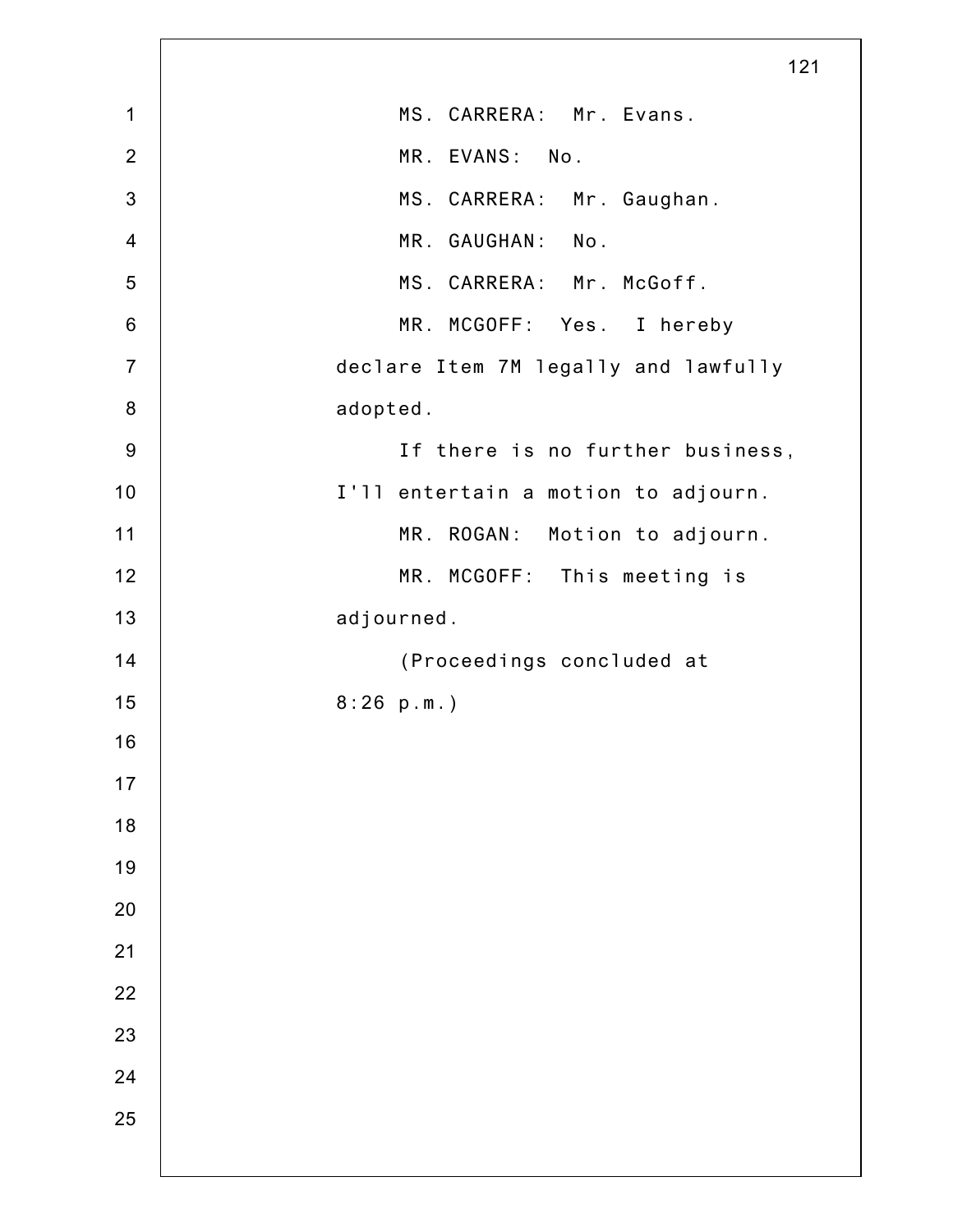MS. CARRERA: Mr. Evans.

MR. EVANS: No.

MS. CARRERA: Mr. Gaughan.

MR. GAUGHAN: No.

MS. CARRERA: Mr. McGoff.

MR. MCGOFF: Yes. I hereby declare Item 7M legally and lawfully adopted.

If there is no further business, I'll entertain a motion to adjourn.

MR. ROGAN: Motion to adjourn.

MR. MCGOFF: This meeting is adjourned.

(Proceedings concluded at 8:26 p.m.)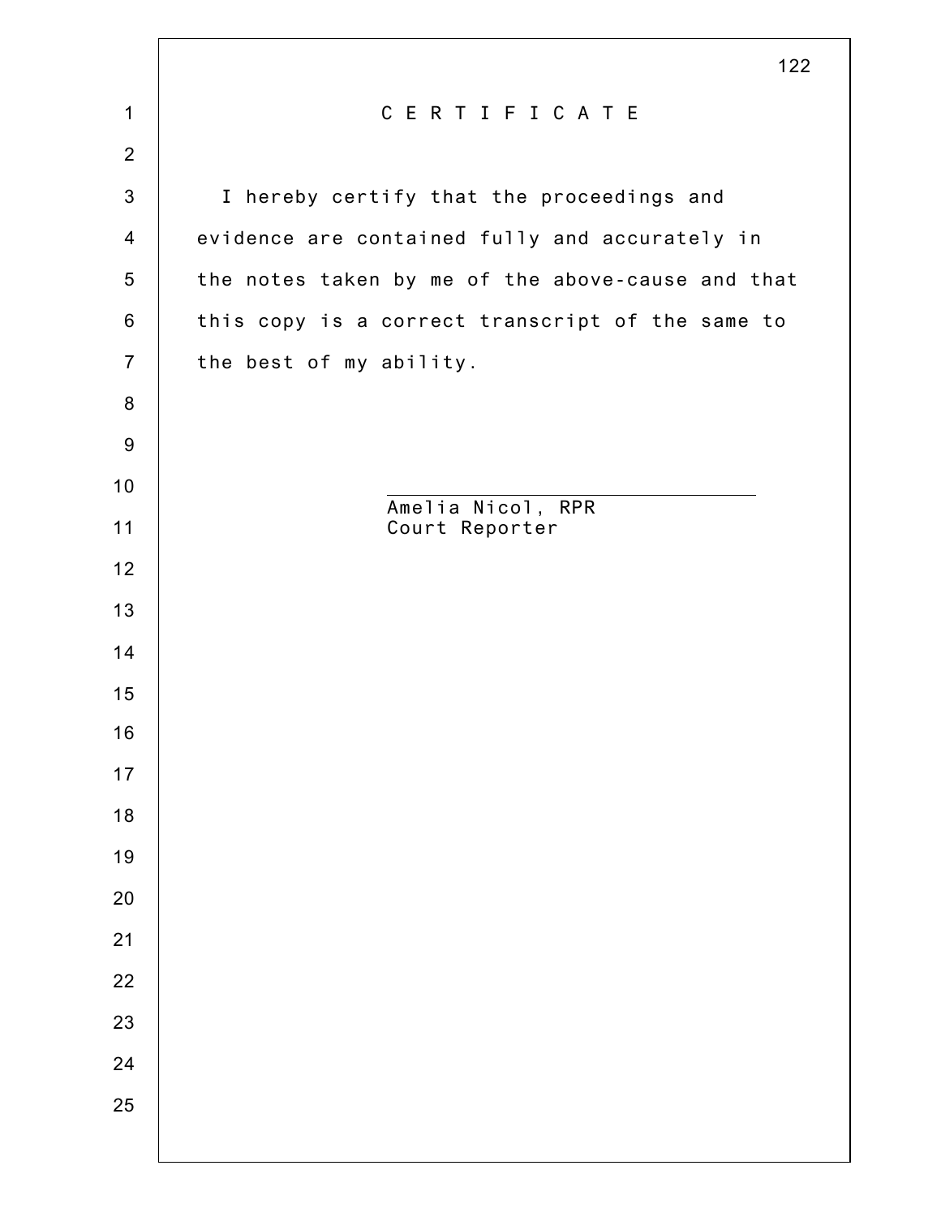# C E R T I F I C A T E

I hereby certify that the proceedings and evidence are contained fully and accurately in the notes taken by me of the above-cause and that this copy is a correct transcript of the same to the best of my ability.

\_\_\_\_\_\_\_\_\_\_\_\_\_\_\_\_\_\_\_\_\_\_\_\_\_\_\_\_\_\_

Amelia Nicol, RPR
Court Reporter